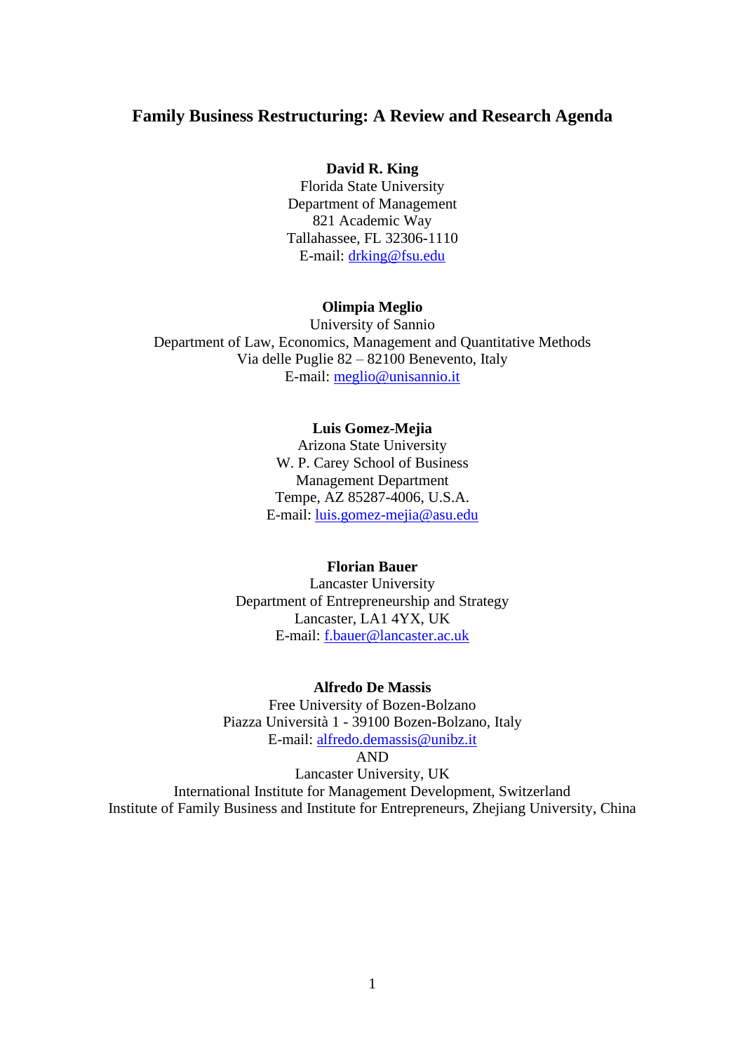# Family Business Restructuring: A Review and Research Agenda

**David R. King**
Florida State University
Department of Management
821 Academic Way
Tallahassee, FL 32306-1110
E-mail: drking@fsu.edu

**Olimpia Meglio**
University of Sannio
Department of Law, Economics, Management and Quantitative Methods
Via delle Puglie 82 – 82100 Benevento, Italy
E-mail: meglio@unisannio.it

**Luis Gomez-Mejia**
Arizona State University
W. P. Carey School of Business
Management Department
Tempe, AZ 85287-4006, U.S.A.
E-mail: luis.gomez-mejia@asu.edu

**Florian Bauer**
Lancaster University
Department of Entrepreneurship and Strategy
Lancaster, LA1 4YX, UK
E-mail: f.bauer@lancaster.ac.uk

**Alfredo De Massis**
Free University of Bozen-Bolzano
Piazza Università 1 - 39100 Bozen-Bolzano, Italy
E-mail: alfredo.demassis@unibz.it
AND
Lancaster University, UK
International Institute for Management Development, Switzerland
Institute of Family Business and Institute for Entrepreneurs, Zhejiang University, China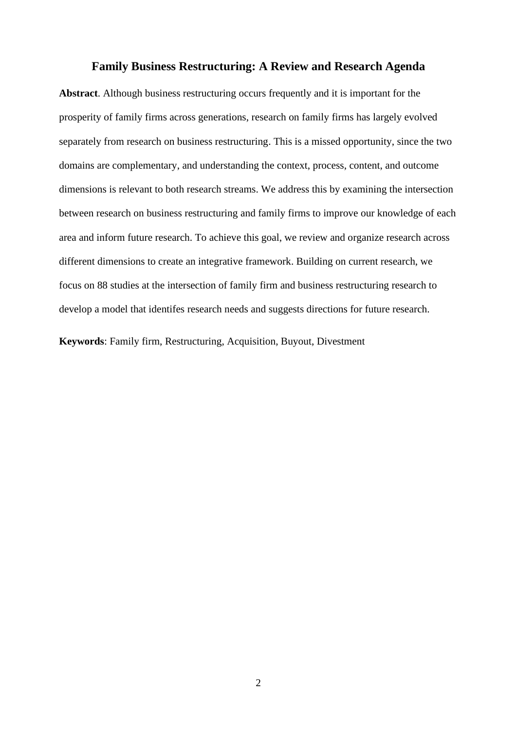# Family Business Restructuring: A Review and Research Agenda

**Abstract**. Although business restructuring occurs frequently and it is important for the prosperity of family firms across generations, research on family firms has largely evolved separately from research on business restructuring. This is a missed opportunity, since the two domains are complementary, and understanding the context, process, content, and outcome dimensions is relevant to both research streams. We address this by examining the intersection between research on business restructuring and family firms to improve our knowledge of each area and inform future research. To achieve this goal, we review and organize research across different dimensions to create an integrative framework. Building on current research, we focus on 88 studies at the intersection of family firm and business restructuring research to develop a model that identifes research needs and suggests directions for future research.

**Keywords**: Family firm, Restructuring, Acquisition, Buyout, Divestment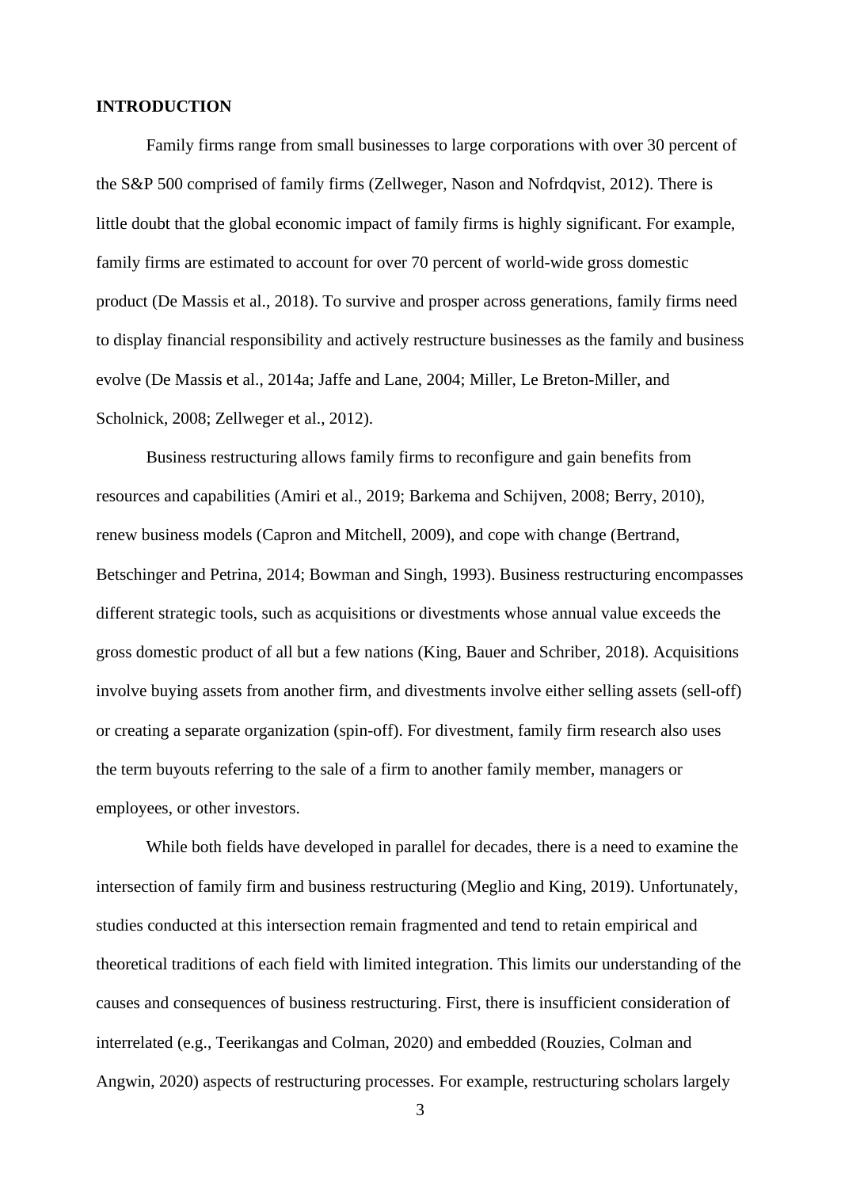**INTRODUCTION**

Family firms range from small businesses to large corporations with over 30 percent of the S&P 500 comprised of family firms (Zellweger, Nason and Nofrdqvist, 2012). There is little doubt that the global economic impact of family firms is highly significant. For example, family firms are estimated to account for over 70 percent of world-wide gross domestic product (De Massis et al., 2018). To survive and prosper across generations, family firms need to display financial responsibility and actively restructure businesses as the family and business evolve (De Massis et al., 2014a; Jaffe and Lane, 2004; Miller, Le Breton-Miller, and Scholnick, 2008; Zellweger et al., 2012).

Business restructuring allows family firms to reconfigure and gain benefits from resources and capabilities (Amiri et al., 2019; Barkema and Schijven, 2008; Berry, 2010), renew business models (Capron and Mitchell, 2009), and cope with change (Bertrand, Betschinger and Petrina, 2014; Bowman and Singh, 1993). Business restructuring encompasses different strategic tools, such as acquisitions or divestments whose annual value exceeds the gross domestic product of all but a few nations (King, Bauer and Schriber, 2018). Acquisitions involve buying assets from another firm, and divestments involve either selling assets (sell-off) or creating a separate organization (spin-off). For divestment, family firm research also uses the term buyouts referring to the sale of a firm to another family member, managers or employees, or other investors.

While both fields have developed in parallel for decades, there is a need to examine the intersection of family firm and business restructuring (Meglio and King, 2019). Unfortunately, studies conducted at this intersection remain fragmented and tend to retain empirical and theoretical traditions of each field with limited integration. This limits our understanding of the causes and consequences of business restructuring. First, there is insufficient consideration of interrelated (e.g., Teerikangas and Colman, 2020) and embedded (Rouzies, Colman and Angwin, 2020) aspects of restructuring processes. For example, restructuring scholars largely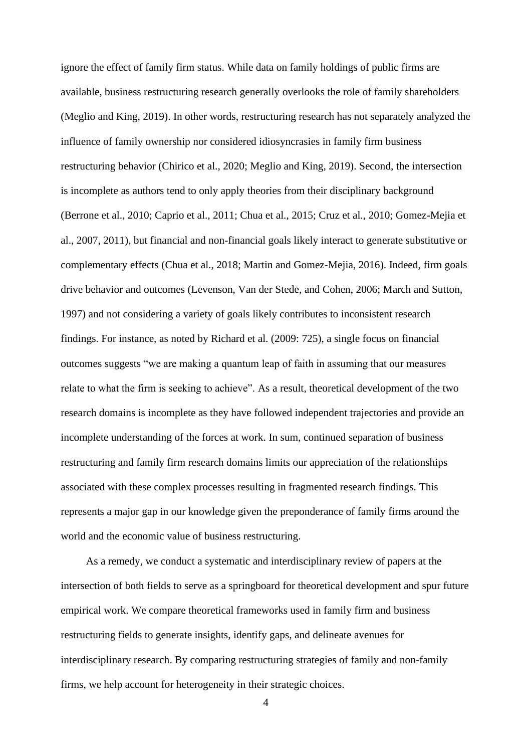ignore the effect of family firm status. While data on family holdings of public firms are available, business restructuring research generally overlooks the role of family shareholders (Meglio and King, 2019). In other words, restructuring research has not separately analyzed the influence of family ownership nor considered idiosyncrasies in family firm business restructuring behavior (Chirico et al., 2020; Meglio and King, 2019). Second, the intersection is incomplete as authors tend to only apply theories from their disciplinary background (Berrone et al., 2010; Caprio et al., 2011; Chua et al., 2015; Cruz et al., 2010; Gomez-Mejia et al., 2007, 2011), but financial and non-financial goals likely interact to generate substitutive or complementary effects (Chua et al., 2018; Martin and Gomez-Mejia, 2016). Indeed, firm goals drive behavior and outcomes (Levenson, Van der Stede, and Cohen, 2006; March and Sutton, 1997) and not considering a variety of goals likely contributes to inconsistent research findings. For instance, as noted by Richard et al. (2009: 725), a single focus on financial outcomes suggests "we are making a quantum leap of faith in assuming that our measures relate to what the firm is seeking to achieve". As a result, theoretical development of the two research domains is incomplete as they have followed independent trajectories and provide an incomplete understanding of the forces at work. In sum, continued separation of business restructuring and family firm research domains limits our appreciation of the relationships associated with these complex processes resulting in fragmented research findings. This represents a major gap in our knowledge given the preponderance of family firms around the world and the economic value of business restructuring.

As a remedy, we conduct a systematic and interdisciplinary review of papers at the intersection of both fields to serve as a springboard for theoretical development and spur future empirical work. We compare theoretical frameworks used in family firm and business restructuring fields to generate insights, identify gaps, and delineate avenues for interdisciplinary research. By comparing restructuring strategies of family and non-family firms, we help account for heterogeneity in their strategic choices.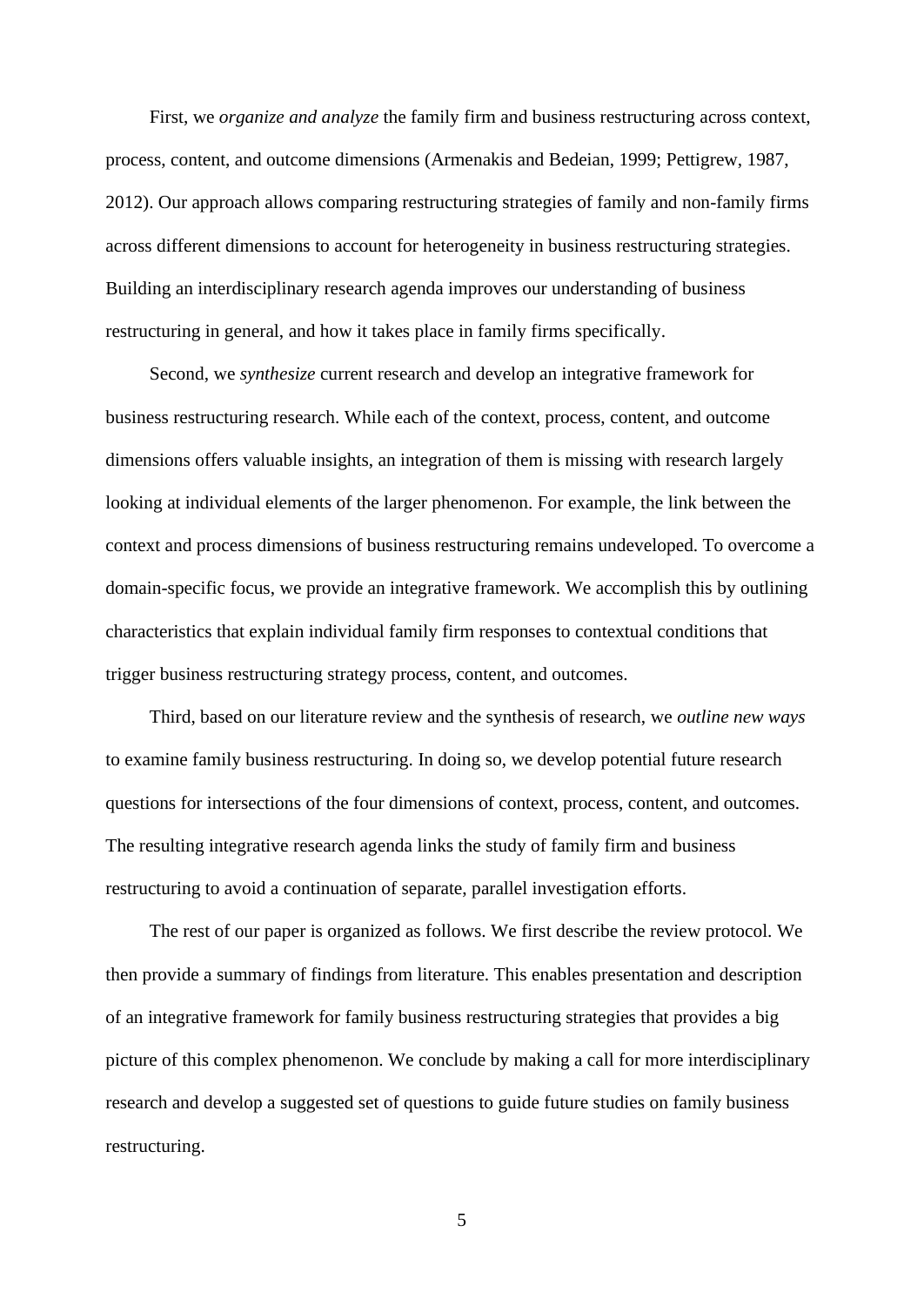First, we *organize and analyze* the family firm and business restructuring across context, process, content, and outcome dimensions (Armenakis and Bedeian, 1999; Pettigrew, 1987, 2012). Our approach allows comparing restructuring strategies of family and non-family firms across different dimensions to account for heterogeneity in business restructuring strategies. Building an interdisciplinary research agenda improves our understanding of business restructuring in general, and how it takes place in family firms specifically.

Second, we *synthesize* current research and develop an integrative framework for business restructuring research. While each of the context, process, content, and outcome dimensions offers valuable insights, an integration of them is missing with research largely looking at individual elements of the larger phenomenon. For example, the link between the context and process dimensions of business restructuring remains undeveloped. To overcome a domain-specific focus, we provide an integrative framework. We accomplish this by outlining characteristics that explain individual family firm responses to contextual conditions that trigger business restructuring strategy process, content, and outcomes.

Third, based on our literature review and the synthesis of research, we *outline new ways* to examine family business restructuring. In doing so, we develop potential future research questions for intersections of the four dimensions of context, process, content, and outcomes. The resulting integrative research agenda links the study of family firm and business restructuring to avoid a continuation of separate, parallel investigation efforts.

The rest of our paper is organized as follows. We first describe the review protocol. We then provide a summary of findings from literature. This enables presentation and description of an integrative framework for family business restructuring strategies that provides a big picture of this complex phenomenon. We conclude by making a call for more interdisciplinary research and develop a suggested set of questions to guide future studies on family business restructuring.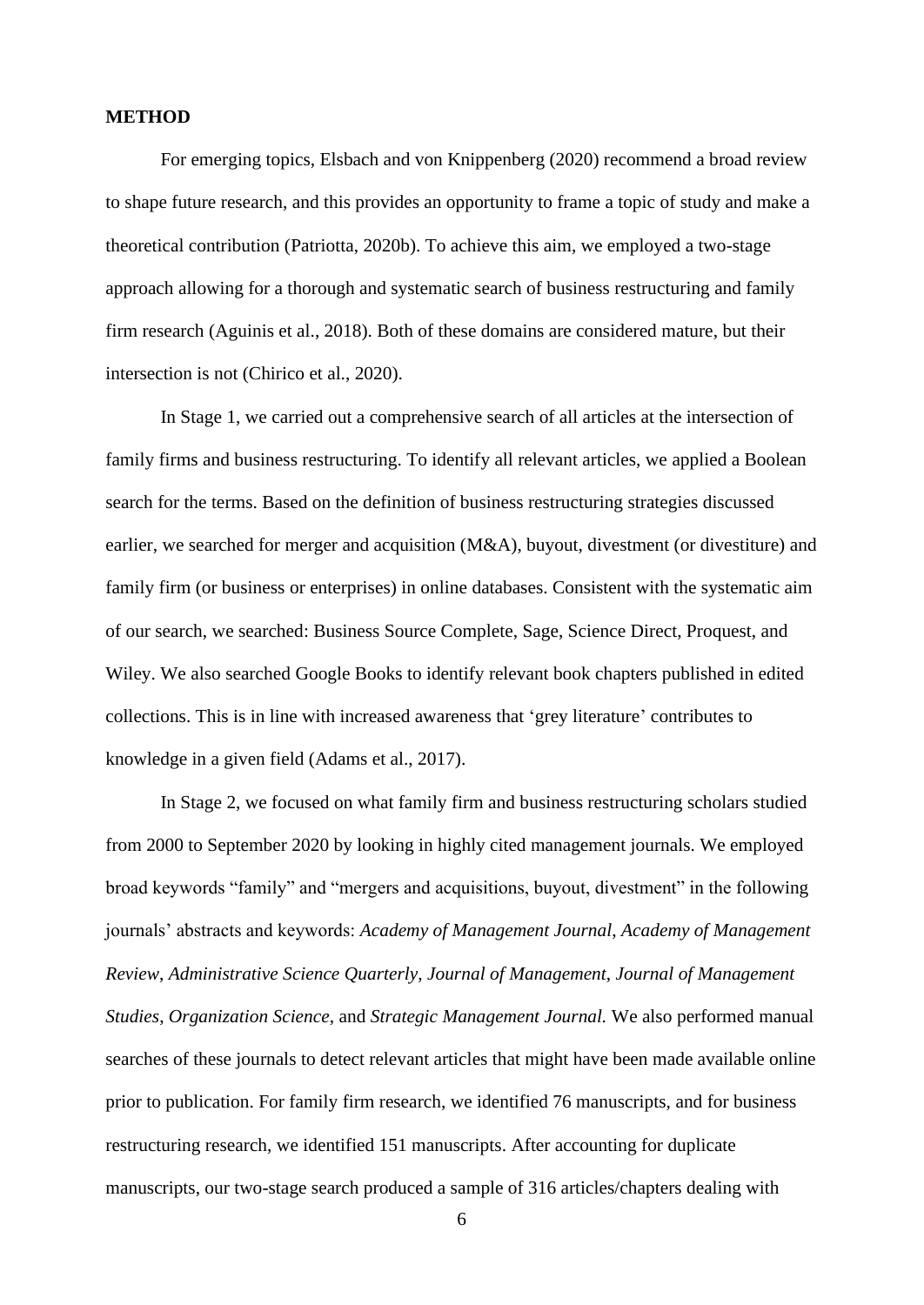## METHOD

For emerging topics, Elsbach and von Knippenberg (2020) recommend a broad review to shape future research, and this provides an opportunity to frame a topic of study and make a theoretical contribution (Patriotta, 2020b). To achieve this aim, we employed a two-stage approach allowing for a thorough and systematic search of business restructuring and family firm research (Aguinis et al., 2018). Both of these domains are considered mature, but their intersection is not (Chirico et al., 2020).

In Stage 1, we carried out a comprehensive search of all articles at the intersection of family firms and business restructuring. To identify all relevant articles, we applied a Boolean search for the terms. Based on the definition of business restructuring strategies discussed earlier, we searched for merger and acquisition (M&A), buyout, divestment (or divestiture) and family firm (or business or enterprises) in online databases. Consistent with the systematic aim of our search, we searched: Business Source Complete, Sage, Science Direct, Proquest, and Wiley. We also searched Google Books to identify relevant book chapters published in edited collections. This is in line with increased awareness that 'grey literature' contributes to knowledge in a given field (Adams et al., 2017).

In Stage 2, we focused on what family firm and business restructuring scholars studied from 2000 to September 2020 by looking in highly cited management journals. We employed broad keywords "family" and "mergers and acquisitions, buyout, divestment" in the following journals' abstracts and keywords: *Academy of Management Journal*, *Academy of Management Review*, *Administrative Science Quarterly*, *Journal of Management*, *Journal of Management Studies*, *Organization Science*, and *Strategic Management Journal.* We also performed manual searches of these journals to detect relevant articles that might have been made available online prior to publication. For family firm research, we identified 76 manuscripts, and for business restructuring research, we identified 151 manuscripts. After accounting for duplicate manuscripts, our two-stage search produced a sample of 316 articles/chapters dealing with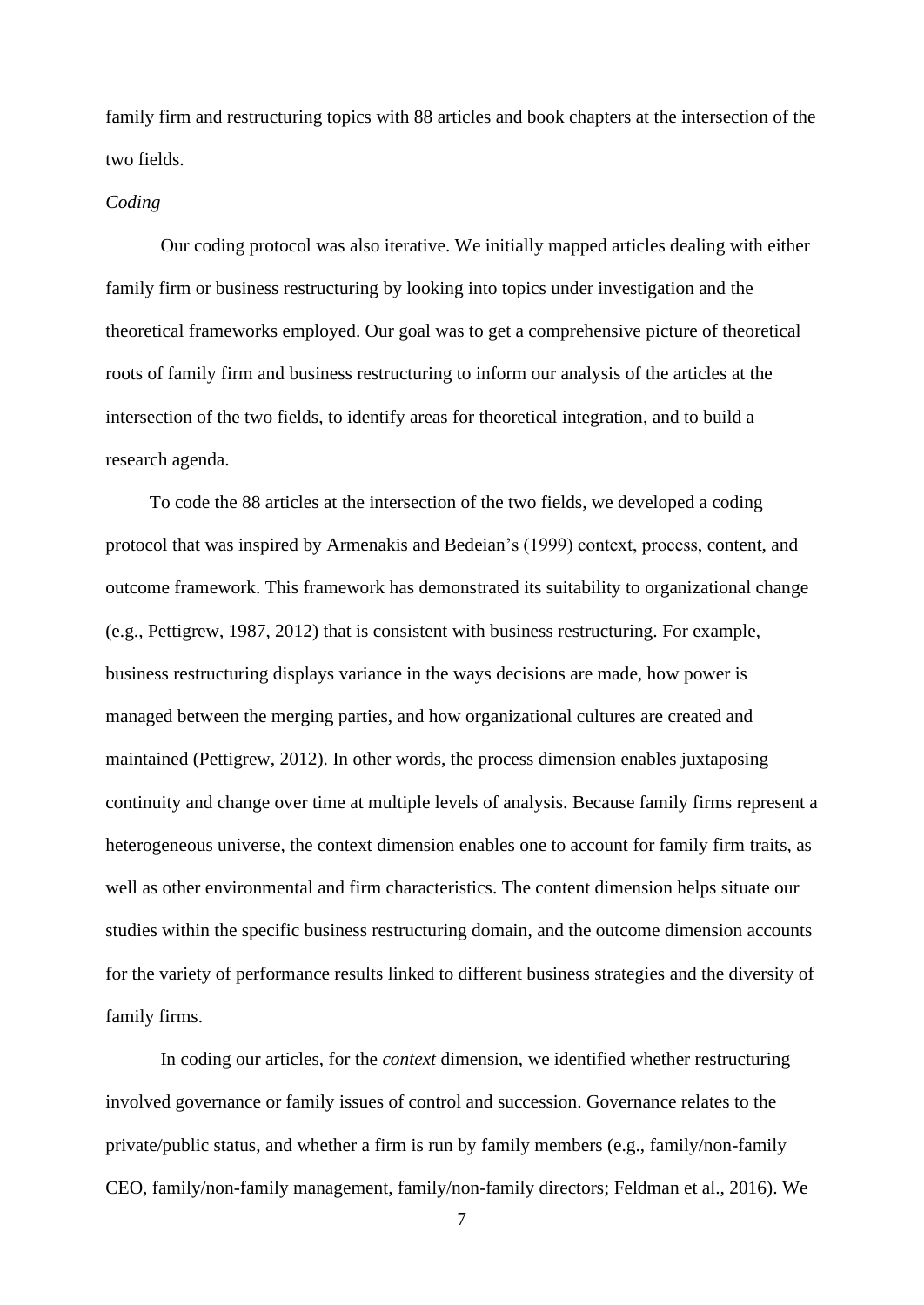family firm and restructuring topics with 88 articles and book chapters at the intersection of the two fields.

*Coding*

Our coding protocol was also iterative. We initially mapped articles dealing with either family firm or business restructuring by looking into topics under investigation and the theoretical frameworks employed. Our goal was to get a comprehensive picture of theoretical roots of family firm and business restructuring to inform our analysis of the articles at the intersection of the two fields, to identify areas for theoretical integration, and to build a research agenda.

To code the 88 articles at the intersection of the two fields, we developed a coding protocol that was inspired by Armenakis and Bedeian's (1999) context, process, content, and outcome framework. This framework has demonstrated its suitability to organizational change (e.g., Pettigrew, 1987, 2012) that is consistent with business restructuring. For example, business restructuring displays variance in the ways decisions are made, how power is managed between the merging parties, and how organizational cultures are created and maintained (Pettigrew, 2012). In other words, the process dimension enables juxtaposing continuity and change over time at multiple levels of analysis. Because family firms represent a heterogeneous universe, the context dimension enables one to account for family firm traits, as well as other environmental and firm characteristics. The content dimension helps situate our studies within the specific business restructuring domain, and the outcome dimension accounts for the variety of performance results linked to different business strategies and the diversity of family firms.

In coding our articles, for the *context* dimension, we identified whether restructuring involved governance or family issues of control and succession. Governance relates to the private/public status, and whether a firm is run by family members (e.g., family/non-family CEO, family/non-family management, family/non-family directors; Feldman et al., 2016). We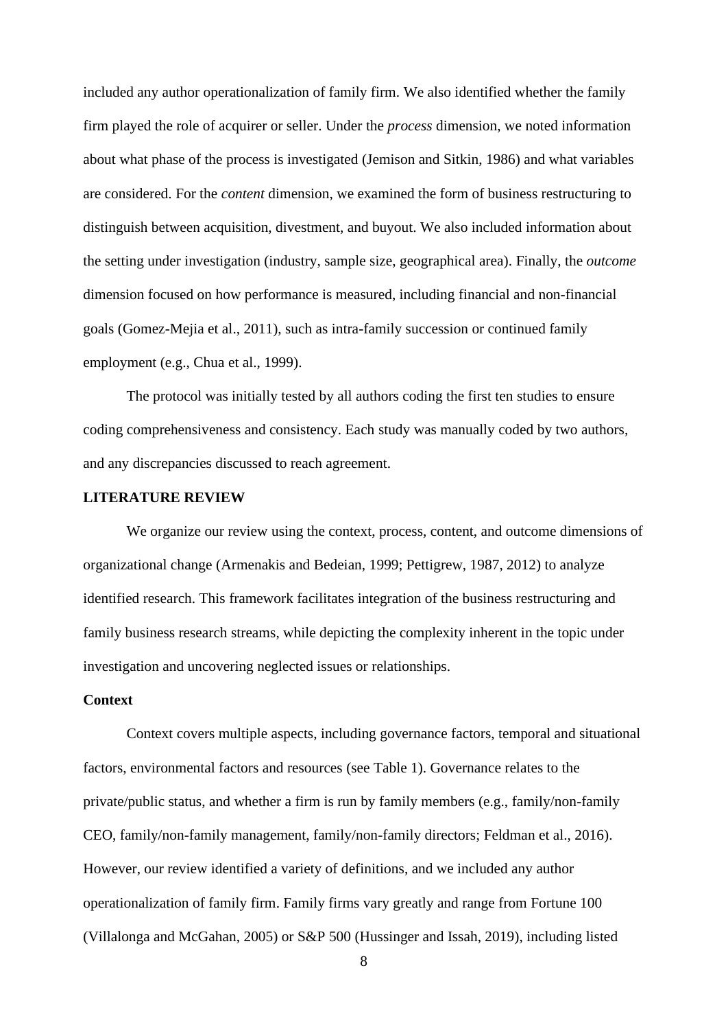included any author operationalization of family firm. We also identified whether the family firm played the role of acquirer or seller. Under the *process* dimension, we noted information about what phase of the process is investigated (Jemison and Sitkin, 1986) and what variables are considered. For the *content* dimension, we examined the form of business restructuring to distinguish between acquisition, divestment, and buyout. We also included information about the setting under investigation (industry, sample size, geographical area). Finally, the *outcome* dimension focused on how performance is measured, including financial and non-financial goals (Gomez-Mejia et al., 2011), such as intra-family succession or continued family employment (e.g., Chua et al., 1999).

The protocol was initially tested by all authors coding the first ten studies to ensure coding comprehensiveness and consistency. Each study was manually coded by two authors, and any discrepancies discussed to reach agreement.

## LITERATURE REVIEW

We organize our review using the context, process, content, and outcome dimensions of organizational change (Armenakis and Bedeian, 1999; Pettigrew, 1987, 2012) to analyze identified research. This framework facilitates integration of the business restructuring and family business research streams, while depicting the complexity inherent in the topic under investigation and uncovering neglected issues or relationships.

### Context

Context covers multiple aspects, including governance factors, temporal and situational factors, environmental factors and resources (see Table 1). Governance relates to the private/public status, and whether a firm is run by family members (e.g., family/non-family CEO, family/non-family management, family/non-family directors; Feldman et al., 2016). However, our review identified a variety of definitions, and we included any author operationalization of family firm. Family firms vary greatly and range from Fortune 100 (Villalonga and McGahan, 2005) or S&P 500 (Hussinger and Issah, 2019), including listed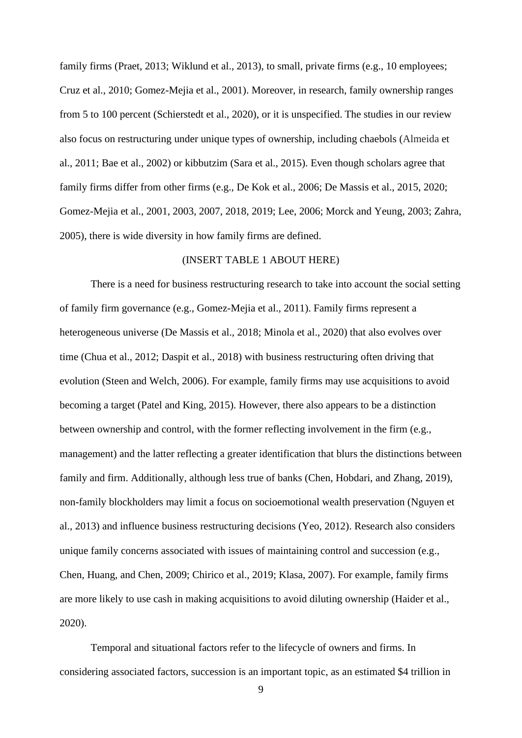family firms (Praet, 2013; Wiklund et al., 2013), to small, private firms (e.g., 10 employees; Cruz et al., 2010; Gomez-Mejia et al., 2001). Moreover, in research, family ownership ranges from 5 to 100 percent (Schierstedt et al., 2020), or it is unspecified. The studies in our review also focus on restructuring under unique types of ownership, including chaebols (Almeida et al., 2011; Bae et al., 2002) or kibbutzim (Sara et al., 2015). Even though scholars agree that family firms differ from other firms (e.g., De Kok et al., 2006; De Massis et al., 2015, 2020; Gomez-Mejia et al., 2001, 2003, 2007, 2018, 2019; Lee, 2006; Morck and Yeung, 2003; Zahra, 2005), there is wide diversity in how family firms are defined.

(INSERT TABLE 1 ABOUT HERE)

There is a need for business restructuring research to take into account the social setting of family firm governance (e.g., Gomez-Mejia et al., 2011). Family firms represent a heterogeneous universe (De Massis et al., 2018; Minola et al., 2020) that also evolves over time (Chua et al., 2012; Daspit et al., 2018) with business restructuring often driving that evolution (Steen and Welch, 2006). For example, family firms may use acquisitions to avoid becoming a target (Patel and King, 2015). However, there also appears to be a distinction between ownership and control, with the former reflecting involvement in the firm (e.g., management) and the latter reflecting a greater identification that blurs the distinctions between family and firm. Additionally, although less true of banks (Chen, Hobdari, and Zhang, 2019), non-family blockholders may limit a focus on socioemotional wealth preservation (Nguyen et al., 2013) and influence business restructuring decisions (Yeo, 2012). Research also considers unique family concerns associated with issues of maintaining control and succession (e.g., Chen, Huang, and Chen, 2009; Chirico et al., 2019; Klasa, 2007). For example, family firms are more likely to use cash in making acquisitions to avoid diluting ownership (Haider et al., 2020).

Temporal and situational factors refer to the lifecycle of owners and firms. In considering associated factors, succession is an important topic, as an estimated $4 trillion in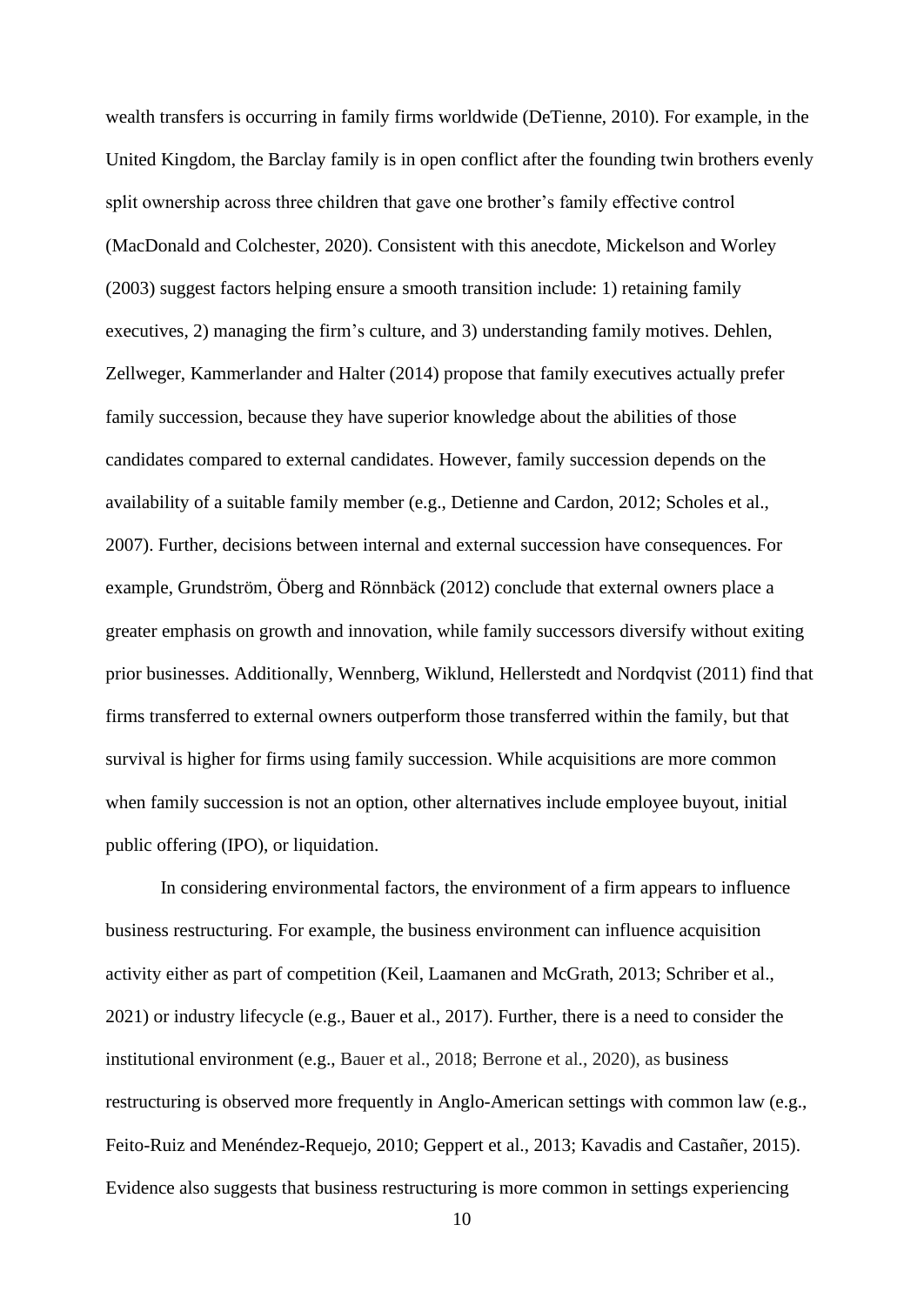wealth transfers is occurring in family firms worldwide (DeTienne, 2010). For example, in the United Kingdom, the Barclay family is in open conflict after the founding twin brothers evenly split ownership across three children that gave one brother's family effective control (MacDonald and Colchester, 2020). Consistent with this anecdote, Mickelson and Worley (2003) suggest factors helping ensure a smooth transition include: 1) retaining family executives, 2) managing the firm's culture, and 3) understanding family motives. Dehlen, Zellweger, Kammerlander and Halter (2014) propose that family executives actually prefer family succession, because they have superior knowledge about the abilities of those candidates compared to external candidates. However, family succession depends on the availability of a suitable family member (e.g., Detienne and Cardon, 2012; Scholes et al., 2007). Further, decisions between internal and external succession have consequences. For example, Grundström, Öberg and Rönnbäck (2012) conclude that external owners place a greater emphasis on growth and innovation, while family successors diversify without exiting prior businesses. Additionally, Wennberg, Wiklund, Hellerstedt and Nordqvist (2011) find that firms transferred to external owners outperform those transferred within the family, but that survival is higher for firms using family succession. While acquisitions are more common when family succession is not an option, other alternatives include employee buyout, initial public offering (IPO), or liquidation.

In considering environmental factors, the environment of a firm appears to influence business restructuring. For example, the business environment can influence acquisition activity either as part of competition (Keil, Laamanen and McGrath, 2013; Schriber et al., 2021) or industry lifecycle (e.g., Bauer et al., 2017). Further, there is a need to consider the institutional environment (e.g., Bauer et al., 2018; Berrone et al., 2020), as business restructuring is observed more frequently in Anglo-American settings with common law (e.g., Feito-Ruiz and Menéndez-Requejo, 2010; Geppert et al., 2013; Kavadis and Castañer, 2015). Evidence also suggests that business restructuring is more common in settings experiencing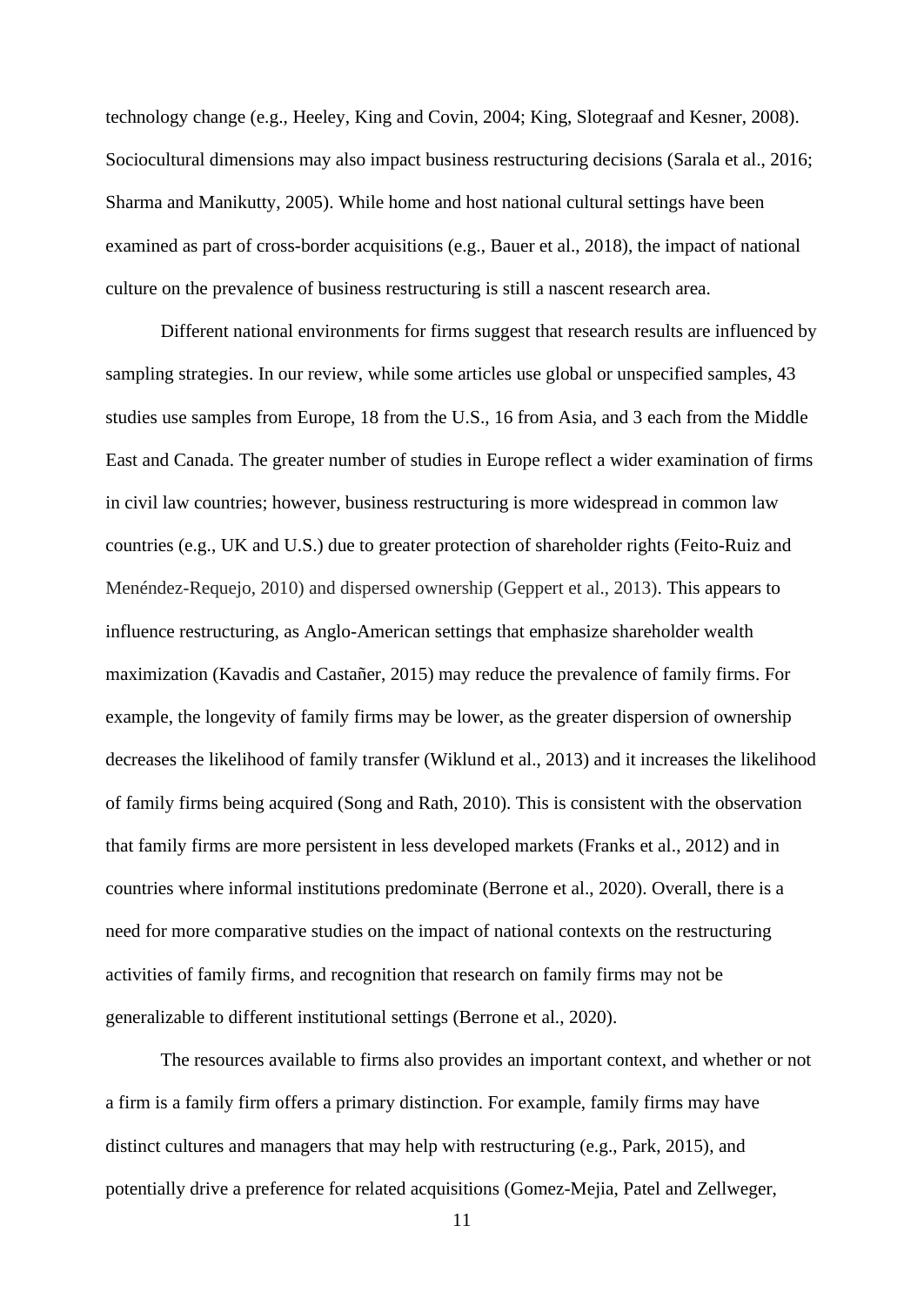technology change (e.g., Heeley, King and Covin, 2004; King, Slotegraaf and Kesner, 2008). Sociocultural dimensions may also impact business restructuring decisions (Sarala et al., 2016; Sharma and Manikutty, 2005). While home and host national cultural settings have been examined as part of cross-border acquisitions (e.g., Bauer et al., 2018), the impact of national culture on the prevalence of business restructuring is still a nascent research area.

Different national environments for firms suggest that research results are influenced by sampling strategies. In our review, while some articles use global or unspecified samples, 43 studies use samples from Europe, 18 from the U.S., 16 from Asia, and 3 each from the Middle East and Canada. The greater number of studies in Europe reflect a wider examination of firms in civil law countries; however, business restructuring is more widespread in common law countries (e.g., UK and U.S.) due to greater protection of shareholder rights (Feito-Ruiz and Menéndez-Requejo, 2010) and dispersed ownership (Geppert et al., 2013). This appears to influence restructuring, as Anglo-American settings that emphasize shareholder wealth maximization (Kavadis and Castañer, 2015) may reduce the prevalence of family firms. For example, the longevity of family firms may be lower, as the greater dispersion of ownership decreases the likelihood of family transfer (Wiklund et al., 2013) and it increases the likelihood of family firms being acquired (Song and Rath, 2010). This is consistent with the observation that family firms are more persistent in less developed markets (Franks et al., 2012) and in countries where informal institutions predominate (Berrone et al., 2020). Overall, there is a need for more comparative studies on the impact of national contexts on the restructuring activities of family firms, and recognition that research on family firms may not be generalizable to different institutional settings (Berrone et al., 2020).

The resources available to firms also provides an important context, and whether or not a firm is a family firm offers a primary distinction. For example, family firms may have distinct cultures and managers that may help with restructuring (e.g., Park, 2015), and potentially drive a preference for related acquisitions (Gomez-Mejia, Patel and Zellweger,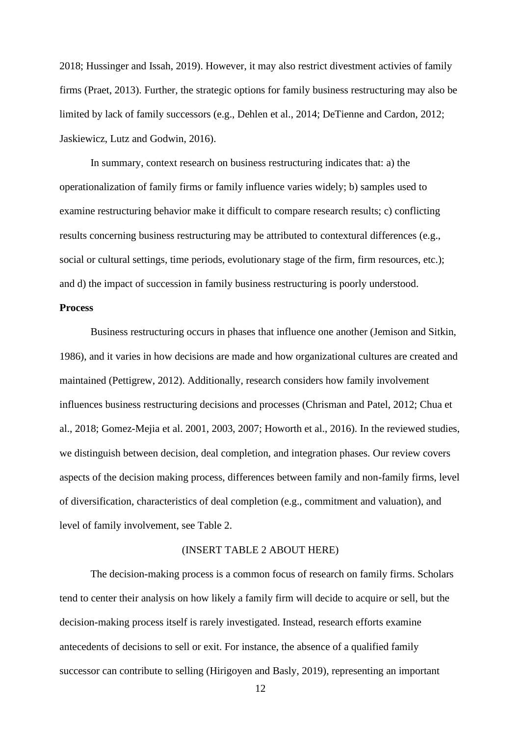2018; Hussinger and Issah, 2019). However, it may also restrict divestment activies of family firms (Praet, 2013). Further, the strategic options for family business restructuring may also be limited by lack of family successors (e.g., Dehlen et al., 2014; DeTienne and Cardon, 2012; Jaskiewicz, Lutz and Godwin, 2016).

In summary, context research on business restructuring indicates that: a) the operationalization of family firms or family influence varies widely; b) samples used to examine restructuring behavior make it difficult to compare research results; c) conflicting results concerning business restructuring may be attributed to contextural differences (e.g., social or cultural settings, time periods, evolutionary stage of the firm, firm resources, etc.); and d) the impact of succession in family business restructuring is poorly understood.

**Process**

Business restructuring occurs in phases that influence one another (Jemison and Sitkin, 1986), and it varies in how decisions are made and how organizational cultures are created and maintained (Pettigrew, 2012). Additionally, research considers how family involvement influences business restructuring decisions and processes (Chrisman and Patel, 2012; Chua et al., 2018; Gomez-Mejia et al. 2001, 2003, 2007; Howorth et al., 2016). In the reviewed studies, we distinguish between decision, deal completion, and integration phases. Our review covers aspects of the decision making process, differences between family and non-family firms, level of diversification, characteristics of deal completion (e.g., commitment and valuation), and level of family involvement, see Table 2.

(INSERT TABLE 2 ABOUT HERE)

The decision-making process is a common focus of research on family firms. Scholars tend to center their analysis on how likely a family firm will decide to acquire or sell, but the decision-making process itself is rarely investigated. Instead, research efforts examine antecedents of decisions to sell or exit. For instance, the absence of a qualified family successor can contribute to selling (Hirigoyen and Basly, 2019), representing an important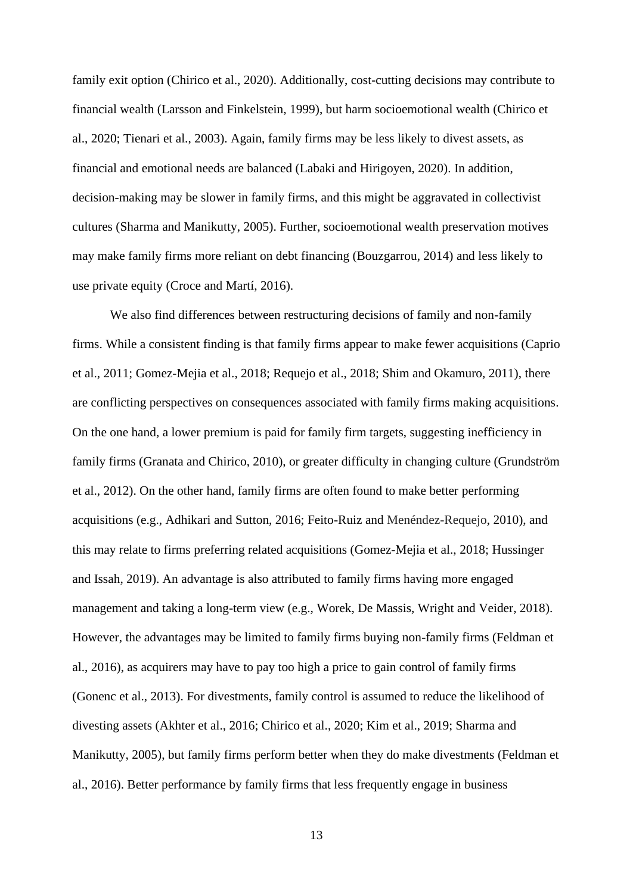family exit option (Chirico et al., 2020). Additionally, cost-cutting decisions may contribute to financial wealth (Larsson and Finkelstein, 1999), but harm socioemotional wealth (Chirico et al., 2020; Tienari et al., 2003). Again, family firms may be less likely to divest assets, as financial and emotional needs are balanced (Labaki and Hirigoyen, 2020). In addition, decision-making may be slower in family firms, and this might be aggravated in collectivist cultures (Sharma and Manikutty, 2005). Further, socioemotional wealth preservation motives may make family firms more reliant on debt financing (Bouzgarrou, 2014) and less likely to use private equity (Croce and Martí, 2016).

We also find differences between restructuring decisions of family and non-family firms. While a consistent finding is that family firms appear to make fewer acquisitions (Caprio et al., 2011; Gomez-Mejia et al., 2018; Requejo et al., 2018; Shim and Okamuro, 2011), there are conflicting perspectives on consequences associated with family firms making acquisitions. On the one hand, a lower premium is paid for family firm targets, suggesting inefficiency in family firms (Granata and Chirico, 2010), or greater difficulty in changing culture (Grundström et al., 2012). On the other hand, family firms are often found to make better performing acquisitions (e.g., Adhikari and Sutton, 2016; Feito-Ruiz and Menéndez-Requejo, 2010), and this may relate to firms preferring related acquisitions (Gomez-Mejia et al., 2018; Hussinger and Issah, 2019). An advantage is also attributed to family firms having more engaged management and taking a long-term view (e.g., Worek, De Massis, Wright and Veider, 2018). However, the advantages may be limited to family firms buying non-family firms (Feldman et al., 2016), as acquirers may have to pay too high a price to gain control of family firms (Gonenc et al., 2013). For divestments, family control is assumed to reduce the likelihood of divesting assets (Akhter et al., 2016; Chirico et al., 2020; Kim et al., 2019; Sharma and Manikutty, 2005), but family firms perform better when they do make divestments (Feldman et al., 2016). Better performance by family firms that less frequently engage in business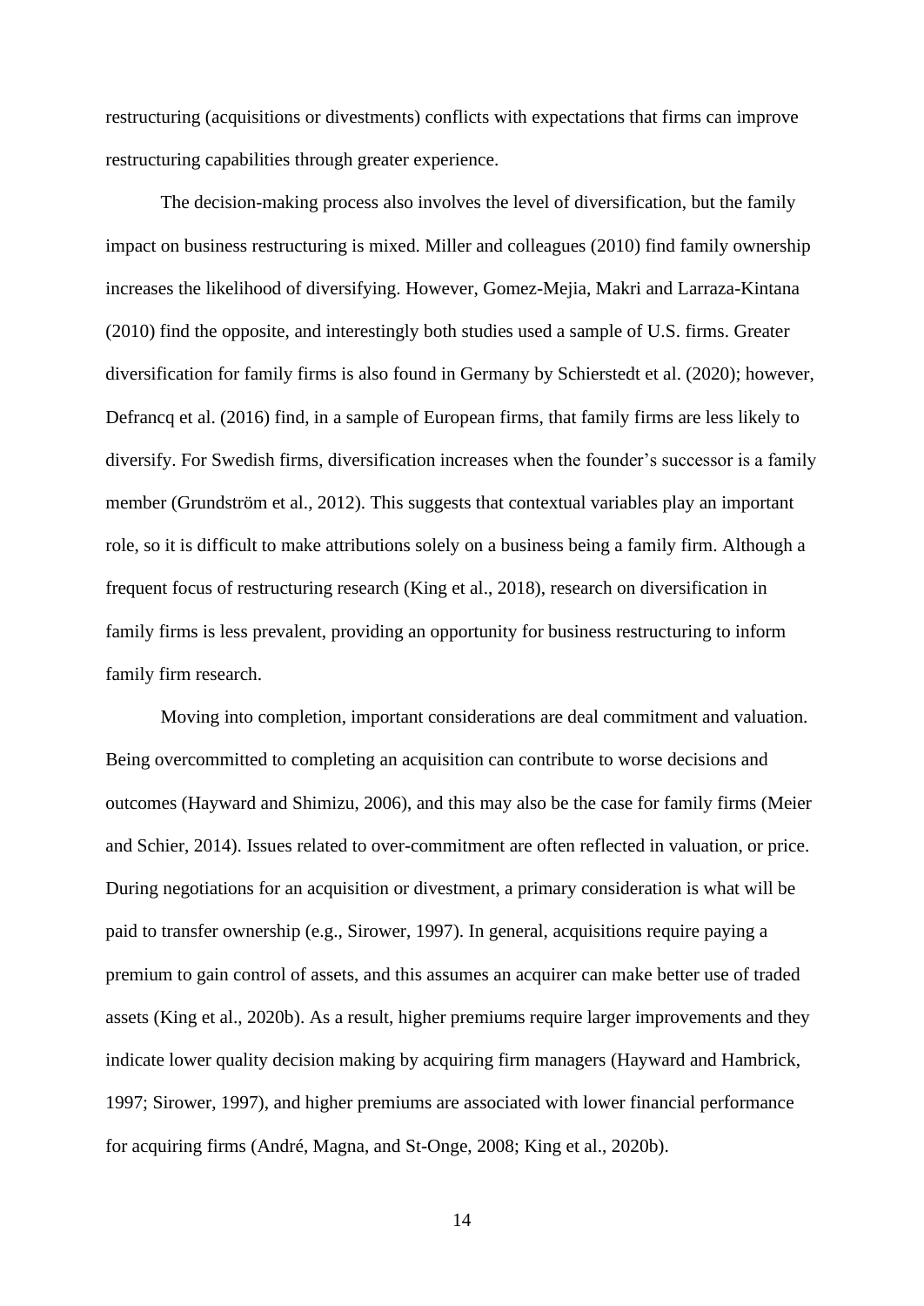restructuring (acquisitions or divestments) conflicts with expectations that firms can improve restructuring capabilities through greater experience.

The decision-making process also involves the level of diversification, but the family impact on business restructuring is mixed. Miller and colleagues (2010) find family ownership increases the likelihood of diversifying. However, Gomez-Mejia, Makri and Larraza-Kintana (2010) find the opposite, and interestingly both studies used a sample of U.S. firms. Greater diversification for family firms is also found in Germany by Schierstedt et al. (2020); however, Defrancq et al. (2016) find, in a sample of European firms, that family firms are less likely to diversify. For Swedish firms, diversification increases when the founder's successor is a family member (Grundström et al., 2012). This suggests that contextual variables play an important role, so it is difficult to make attributions solely on a business being a family firm. Although a frequent focus of restructuring research (King et al., 2018), research on diversification in family firms is less prevalent, providing an opportunity for business restructuring to inform family firm research.

Moving into completion, important considerations are deal commitment and valuation. Being overcommitted to completing an acquisition can contribute to worse decisions and outcomes (Hayward and Shimizu, 2006), and this may also be the case for family firms (Meier and Schier, 2014). Issues related to over-commitment are often reflected in valuation, or price. During negotiations for an acquisition or divestment, a primary consideration is what will be paid to transfer ownership (e.g., Sirower, 1997). In general, acquisitions require paying a premium to gain control of assets, and this assumes an acquirer can make better use of traded assets (King et al., 2020b). As a result, higher premiums require larger improvements and they indicate lower quality decision making by acquiring firm managers (Hayward and Hambrick, 1997; Sirower, 1997), and higher premiums are associated with lower financial performance for acquiring firms (André, Magna, and St-Onge, 2008; King et al., 2020b).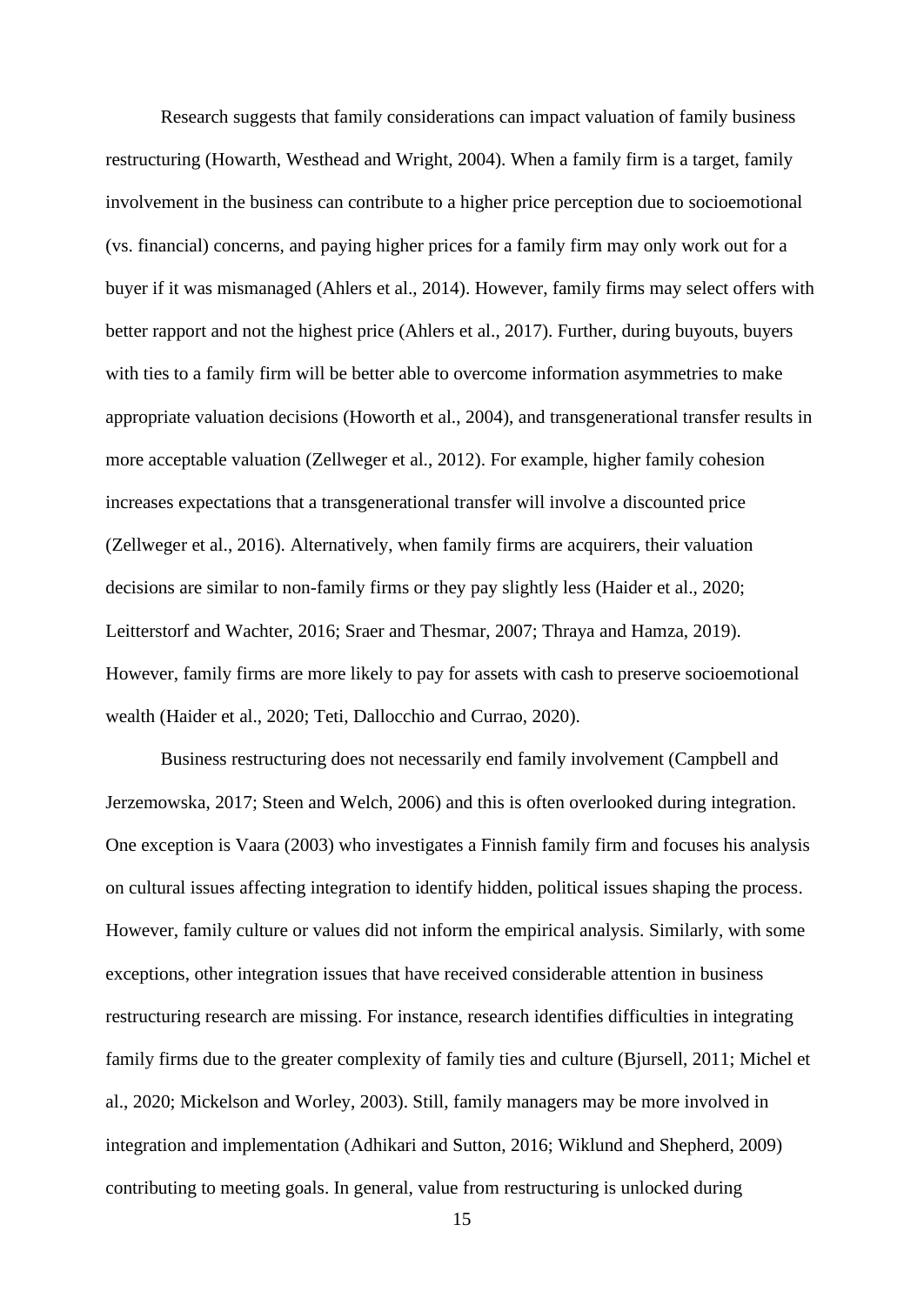Research suggests that family considerations can impact valuation of family business restructuring (Howarth, Westhead and Wright, 2004). When a family firm is a target, family involvement in the business can contribute to a higher price perception due to socioemotional (vs. financial) concerns, and paying higher prices for a family firm may only work out for a buyer if it was mismanaged (Ahlers et al., 2014). However, family firms may select offers with better rapport and not the highest price (Ahlers et al., 2017). Further, during buyouts, buyers with ties to a family firm will be better able to overcome information asymmetries to make appropriate valuation decisions (Howorth et al., 2004), and transgenerational transfer results in more acceptable valuation (Zellweger et al., 2012). For example, higher family cohesion increases expectations that a transgenerational transfer will involve a discounted price (Zellweger et al., 2016). Alternatively, when family firms are acquirers, their valuation decisions are similar to non-family firms or they pay slightly less (Haider et al., 2020; Leitterstorf and Wachter, 2016; Sraer and Thesmar, 2007; Thraya and Hamza, 2019). However, family firms are more likely to pay for assets with cash to preserve socioemotional wealth (Haider et al., 2020; Teti, Dallocchio and Currao, 2020).

Business restructuring does not necessarily end family involvement (Campbell and Jerzemowska, 2017; Steen and Welch, 2006) and this is often overlooked during integration. One exception is Vaara (2003) who investigates a Finnish family firm and focuses his analysis on cultural issues affecting integration to identify hidden, political issues shaping the process. However, family culture or values did not inform the empirical analysis. Similarly, with some exceptions, other integration issues that have received considerable attention in business restructuring research are missing. For instance, research identifies difficulties in integrating family firms due to the greater complexity of family ties and culture (Bjursell, 2011; Michel et al., 2020; Mickelson and Worley, 2003). Still, family managers may be more involved in integration and implementation (Adhikari and Sutton, 2016; Wiklund and Shepherd, 2009) contributing to meeting goals. In general, value from restructuring is unlocked during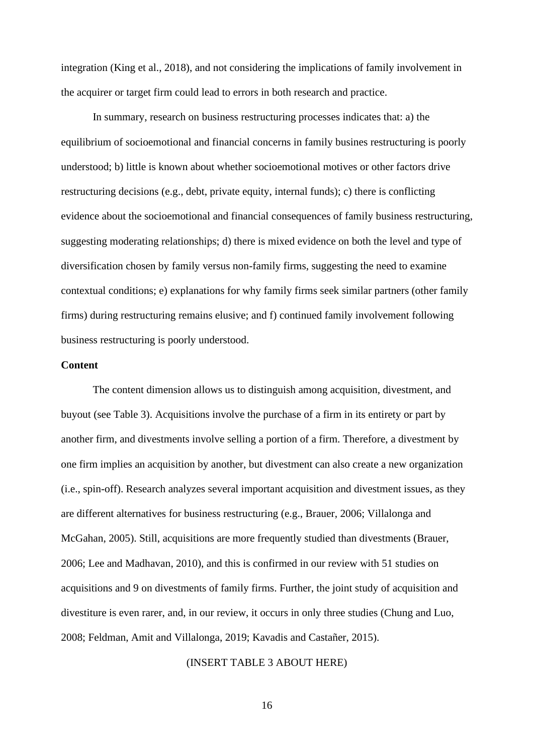integration (King et al., 2018), and not considering the implications of family involvement in the acquirer or target firm could lead to errors in both research and practice.

In summary, research on business restructuring processes indicates that: a) the equilibrium of socioemotional and financial concerns in family busines restructuring is poorly understood; b) little is known about whether socioemotional motives or other factors drive restructuring decisions (e.g., debt, private equity, internal funds); c) there is conflicting evidence about the socioemotional and financial consequences of family business restructuring, suggesting moderating relationships; d) there is mixed evidence on both the level and type of diversification chosen by family versus non-family firms, suggesting the need to examine contextual conditions; e) explanations for why family firms seek similar partners (other family firms) during restructuring remains elusive; and f) continued family involvement following business restructuring is poorly understood.

**Content**

The content dimension allows us to distinguish among acquisition, divestment, and buyout (see Table 3). Acquisitions involve the purchase of a firm in its entirety or part by another firm, and divestments involve selling a portion of a firm. Therefore, a divestment by one firm implies an acquisition by another, but divestment can also create a new organization (i.e., spin-off). Research analyzes several important acquisition and divestment issues, as they are different alternatives for business restructuring (e.g., Brauer, 2006; Villalonga and McGahan, 2005). Still, acquisitions are more frequently studied than divestments (Brauer, 2006; Lee and Madhavan, 2010), and this is confirmed in our review with 51 studies on acquisitions and 9 on divestments of family firms. Further, the joint study of acquisition and divestiture is even rarer, and, in our review, it occurs in only three studies (Chung and Luo, 2008; Feldman, Amit and Villalonga, 2019; Kavadis and Castañer, 2015).

(INSERT TABLE 3 ABOUT HERE)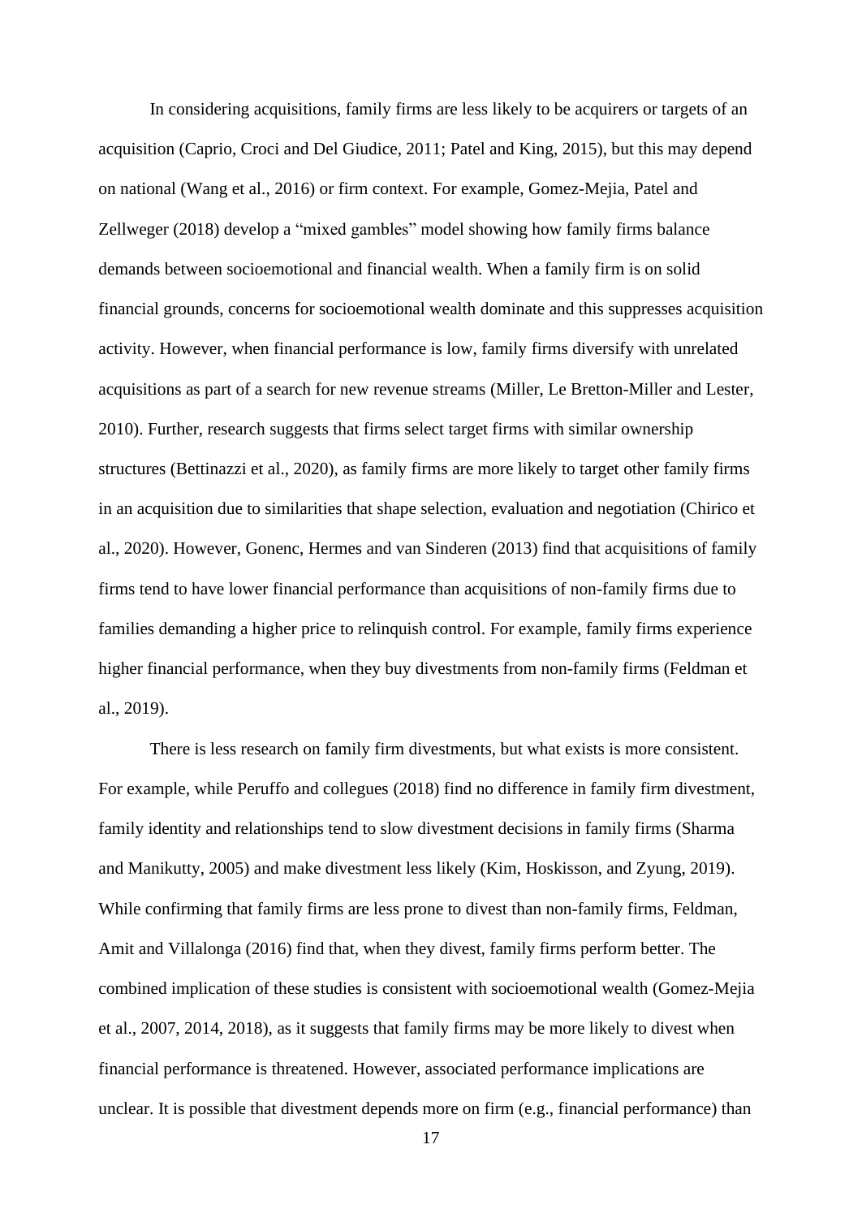In considering acquisitions, family firms are less likely to be acquirers or targets of an acquisition (Caprio, Croci and Del Giudice, 2011; Patel and King, 2015), but this may depend on national (Wang et al., 2016) or firm context. For example, Gomez-Mejia, Patel and Zellweger (2018) develop a "mixed gambles" model showing how family firms balance demands between socioemotional and financial wealth. When a family firm is on solid financial grounds, concerns for socioemotional wealth dominate and this suppresses acquisition activity. However, when financial performance is low, family firms diversify with unrelated acquisitions as part of a search for new revenue streams (Miller, Le Bretton-Miller and Lester, 2010). Further, research suggests that firms select target firms with similar ownership structures (Bettinazzi et al., 2020), as family firms are more likely to target other family firms in an acquisition due to similarities that shape selection, evaluation and negotiation (Chirico et al., 2020). However, Gonenc, Hermes and van Sinderen (2013) find that acquisitions of family firms tend to have lower financial performance than acquisitions of non-family firms due to families demanding a higher price to relinquish control. For example, family firms experience higher financial performance, when they buy divestments from non-family firms (Feldman et al., 2019).

There is less research on family firm divestments, but what exists is more consistent. For example, while Peruffo and collegues (2018) find no difference in family firm divestment, family identity and relationships tend to slow divestment decisions in family firms (Sharma and Manikutty, 2005) and make divestment less likely (Kim, Hoskisson, and Zyung, 2019). While confirming that family firms are less prone to divest than non-family firms, Feldman, Amit and Villalonga (2016) find that, when they divest, family firms perform better. The combined implication of these studies is consistent with socioemotional wealth (Gomez-Mejia et al., 2007, 2014, 2018), as it suggests that family firms may be more likely to divest when financial performance is threatened. However, associated performance implications are unclear. It is possible that divestment depends more on firm (e.g., financial performance) than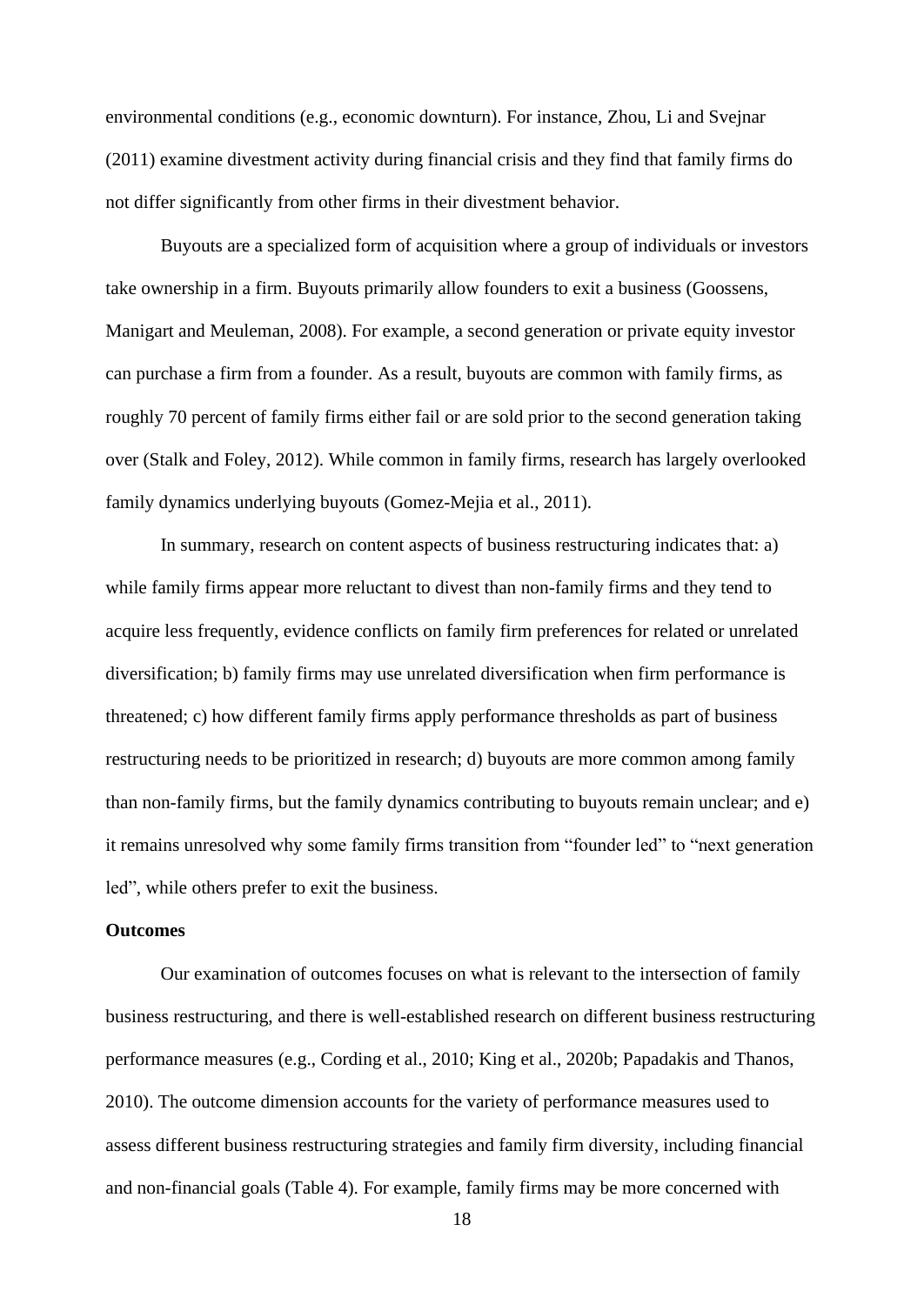environmental conditions (e.g., economic downturn). For instance, Zhou, Li and Svejnar (2011) examine divestment activity during financial crisis and they find that family firms do not differ significantly from other firms in their divestment behavior.

Buyouts are a specialized form of acquisition where a group of individuals or investors take ownership in a firm. Buyouts primarily allow founders to exit a business (Goossens, Manigart and Meuleman, 2008). For example, a second generation or private equity investor can purchase a firm from a founder. As a result, buyouts are common with family firms, as roughly 70 percent of family firms either fail or are sold prior to the second generation taking over (Stalk and Foley, 2012). While common in family firms, research has largely overlooked family dynamics underlying buyouts (Gomez-Mejia et al., 2011).

In summary, research on content aspects of business restructuring indicates that: a) while family firms appear more reluctant to divest than non-family firms and they tend to acquire less frequently, evidence conflicts on family firm preferences for related or unrelated diversification; b) family firms may use unrelated diversification when firm performance is threatened; c) how different family firms apply performance thresholds as part of business restructuring needs to be prioritized in research; d) buyouts are more common among family than non-family firms, but the family dynamics contributing to buyouts remain unclear; and e) it remains unresolved why some family firms transition from "founder led" to "next generation led", while others prefer to exit the business.

**Outcomes**

Our examination of outcomes focuses on what is relevant to the intersection of family business restructuring, and there is well-established research on different business restructuring performance measures (e.g., Cording et al., 2010; King et al., 2020b; Papadakis and Thanos, 2010). The outcome dimension accounts for the variety of performance measures used to assess different business restructuring strategies and family firm diversity, including financial and non-financial goals (Table 4). For example, family firms may be more concerned with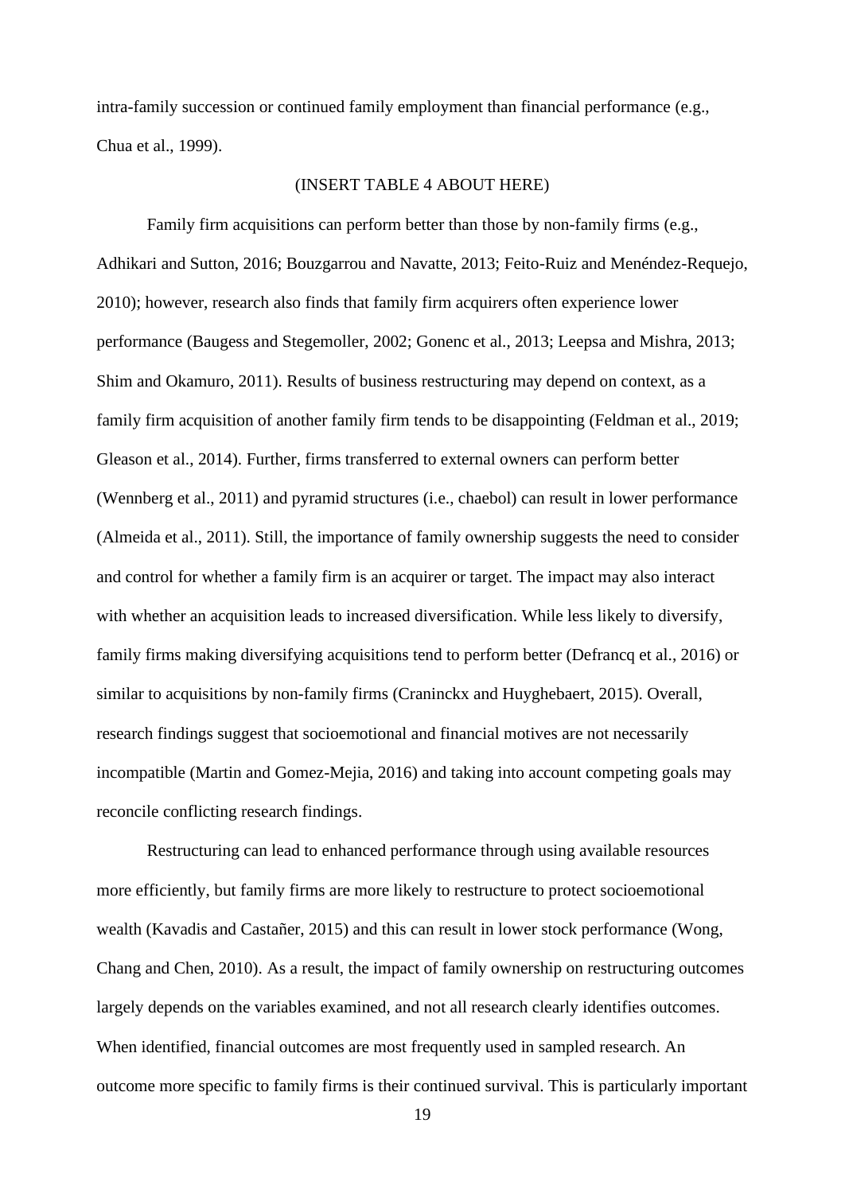intra-family succession or continued family employment than financial performance (e.g., Chua et al., 1999).

(INSERT TABLE 4 ABOUT HERE)

Family firm acquisitions can perform better than those by non-family firms (e.g., Adhikari and Sutton, 2016; Bouzgarrou and Navatte, 2013; Feito-Ruiz and Menéndez-Requejo, 2010); however, research also finds that family firm acquirers often experience lower performance (Baugess and Stegemoller, 2002; Gonenc et al., 2013; Leepsa and Mishra, 2013; Shim and Okamuro, 2011). Results of business restructuring may depend on context, as a family firm acquisition of another family firm tends to be disappointing (Feldman et al., 2019; Gleason et al., 2014). Further, firms transferred to external owners can perform better (Wennberg et al., 2011) and pyramid structures (i.e., chaebol) can result in lower performance (Almeida et al., 2011). Still, the importance of family ownership suggests the need to consider and control for whether a family firm is an acquirer or target. The impact may also interact with whether an acquisition leads to increased diversification. While less likely to diversify, family firms making diversifying acquisitions tend to perform better (Defrancq et al., 2016) or similar to acquisitions by non-family firms (Craninckx and Huyghebaert, 2015). Overall, research findings suggest that socioemotional and financial motives are not necessarily incompatible (Martin and Gomez-Mejia, 2016) and taking into account competing goals may reconcile conflicting research findings.

Restructuring can lead to enhanced performance through using available resources more efficiently, but family firms are more likely to restructure to protect socioemotional wealth (Kavadis and Castañer, 2015) and this can result in lower stock performance (Wong, Chang and Chen, 2010). As a result, the impact of family ownership on restructuring outcomes largely depends on the variables examined, and not all research clearly identifies outcomes. When identified, financial outcomes are most frequently used in sampled research. An outcome more specific to family firms is their continued survival. This is particularly important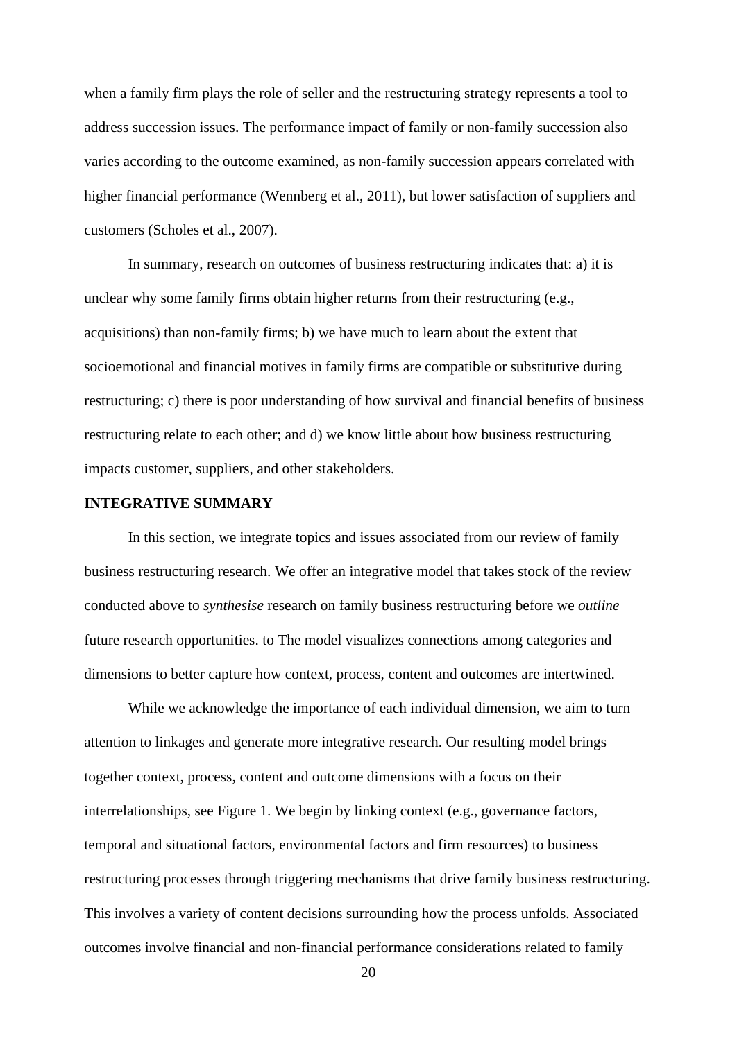when a family firm plays the role of seller and the restructuring strategy represents a tool to address succession issues. The performance impact of family or non-family succession also varies according to the outcome examined, as non-family succession appears correlated with higher financial performance (Wennberg et al., 2011), but lower satisfaction of suppliers and customers (Scholes et al., 2007).

In summary, research on outcomes of business restructuring indicates that: a) it is unclear why some family firms obtain higher returns from their restructuring (e.g., acquisitions) than non-family firms; b) we have much to learn about the extent that socioemotional and financial motives in family firms are compatible or substitutive during restructuring; c) there is poor understanding of how survival and financial benefits of business restructuring relate to each other; and d) we know little about how business restructuring impacts customer, suppliers, and other stakeholders.

**INTEGRATIVE SUMMARY**

In this section, we integrate topics and issues associated from our review of family business restructuring research. We offer an integrative model that takes stock of the review conducted above to *synthesise* research on family business restructuring before we *outline* future research opportunities. to The model visualizes connections among categories and dimensions to better capture how context, process, content and outcomes are intertwined.

While we acknowledge the importance of each individual dimension, we aim to turn attention to linkages and generate more integrative research. Our resulting model brings together context, process, content and outcome dimensions with a focus on their interrelationships, see Figure 1. We begin by linking context (e.g., governance factors, temporal and situational factors, environmental factors and firm resources) to business restructuring processes through triggering mechanisms that drive family business restructuring. This involves a variety of content decisions surrounding how the process unfolds. Associated outcomes involve financial and non-financial performance considerations related to family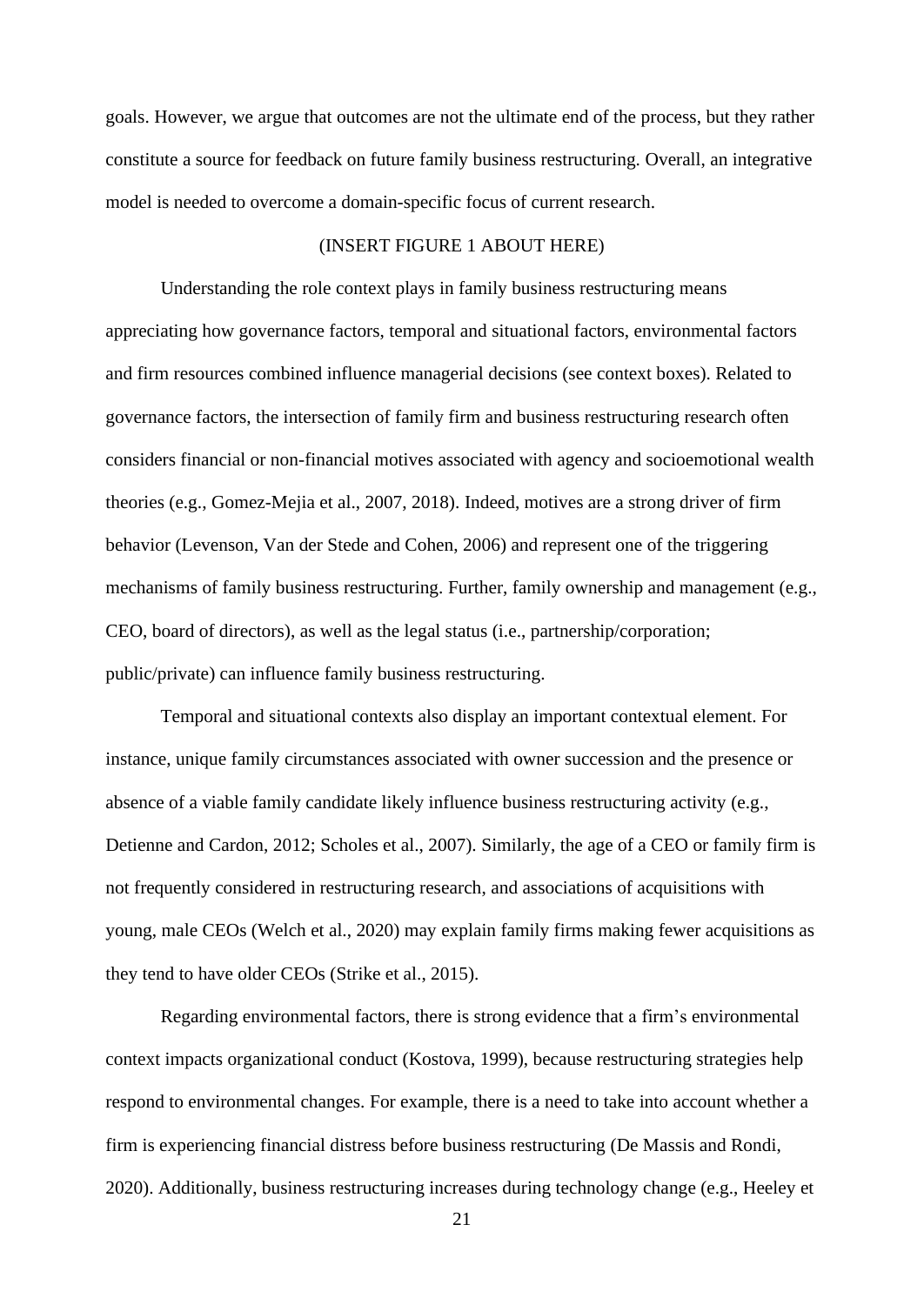goals. However, we argue that outcomes are not the ultimate end of the process, but they rather constitute a source for feedback on future family business restructuring. Overall, an integrative model is needed to overcome a domain-specific focus of current research.

(INSERT FIGURE 1 ABOUT HERE)

Understanding the role context plays in family business restructuring means appreciating how governance factors, temporal and situational factors, environmental factors and firm resources combined influence managerial decisions (see context boxes). Related to governance factors, the intersection of family firm and business restructuring research often considers financial or non-financial motives associated with agency and socioemotional wealth theories (e.g., Gomez-Mejia et al., 2007, 2018). Indeed, motives are a strong driver of firm behavior (Levenson, Van der Stede and Cohen, 2006) and represent one of the triggering mechanisms of family business restructuring. Further, family ownership and management (e.g., CEO, board of directors), as well as the legal status (i.e., partnership/corporation; public/private) can influence family business restructuring.

Temporal and situational contexts also display an important contextual element. For instance, unique family circumstances associated with owner succession and the presence or absence of a viable family candidate likely influence business restructuring activity (e.g., Detienne and Cardon, 2012; Scholes et al., 2007). Similarly, the age of a CEO or family firm is not frequently considered in restructuring research, and associations of acquisitions with young, male CEOs (Welch et al., 2020) may explain family firms making fewer acquisitions as they tend to have older CEOs (Strike et al., 2015).

Regarding environmental factors, there is strong evidence that a firm's environmental context impacts organizational conduct (Kostova, 1999), because restructuring strategies help respond to environmental changes. For example, there is a need to take into account whether a firm is experiencing financial distress before business restructuring (De Massis and Rondi, 2020). Additionally, business restructuring increases during technology change (e.g., Heeley et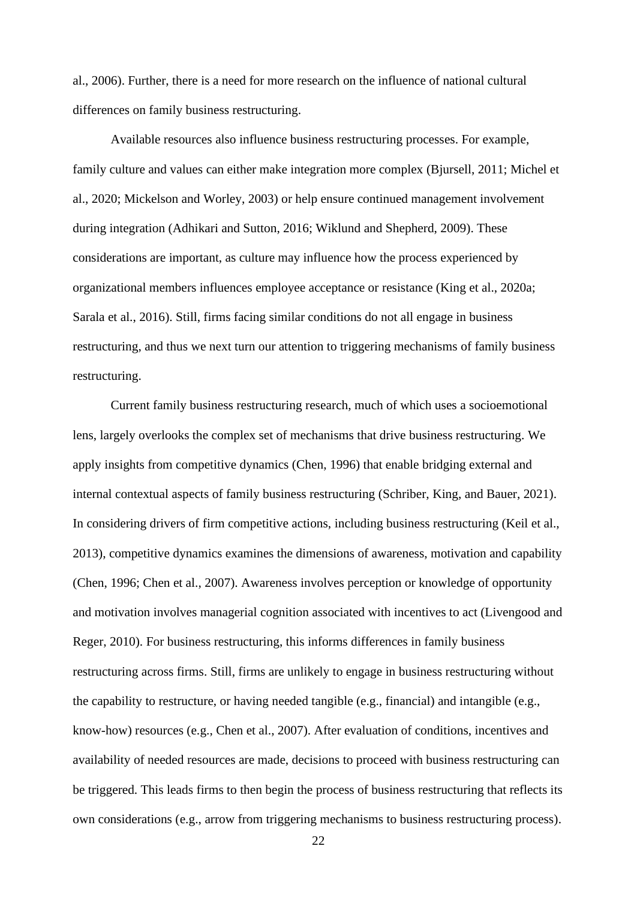al., 2006). Further, there is a need for more research on the influence of national cultural differences on family business restructuring.

Available resources also influence business restructuring processes. For example, family culture and values can either make integration more complex (Bjursell, 2011; Michel et al., 2020; Mickelson and Worley, 2003) or help ensure continued management involvement during integration (Adhikari and Sutton, 2016; Wiklund and Shepherd, 2009). These considerations are important, as culture may influence how the process experienced by organizational members influences employee acceptance or resistance (King et al., 2020a; Sarala et al., 2016). Still, firms facing similar conditions do not all engage in business restructuring, and thus we next turn our attention to triggering mechanisms of family business restructuring.

Current family business restructuring research, much of which uses a socioemotional lens, largely overlooks the complex set of mechanisms that drive business restructuring. We apply insights from competitive dynamics (Chen, 1996) that enable bridging external and internal contextual aspects of family business restructuring (Schriber, King, and Bauer, 2021). In considering drivers of firm competitive actions, including business restructuring (Keil et al., 2013), competitive dynamics examines the dimensions of awareness, motivation and capability (Chen, 1996; Chen et al., 2007). Awareness involves perception or knowledge of opportunity and motivation involves managerial cognition associated with incentives to act (Livengood and Reger, 2010). For business restructuring, this informs differences in family business restructuring across firms. Still, firms are unlikely to engage in business restructuring without the capability to restructure, or having needed tangible (e.g., financial) and intangible (e.g., know-how) resources (e.g., Chen et al., 2007). After evaluation of conditions, incentives and availability of needed resources are made, decisions to proceed with business restructuring can be triggered. This leads firms to then begin the process of business restructuring that reflects its own considerations (e.g., arrow from triggering mechanisms to business restructuring process).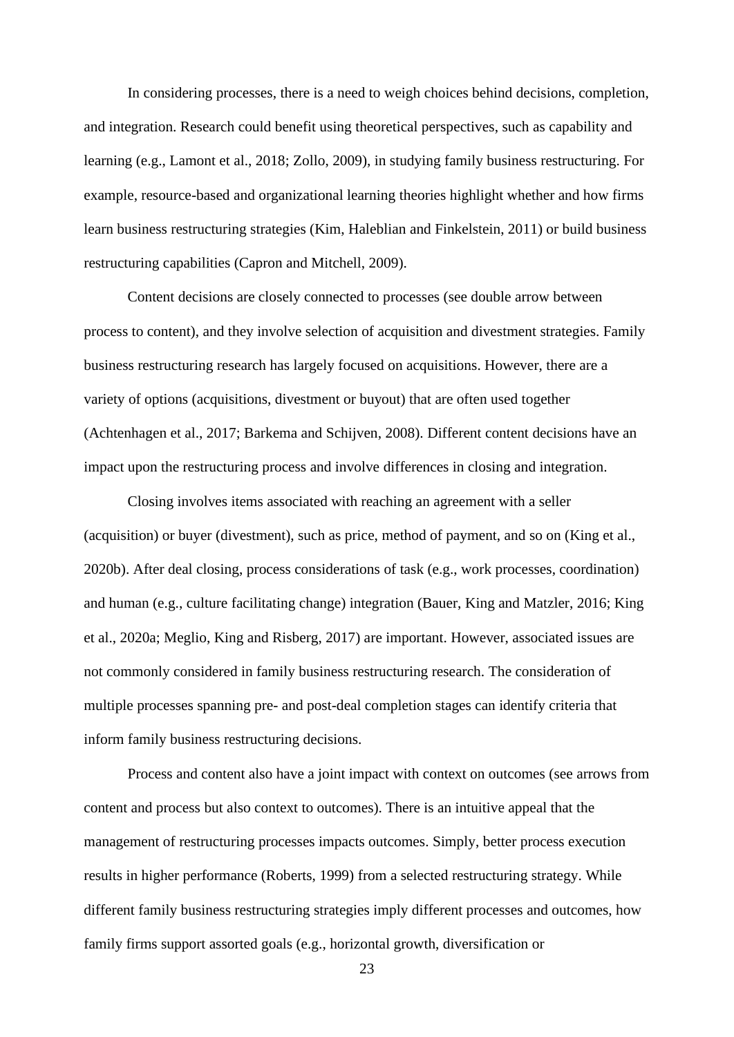In considering processes, there is a need to weigh choices behind decisions, completion, and integration. Research could benefit using theoretical perspectives, such as capability and learning (e.g., Lamont et al., 2018; Zollo, 2009), in studying family business restructuring. For example, resource-based and organizational learning theories highlight whether and how firms learn business restructuring strategies (Kim, Haleblian and Finkelstein, 2011) or build business restructuring capabilities (Capron and Mitchell, 2009).

Content decisions are closely connected to processes (see double arrow between process to content), and they involve selection of acquisition and divestment strategies. Family business restructuring research has largely focused on acquisitions. However, there are a variety of options (acquisitions, divestment or buyout) that are often used together (Achtenhagen et al., 2017; Barkema and Schijven, 2008). Different content decisions have an impact upon the restructuring process and involve differences in closing and integration.

Closing involves items associated with reaching an agreement with a seller (acquisition) or buyer (divestment), such as price, method of payment, and so on (King et al., 2020b). After deal closing, process considerations of task (e.g., work processes, coordination) and human (e.g., culture facilitating change) integration (Bauer, King and Matzler, 2016; King et al., 2020a; Meglio, King and Risberg, 2017) are important. However, associated issues are not commonly considered in family business restructuring research. The consideration of multiple processes spanning pre- and post-deal completion stages can identify criteria that inform family business restructuring decisions.

Process and content also have a joint impact with context on outcomes (see arrows from content and process but also context to outcomes). There is an intuitive appeal that the management of restructuring processes impacts outcomes. Simply, better process execution results in higher performance (Roberts, 1999) from a selected restructuring strategy. While different family business restructuring strategies imply different processes and outcomes, how family firms support assorted goals (e.g., horizontal growth, diversification or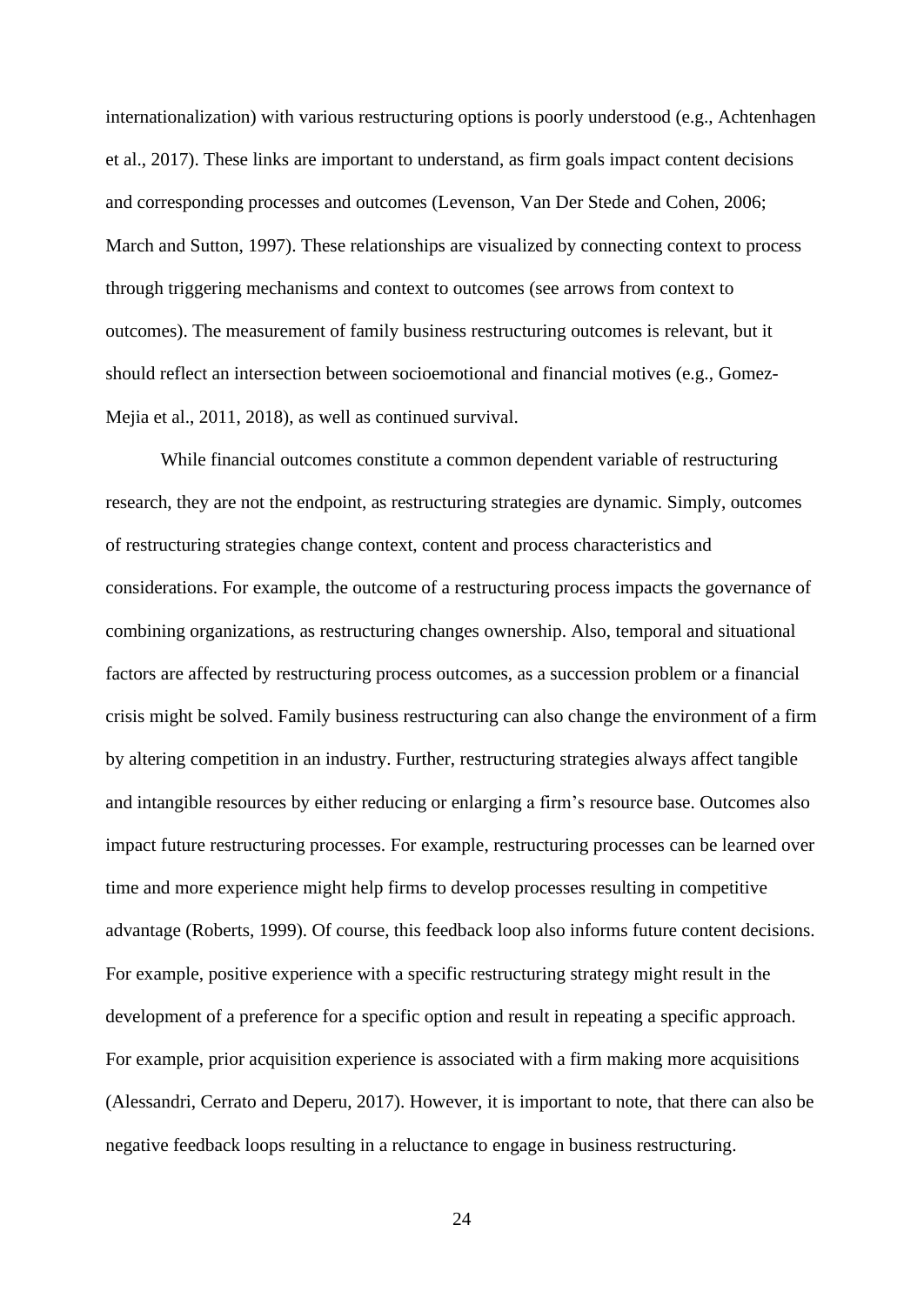internationalization) with various restructuring options is poorly understood (e.g., Achtenhagen et al., 2017). These links are important to understand, as firm goals impact content decisions and corresponding processes and outcomes (Levenson, Van Der Stede and Cohen, 2006; March and Sutton, 1997). These relationships are visualized by connecting context to process through triggering mechanisms and context to outcomes (see arrows from context to outcomes). The measurement of family business restructuring outcomes is relevant, but it should reflect an intersection between socioemotional and financial motives (e.g., Gomez-Mejia et al., 2011, 2018), as well as continued survival.

While financial outcomes constitute a common dependent variable of restructuring research, they are not the endpoint, as restructuring strategies are dynamic. Simply, outcomes of restructuring strategies change context, content and process characteristics and considerations. For example, the outcome of a restructuring process impacts the governance of combining organizations, as restructuring changes ownership. Also, temporal and situational factors are affected by restructuring process outcomes, as a succession problem or a financial crisis might be solved. Family business restructuring can also change the environment of a firm by altering competition in an industry. Further, restructuring strategies always affect tangible and intangible resources by either reducing or enlarging a firm's resource base. Outcomes also impact future restructuring processes. For example, restructuring processes can be learned over time and more experience might help firms to develop processes resulting in competitive advantage (Roberts, 1999). Of course, this feedback loop also informs future content decisions. For example, positive experience with a specific restructuring strategy might result in the development of a preference for a specific option and result in repeating a specific approach. For example, prior acquisition experience is associated with a firm making more acquisitions (Alessandri, Cerrato and Deperu, 2017). However, it is important to note, that there can also be negative feedback loops resulting in a reluctance to engage in business restructuring.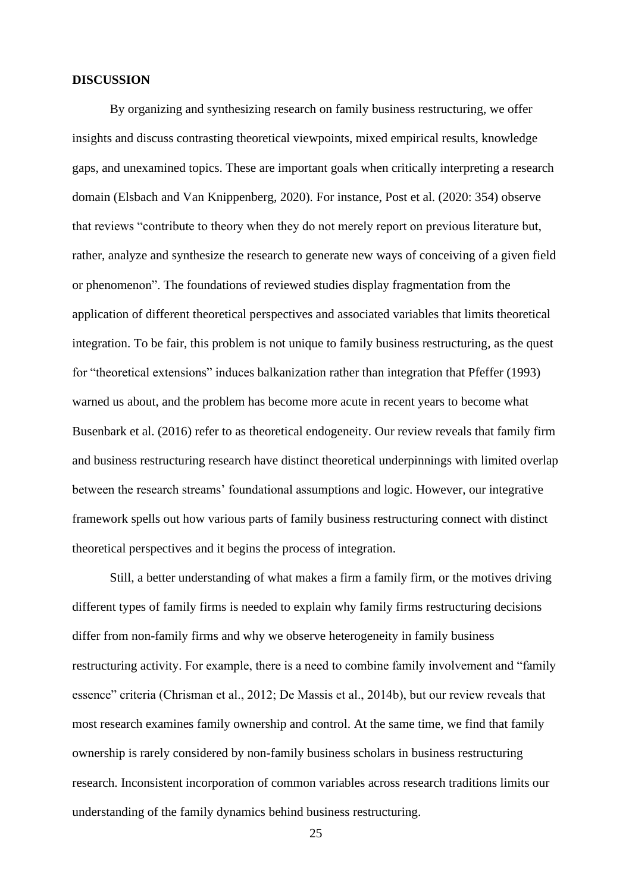## DISCUSSION

By organizing and synthesizing research on family business restructuring, we offer insights and discuss contrasting theoretical viewpoints, mixed empirical results, knowledge gaps, and unexamined topics. These are important goals when critically interpreting a research domain (Elsbach and Van Knippenberg, 2020). For instance, Post et al. (2020: 354) observe that reviews "contribute to theory when they do not merely report on previous literature but, rather, analyze and synthesize the research to generate new ways of conceiving of a given field or phenomenon". The foundations of reviewed studies display fragmentation from the application of different theoretical perspectives and associated variables that limits theoretical integration. To be fair, this problem is not unique to family business restructuring, as the quest for "theoretical extensions" induces balkanization rather than integration that Pfeffer (1993) warned us about, and the problem has become more acute in recent years to become what Busenbark et al. (2016) refer to as theoretical endogeneity. Our review reveals that family firm and business restructuring research have distinct theoretical underpinnings with limited overlap between the research streams' foundational assumptions and logic. However, our integrative framework spells out how various parts of family business restructuring connect with distinct theoretical perspectives and it begins the process of integration.

Still, a better understanding of what makes a firm a family firm, or the motives driving different types of family firms is needed to explain why family firms restructuring decisions differ from non-family firms and why we observe heterogeneity in family business restructuring activity. For example, there is a need to combine family involvement and "family essence" criteria (Chrisman et al., 2012; De Massis et al., 2014b), but our review reveals that most research examines family ownership and control. At the same time, we find that family ownership is rarely considered by non-family business scholars in business restructuring research. Inconsistent incorporation of common variables across research traditions limits our understanding of the family dynamics behind business restructuring.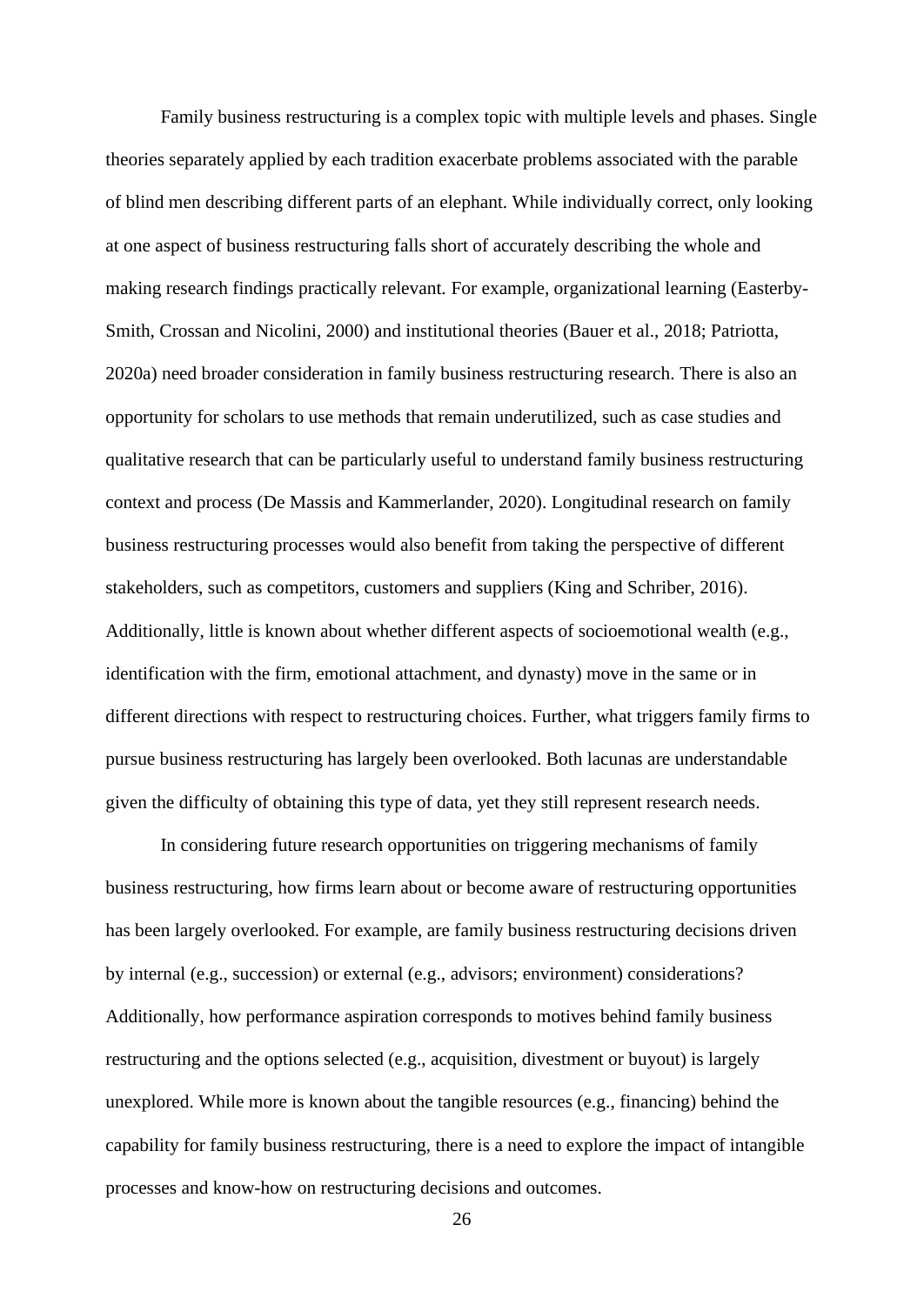Family business restructuring is a complex topic with multiple levels and phases. Single theories separately applied by each tradition exacerbate problems associated with the parable of blind men describing different parts of an elephant. While individually correct, only looking at one aspect of business restructuring falls short of accurately describing the whole and making research findings practically relevant. For example, organizational learning (Easterby-Smith, Crossan and Nicolini, 2000) and institutional theories (Bauer et al., 2018; Patriotta, 2020a) need broader consideration in family business restructuring research. There is also an opportunity for scholars to use methods that remain underutilized, such as case studies and qualitative research that can be particularly useful to understand family business restructuring context and process (De Massis and Kammerlander, 2020). Longitudinal research on family business restructuring processes would also benefit from taking the perspective of different stakeholders, such as competitors, customers and suppliers (King and Schriber, 2016). Additionally, little is known about whether different aspects of socioemotional wealth (e.g., identification with the firm, emotional attachment, and dynasty) move in the same or in different directions with respect to restructuring choices. Further, what triggers family firms to pursue business restructuring has largely been overlooked. Both lacunas are understandable given the difficulty of obtaining this type of data, yet they still represent research needs.

In considering future research opportunities on triggering mechanisms of family business restructuring, how firms learn about or become aware of restructuring opportunities has been largely overlooked. For example, are family business restructuring decisions driven by internal (e.g., succession) or external (e.g., advisors; environment) considerations? Additionally, how performance aspiration corresponds to motives behind family business restructuring and the options selected (e.g., acquisition, divestment or buyout) is largely unexplored. While more is known about the tangible resources (e.g., financing) behind the capability for family business restructuring, there is a need to explore the impact of intangible processes and know-how on restructuring decisions and outcomes.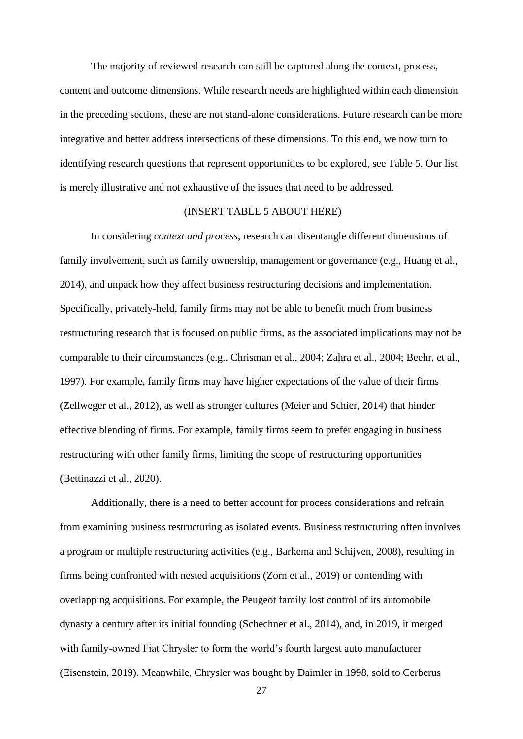The majority of reviewed research can still be captured along the context, process, content and outcome dimensions. While research needs are highlighted within each dimension in the preceding sections, these are not stand-alone considerations. Future research can be more integrative and better address intersections of these dimensions. To this end, we now turn to identifying research questions that represent opportunities to be explored, see Table 5. Our list is merely illustrative and not exhaustive of the issues that need to be addressed.

(INSERT TABLE 5 ABOUT HERE)

In considering *context and process*, research can disentangle different dimensions of family involvement, such as family ownership, management or governance (e.g., Huang et al., 2014), and unpack how they affect business restructuring decisions and implementation. Specifically, privately-held, family firms may not be able to benefit much from business restructuring research that is focused on public firms, as the associated implications may not be comparable to their circumstances (e.g., Chrisman et al., 2004; Zahra et al., 2004; Beehr, et al., 1997). For example, family firms may have higher expectations of the value of their firms (Zellweger et al., 2012), as well as stronger cultures (Meier and Schier, 2014) that hinder effective blending of firms. For example, family firms seem to prefer engaging in business restructuring with other family firms, limiting the scope of restructuring opportunities (Bettinazzi et al., 2020).

Additionally, there is a need to better account for process considerations and refrain from examining business restructuring as isolated events. Business restructuring often involves a program or multiple restructuring activities (e.g., Barkema and Schijven, 2008), resulting in firms being confronted with nested acquisitions (Zorn et al., 2019) or contending with overlapping acquisitions. For example, the Peugeot family lost control of its automobile dynasty a century after its initial founding (Schechner et al., 2014), and, in 2019, it merged with family-owned Fiat Chrysler to form the world's fourth largest auto manufacturer (Eisenstein, 2019). Meanwhile, Chrysler was bought by Daimler in 1998, sold to Cerberus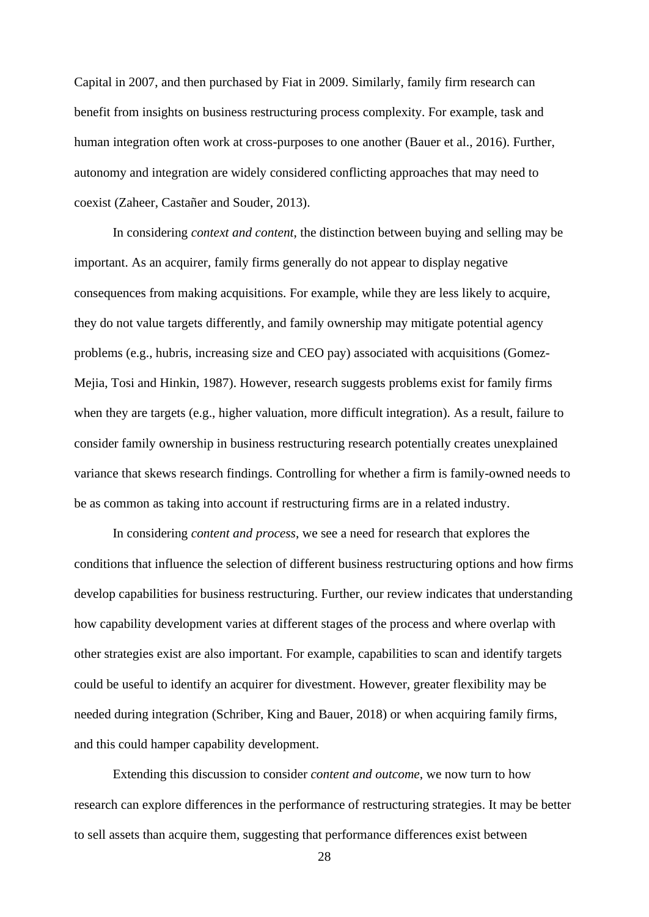Capital in 2007, and then purchased by Fiat in 2009. Similarly, family firm research can benefit from insights on business restructuring process complexity. For example, task and human integration often work at cross-purposes to one another (Bauer et al., 2016). Further, autonomy and integration are widely considered conflicting approaches that may need to coexist (Zaheer, Castañer and Souder, 2013).

In considering *context and content*, the distinction between buying and selling may be important. As an acquirer, family firms generally do not appear to display negative consequences from making acquisitions. For example, while they are less likely to acquire, they do not value targets differently, and family ownership may mitigate potential agency problems (e.g., hubris, increasing size and CEO pay) associated with acquisitions (Gomez-Mejia, Tosi and Hinkin, 1987). However, research suggests problems exist for family firms when they are targets (e.g., higher valuation, more difficult integration). As a result, failure to consider family ownership in business restructuring research potentially creates unexplained variance that skews research findings. Controlling for whether a firm is family-owned needs to be as common as taking into account if restructuring firms are in a related industry.

In considering *content and process*, we see a need for research that explores the conditions that influence the selection of different business restructuring options and how firms develop capabilities for business restructuring. Further, our review indicates that understanding how capability development varies at different stages of the process and where overlap with other strategies exist are also important. For example, capabilities to scan and identify targets could be useful to identify an acquirer for divestment. However, greater flexibility may be needed during integration (Schriber, King and Bauer, 2018) or when acquiring family firms, and this could hamper capability development.

Extending this discussion to consider *content and outcome*, we now turn to how research can explore differences in the performance of restructuring strategies. It may be better to sell assets than acquire them, suggesting that performance differences exist between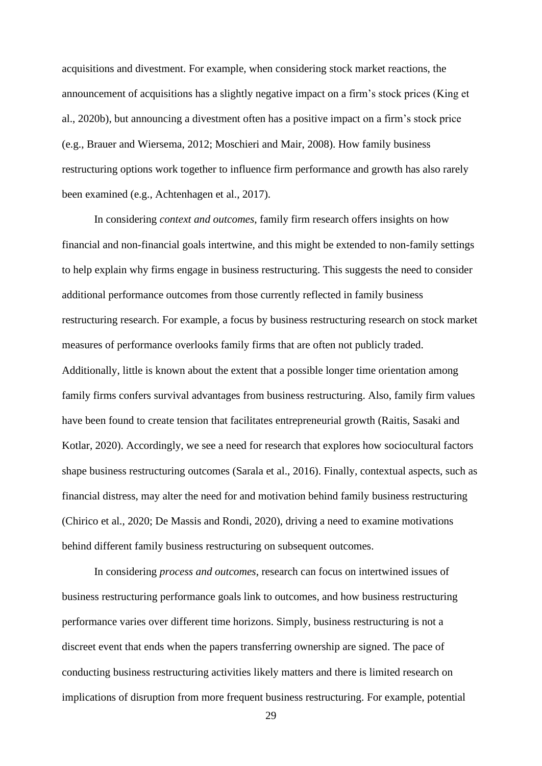acquisitions and divestment. For example, when considering stock market reactions, the announcement of acquisitions has a slightly negative impact on a firm's stock prices (King et al., 2020b), but announcing a divestment often has a positive impact on a firm's stock price (e.g., Brauer and Wiersema, 2012; Moschieri and Mair, 2008). How family business restructuring options work together to influence firm performance and growth has also rarely been examined (e.g., Achtenhagen et al., 2017).

In considering *context and outcomes*, family firm research offers insights on how financial and non-financial goals intertwine, and this might be extended to non-family settings to help explain why firms engage in business restructuring. This suggests the need to consider additional performance outcomes from those currently reflected in family business restructuring research. For example, a focus by business restructuring research on stock market measures of performance overlooks family firms that are often not publicly traded. Additionally, little is known about the extent that a possible longer time orientation among family firms confers survival advantages from business restructuring. Also, family firm values have been found to create tension that facilitates entrepreneurial growth (Raitis, Sasaki and Kotlar, 2020). Accordingly, we see a need for research that explores how sociocultural factors shape business restructuring outcomes (Sarala et al., 2016). Finally, contextual aspects, such as financial distress, may alter the need for and motivation behind family business restructuring (Chirico et al., 2020; De Massis and Rondi, 2020), driving a need to examine motivations behind different family business restructuring on subsequent outcomes.

In considering *process and outcomes*, research can focus on intertwined issues of business restructuring performance goals link to outcomes, and how business restructuring performance varies over different time horizons. Simply, business restructuring is not a discreet event that ends when the papers transferring ownership are signed. The pace of conducting business restructuring activities likely matters and there is limited research on implications of disruption from more frequent business restructuring. For example, potential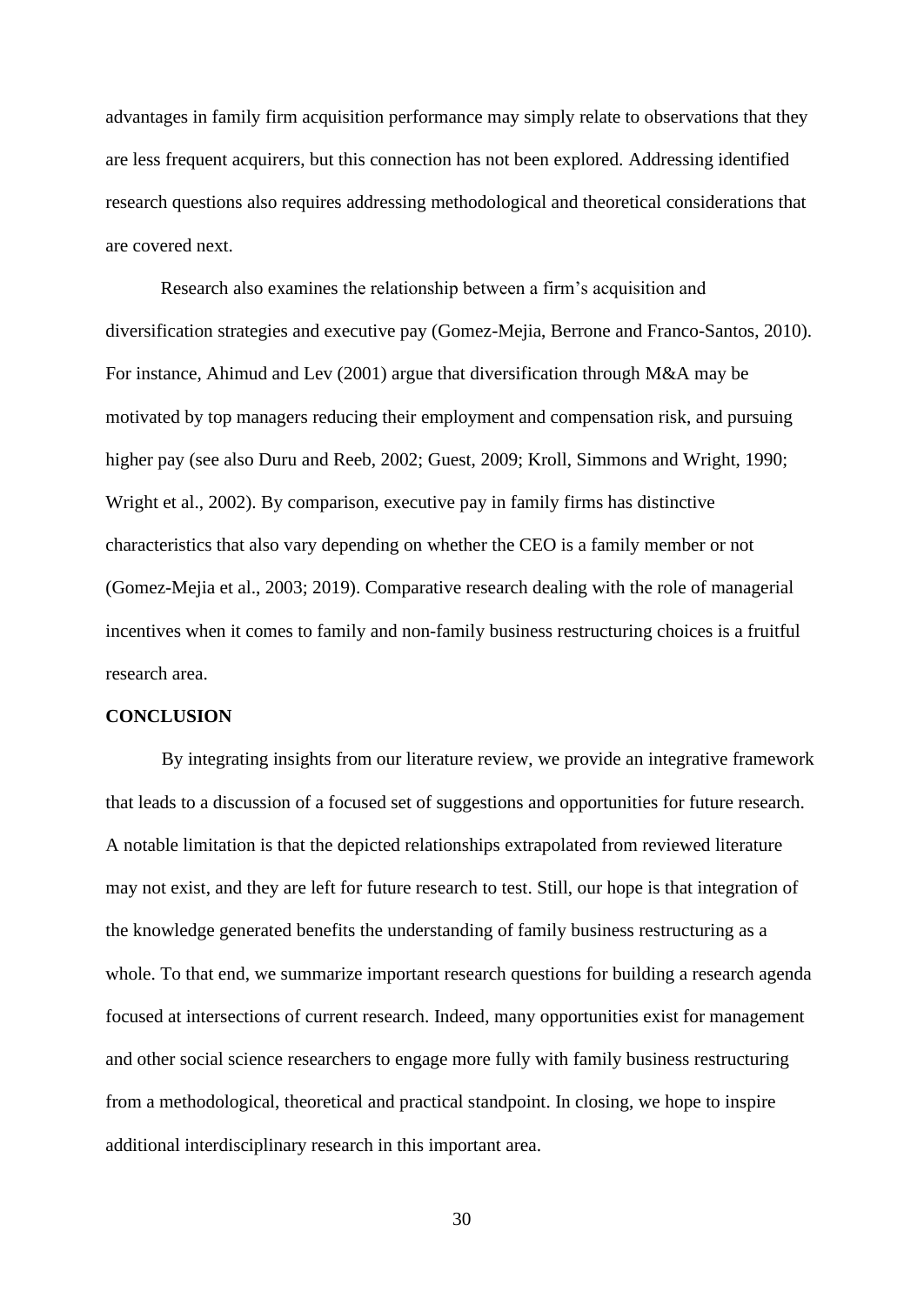advantages in family firm acquisition performance may simply relate to observations that they are less frequent acquirers, but this connection has not been explored. Addressing identified research questions also requires addressing methodological and theoretical considerations that are covered next.

Research also examines the relationship between a firm's acquisition and diversification strategies and executive pay (Gomez-Mejia, Berrone and Franco-Santos, 2010). For instance, Ahimud and Lev (2001) argue that diversification through M&A may be motivated by top managers reducing their employment and compensation risk, and pursuing higher pay (see also Duru and Reeb, 2002; Guest, 2009; Kroll, Simmons and Wright, 1990; Wright et al., 2002). By comparison, executive pay in family firms has distinctive characteristics that also vary depending on whether the CEO is a family member or not (Gomez-Mejia et al., 2003; 2019). Comparative research dealing with the role of managerial incentives when it comes to family and non-family business restructuring choices is a fruitful research area.

## CONCLUSION

By integrating insights from our literature review, we provide an integrative framework that leads to a discussion of a focused set of suggestions and opportunities for future research. A notable limitation is that the depicted relationships extrapolated from reviewed literature may not exist, and they are left for future research to test. Still, our hope is that integration of the knowledge generated benefits the understanding of family business restructuring as a whole. To that end, we summarize important research questions for building a research agenda focused at intersections of current research. Indeed, many opportunities exist for management and other social science researchers to engage more fully with family business restructuring from a methodological, theoretical and practical standpoint. In closing, we hope to inspire additional interdisciplinary research in this important area.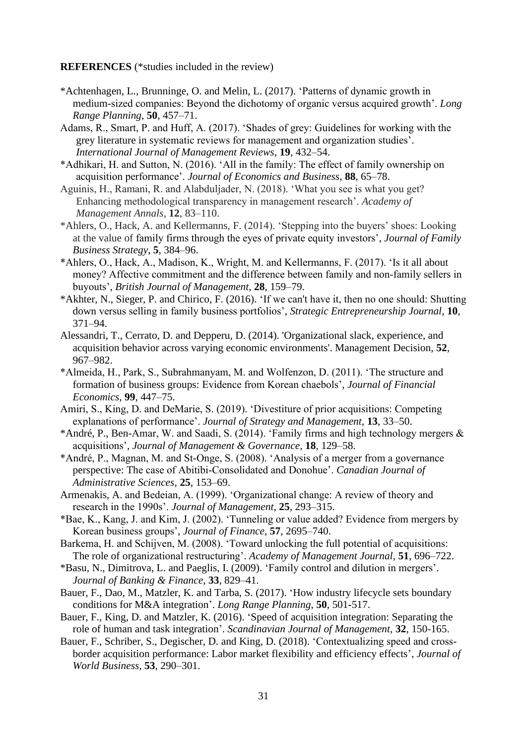**REFERENCES** (*studies included in the review)

*Achtenhagen, L., Brunninge, O. and Melin, L. (2017). 'Patterns of dynamic growth in medium-sized companies: Beyond the dichotomy of organic versus acquired growth'. *Long Range Planning*, **50**, 457–71.

Adams, R., Smart, P. and Huff, A. (2017). 'Shades of grey: Guidelines for working with the grey literature in systematic reviews for management and organization studies'. *International Journal of Management Reviews*, **19**, 432–54.

*Adhikari, H. and Sutton, N. (2016). 'All in the family: The effect of family ownership on acquisition performance'. *Journal of Economics and Business*, **88**, 65–78.

Aguinis, H., Ramani, R. and Alabduljader, N. (2018). 'What you see is what you get? Enhancing methodological transparency in management research'. *Academy of Management Annals*, **12**, 83–110.

*Ahlers, O., Hack, A. and Kellermanns, F. (2014). 'Stepping into the buyers' shoes: Looking at the value of family firms through the eyes of private equity investors', *Journal of Family Business Strategy*, **5**, 384–96.

*Ahlers, O., Hack, A., Madison, K., Wright, M. and Kellermanns, F. (2017). 'Is it all about money? Affective commitment and the difference between family and non-family sellers in buyouts', *British Journal of Management*, **28**, 159–79.

*Akhter, N., Sieger, P. and Chirico, F. (2016). 'If we can't have it, then no one should: Shutting down versus selling in family business portfolios', *Strategic Entrepreneurship Journal*, **10**, 371–94.

Alessandri, T., Cerrato, D. and Depperu, D. (2014). 'Organizational slack, experience, and acquisition behavior across varying economic environments'. Management Decision, **52**, 967–982.

*Almeida, H., Park, S., Subrahmanyam, M. and Wolfenzon, D. (2011). 'The structure and formation of business groups: Evidence from Korean chaebols', *Journal of Financial Economics*, **99**, 447–75.

Amiri, S., King, D. and DeMarie, S. (2019). 'Divestiture of prior acquisitions: Competing explanations of performance'. *Journal of Strategy and Management*, **13**, 33–50.

*André, P., Ben-Amar, W. and Saadi, S. (2014). 'Family firms and high technology mergers & acquisitions', *Journal of Management & Governance,* **18**, 129–58.

*André, P., Magnan, M. and St-Onge, S. (2008). 'Analysis of a merger from a governance perspective: The case of Abitibi-Consolidated and Donohue'. *Canadian Journal of Administrative Sciences*, **25**, 153–69.

Armenakis, A. and Bedeian, A. (1999). 'Organizational change: A review of theory and research in the 1990s'. *Journal of Management*, **25**, 293–315.

*Bae, K., Kang, J. and Kim, J. (2002). 'Tunneling or value added? Evidence from mergers by Korean business groups', *Journal of Finance*, **57**, 2695–740.

Barkema, H. and Schijven, M. (2008). 'Toward unlocking the full potential of acquisitions: The role of organizational restructuring'. *Academy of Management Journal*, **51**, 696–722.

*Basu, N., Dimitrova, L. and Paeglis, I. (2009). 'Family control and dilution in mergers'. *Journal of Banking & Finance*, **33**, 829–41.

Bauer, F., Dao, M., Matzler, K. and Tarba, S. (2017). 'How industry lifecycle sets boundary conditions for M&A integration'. *Long Range Planning*, **50**, 501-517.

Bauer, F., King, D. and Matzler, K. (2016). 'Speed of acquisition integration: Separating the role of human and task integration'. *Scandinavian Journal of Management*, **32**, 150-165.

Bauer, F., Schriber, S., Degischer, D. and King, D. (2018). 'Contextualizing speed and cross-border acquisition performance: Labor market flexibility and efficiency effects', *Journal of World Business*, **53**, 290–301.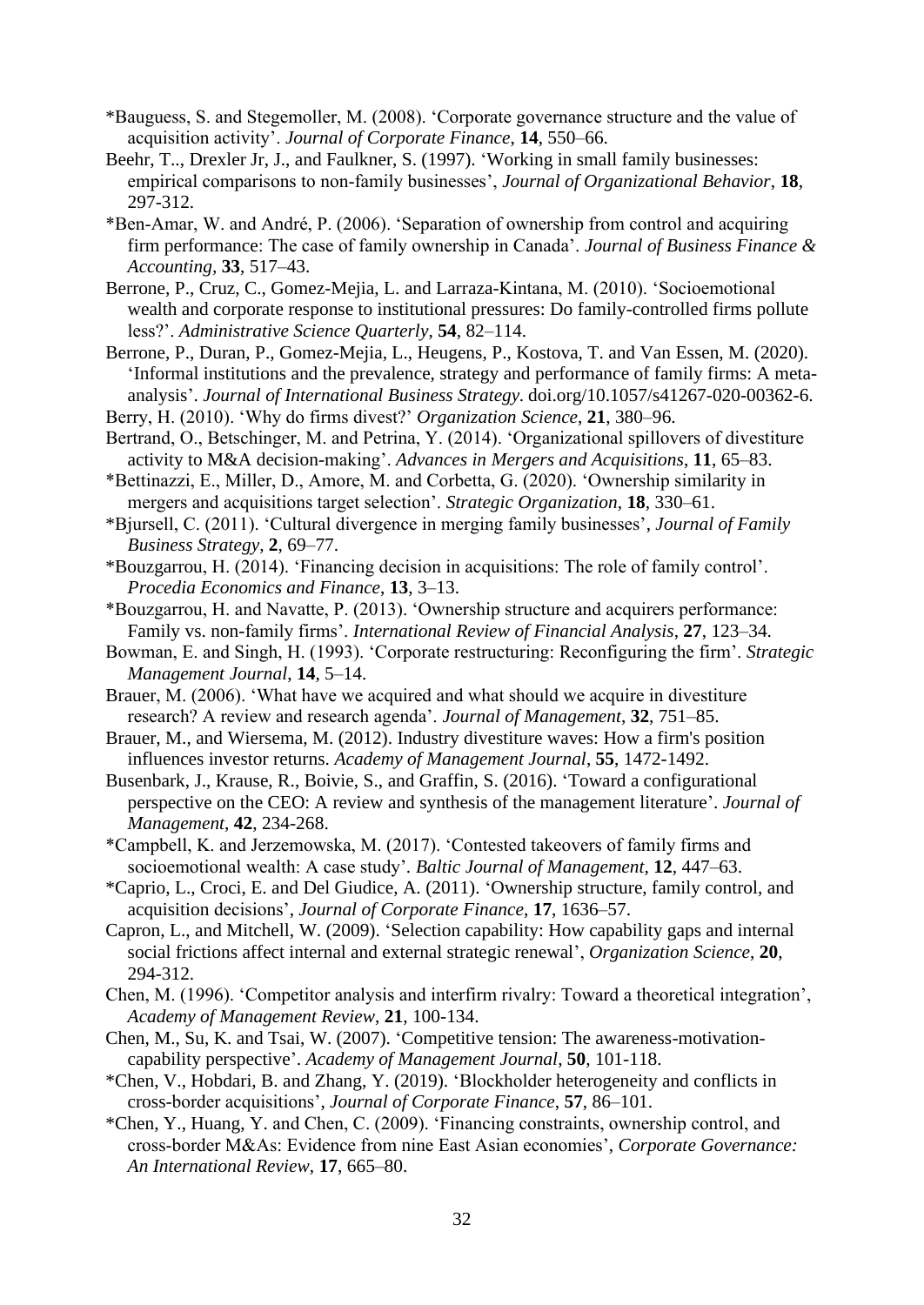*Bauguess, S. and Stegemoller, M. (2008). 'Corporate governance structure and the value of acquisition activity'. *Journal of Corporate Finance*, **14**, 550–66.

Beehr, T.., Drexler Jr, J., and Faulkner, S. (1997). 'Working in small family businesses: empirical comparisons to non-family businesses', *Journal of Organizational Behavior*, **18**, 297-312.

*Ben-Amar, W. and André, P. (2006). 'Separation of ownership from control and acquiring firm performance: The case of family ownership in Canada'. *Journal of Business Finance & Accounting*, **33**, 517–43.

Berrone, P., Cruz, C., Gomez-Mejia, L. and Larraza-Kintana, M. (2010). 'Socioemotional wealth and corporate response to institutional pressures: Do family-controlled firms pollute less?'. *Administrative Science Quarterly*, **54**, 82–114.

Berrone, P., Duran, P., Gomez-Mejia, L., Heugens, P., Kostova, T. and Van Essen, M. (2020). 'Informal institutions and the prevalence, strategy and performance of family firms: A meta-analysis'. *Journal of International Business Strategy*. doi.org/10.1057/s41267-020-00362-6.

Berry, H. (2010). 'Why do firms divest?' *Organization Science*, **21**, 380–96.

Bertrand, O., Betschinger, M. and Petrina, Y. (2014). 'Organizational spillovers of divestiture activity to M&A decision-making'. *Advances in Mergers and Acquisitions*, **11**, 65–83.

*Bettinazzi, E., Miller, D., Amore, M. and Corbetta, G. (2020). 'Ownership similarity in mergers and acquisitions target selection'. *Strategic Organization*, **18**, 330–61.

*Bjursell, C. (2011). 'Cultural divergence in merging family businesses', *Journal of Family Business Strategy*, **2**, 69–77.

*Bouzgarrou, H. (2014). 'Financing decision in acquisitions: The role of family control'. *Procedia Economics and Finance*, **13**, 3–13.

*Bouzgarrou, H. and Navatte, P. (2013). 'Ownership structure and acquirers performance: Family vs. non-family firms'. *International Review of Financial Analysis*, **27**, 123–34.

Bowman, E. and Singh, H. (1993). 'Corporate restructuring: Reconfiguring the firm'. *Strategic Management Journal*, **14**, 5–14.

Brauer, M. (2006). 'What have we acquired and what should we acquire in divestiture research? A review and research agenda'. *Journal of Management*, **32**, 751–85.

Brauer, M., and Wiersema, M. (2012). Industry divestiture waves: How a firm's position influences investor returns. *Academy of Management Journal*, **55**, 1472-1492.

Busenbark, J., Krause, R., Boivie, S., and Graffin, S. (2016). 'Toward a configurational perspective on the CEO: A review and synthesis of the management literature'. *Journal of Management*, **42**, 234-268.

*Campbell, K. and Jerzemowska, M. (2017). 'Contested takeovers of family firms and socioemotional wealth: A case study'. *Baltic Journal of Management*, **12**, 447–63.

*Caprio, L., Croci, E. and Del Giudice, A. (2011). 'Ownership structure, family control, and acquisition decisions', *Journal of Corporate Finance*, **17**, 1636–57.

Capron, L., and Mitchell, W. (2009). 'Selection capability: How capability gaps and internal social frictions affect internal and external strategic renewal', *Organization Science*, **20**, 294-312.

Chen, M. (1996). 'Competitor analysis and interfirm rivalry: Toward a theoretical integration', *Academy of Management Review*, **21**, 100-134.

Chen, M., Su, K. and Tsai, W. (2007). 'Competitive tension: The awareness-motivation-capability perspective'. *Academy of Management Journal*, **50**, 101-118.

*Chen, V., Hobdari, B. and Zhang, Y. (2019). 'Blockholder heterogeneity and conflicts in cross-border acquisitions', *Journal of Corporate Finance*, **57**, 86–101.

*Chen, Y., Huang, Y. and Chen, C. (2009). 'Financing constraints, ownership control, and cross-border M&As: Evidence from nine East Asian economies', *Corporate Governance: An International Review*, **17**, 665–80.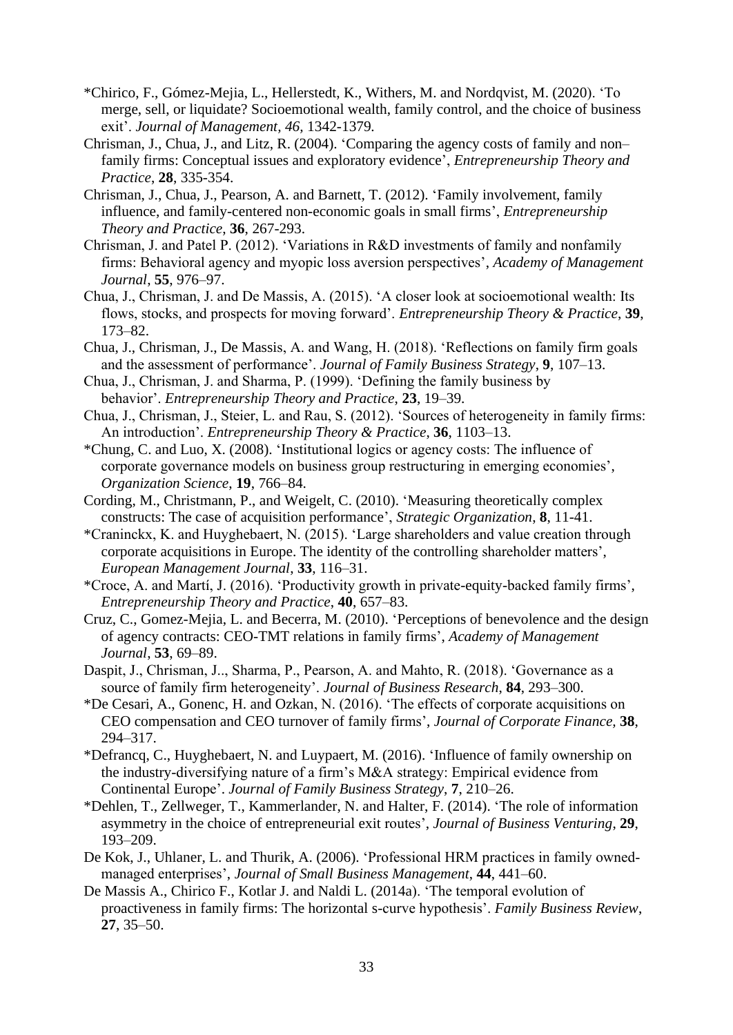*Chirico, F., Gómez-Mejia, L., Hellerstedt, K., Withers, M. and Nordqvist, M. (2020). 'To merge, sell, or liquidate? Socioemotional wealth, family control, and the choice of business exit'. *Journal of Management*, *46*, 1342-1379.

Chrisman, J., Chua, J., and Litz, R. (2004). 'Comparing the agency costs of family and non–family firms: Conceptual issues and exploratory evidence', *Entrepreneurship Theory and Practice*, **28**, 335-354.

Chrisman, J., Chua, J., Pearson, A. and Barnett, T. (2012). 'Family involvement, family influence, and family-centered non-economic goals in small firms', *Entrepreneurship Theory and Practice*, **36**, 267-293.

Chrisman, J. and Patel P. (2012). 'Variations in R&D investments of family and nonfamily firms: Behavioral agency and myopic loss aversion perspectives', *Academy of Management Journal*, **55**, 976–97.

Chua, J., Chrisman, J. and De Massis, A. (2015). 'A closer look at socioemotional wealth: Its flows, stocks, and prospects for moving forward'. *Entrepreneurship Theory & Practice*, **39**, 173–82.

Chua, J., Chrisman, J., De Massis, A. and Wang, H. (2018). 'Reflections on family firm goals and the assessment of performance'. *Journal of Family Business Strategy*, **9**, 107–13.

Chua, J., Chrisman, J. and Sharma, P. (1999). 'Defining the family business by behavior'. *Entrepreneurship Theory and Practice*, **23**, 19–39.

Chua, J., Chrisman, J., Steier, L. and Rau, S. (2012). 'Sources of heterogeneity in family firms: An introduction'. *Entrepreneurship Theory & Practice*, **36**, 1103–13.

*Chung, C. and Luo, X. (2008). 'Institutional logics or agency costs: The influence of corporate governance models on business group restructuring in emerging economies', *Organization Science*, **19**, 766–84.

Cording, M., Christmann, P., and Weigelt, C. (2010). 'Measuring theoretically complex constructs: The case of acquisition performance', *Strategic Organization*, **8**, 11-41.

*Craninckx, K. and Huyghebaert, N. (2015). 'Large shareholders and value creation through corporate acquisitions in Europe. The identity of the controlling shareholder matters', *European Management Journal*, **33**, 116–31.

*Croce, A. and Martí, J. (2016). 'Productivity growth in private-equity-backed family firms', *Entrepreneurship Theory and Practice*, **40**, 657–83.

Cruz, C., Gomez-Mejia, L. and Becerra, M. (2010). 'Perceptions of benevolence and the design of agency contracts: CEO-TMT relations in family firms', *Academy of Management Journal*, **53**, 69–89.

Daspit, J., Chrisman, J.., Sharma, P., Pearson, A. and Mahto, R. (2018). 'Governance as a source of family firm heterogeneity'. *Journal of Business Research*, **84**, 293–300.

*De Cesari, A., Gonenc, H. and Ozkan, N. (2016). 'The effects of corporate acquisitions on CEO compensation and CEO turnover of family firms', *Journal of Corporate Finance*, **38**, 294–317.

*Defrancq, C., Huyghebaert, N. and Luypaert, M. (2016). 'Influence of family ownership on the industry-diversifying nature of a firm's M&A strategy: Empirical evidence from Continental Europe'. *Journal of Family Business Strategy*, **7**, 210–26.

*Dehlen, T., Zellweger, T., Kammerlander, N. and Halter, F. (2014). 'The role of information asymmetry in the choice of entrepreneurial exit routes', *Journal of Business Venturing*, **29**, 193–209.

De Kok, J., Uhlaner, L. and Thurik, A. (2006). 'Professional HRM practices in family owned-managed enterprises', *Journal of Small Business Management*, **44**, 441–60.

De Massis A., Chirico F., Kotlar J. and Naldi L. (2014a). 'The temporal evolution of proactiveness in family firms: The horizontal s-curve hypothesis'. *Family Business Review*, **27**, 35–50.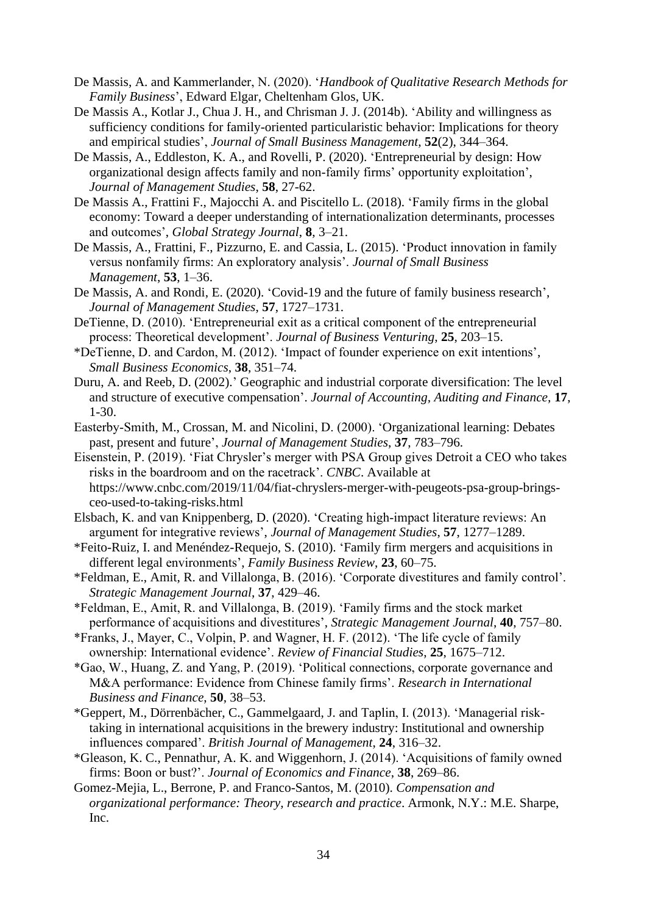De Massis, A. and Kammerlander, N. (2020). '*Handbook of Qualitative Research Methods for Family Business*', Edward Elgar, Cheltenham Glos, UK.

De Massis A., Kotlar J., Chua J. H., and Chrisman J. J. (2014b). 'Ability and willingness as sufficiency conditions for family-oriented particularistic behavior: Implications for theory and empirical studies', *Journal of Small Business Management*, **52**(2), 344–364.

De Massis, A., Eddleston, K. A., and Rovelli, P. (2020). 'Entrepreneurial by design: How organizational design affects family and non-family firms' opportunity exploitation', *Journal of Management Studies*, **58**, 27-62.

De Massis A., Frattini F., Majocchi A. and Piscitello L. (2018). 'Family firms in the global economy: Toward a deeper understanding of internationalization determinants, processes and outcomes', *Global Strategy Journal*, **8**, 3–21.

De Massis, A., Frattini, F., Pizzurno, E. and Cassia, L. (2015). 'Product innovation in family versus nonfamily firms: An exploratory analysis'. *Journal of Small Business Management*, **53**, 1–36.

De Massis, A. and Rondi, E. (2020). 'Covid-19 and the future of family business research', *Journal of Management Studies*, **57**, 1727–1731.

DeTienne, D. (2010). 'Entrepreneurial exit as a critical component of the entrepreneurial process: Theoretical development'. *Journal of Business Venturing*, **25**, 203–15.

*DeTienne, D. and Cardon, M. (2012). 'Impact of founder experience on exit intentions', *Small Business Economics*, **38**, 351–74.

Duru, A. and Reeb, D. (2002).' Geographic and industrial corporate diversification: The level and structure of executive compensation'. *Journal of Accounting, Auditing and Finance*, **17**, 1-30.

Easterby-Smith, M., Crossan, M. and Nicolini, D. (2000). 'Organizational learning: Debates past, present and future', *Journal of Management Studies*, **37**, 783–796.

Eisenstein, P. (2019). 'Fiat Chrysler's merger with PSA Group gives Detroit a CEO who takes risks in the boardroom and on the racetrack'. *CNBC*. Available at https://www.cnbc.com/2019/11/04/fiat-chryslers-merger-with-peugeots-psa-group-brings-ceo-used-to-taking-risks.html

Elsbach, K. and van Knippenberg, D. (2020). 'Creating high-impact literature reviews: An argument for integrative reviews', *Journal of Management Studies*, **57**, 1277–1289.

*Feito-Ruiz, I. and Menéndez-Requejo, S. (2010). 'Family firm mergers and acquisitions in different legal environments', *Family Business Review*, **23**, 60–75.

*Feldman, E., Amit, R. and Villalonga, B. (2016). 'Corporate divestitures and family control'. *Strategic Management Journal*, **37**, 429–46.

*Feldman, E., Amit, R. and Villalonga, B. (2019). 'Family firms and the stock market performance of acquisitions and divestitures', *Strategic Management Journal*, **40**, 757–80.

*Franks, J., Mayer, C., Volpin, P. and Wagner, H. F. (2012). 'The life cycle of family ownership: International evidence'. *Review of Financial Studies*, **25**, 1675–712.

*Gao, W., Huang, Z. and Yang, P. (2019). 'Political connections, corporate governance and M&A performance: Evidence from Chinese family firms'. *Research in International Business and Finance*, **50**, 38–53.

*Geppert, M., Dörrenbächer, C., Gammelgaard, J. and Taplin, I. (2013). 'Managerial risk-taking in international acquisitions in the brewery industry: Institutional and ownership influences compared'. *British Journal of Management*, **24**, 316–32.

*Gleason, K. C., Pennathur, A. K. and Wiggenhorn, J. (2014). 'Acquisitions of family owned firms: Boon or bust?'. *Journal of Economics and Finance*, **38**, 269–86.

Gomez-Mejia, L., Berrone, P. and Franco-Santos, M. (2010). *Compensation and organizational performance: Theory, research and practice*. Armonk, N.Y.: M.E. Sharpe, Inc.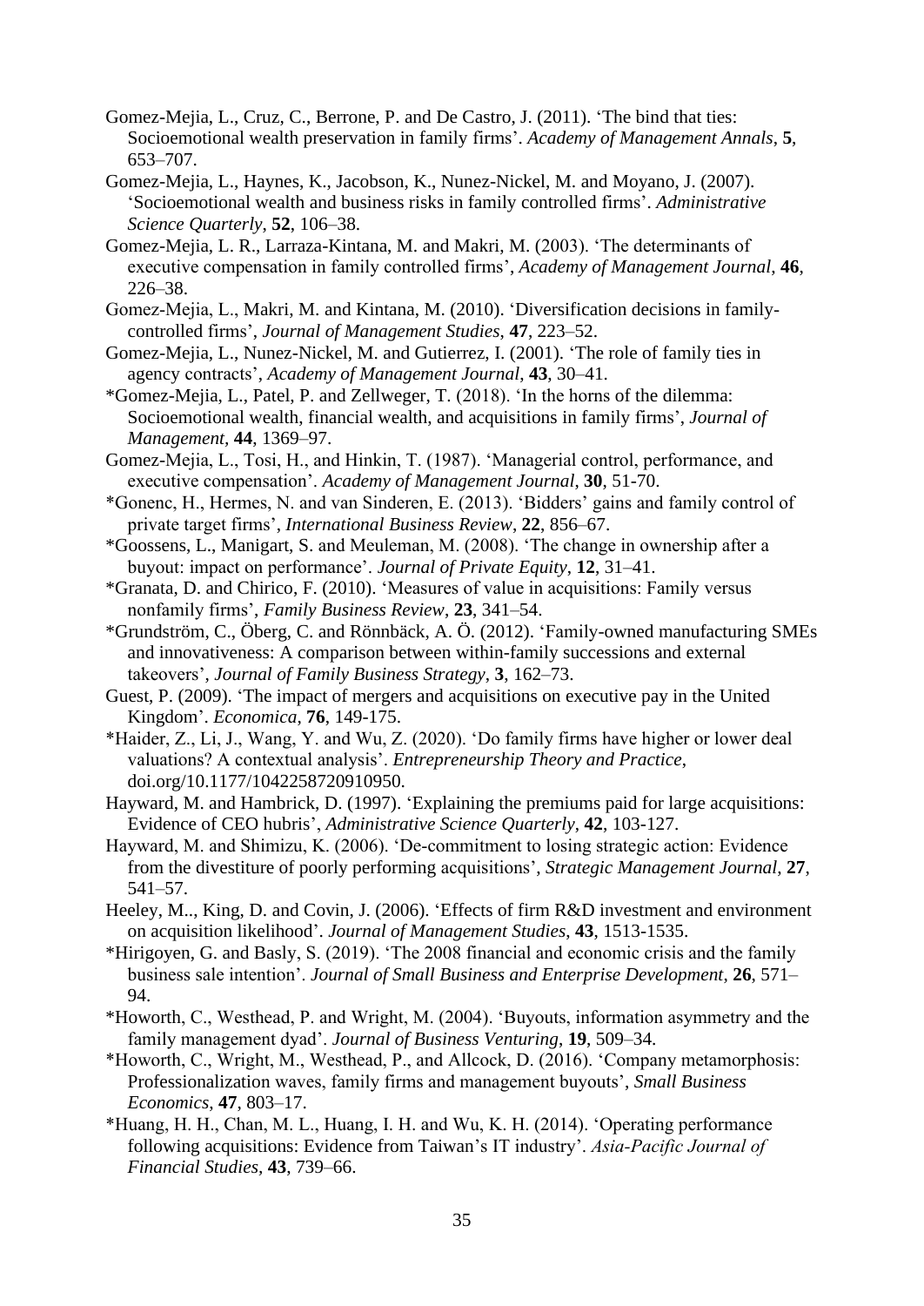Gomez-Mejia, L., Cruz, C., Berrone, P. and De Castro, J. (2011). 'The bind that ties: Socioemotional wealth preservation in family firms'. *Academy of Management Annals*, **5**, 653–707.

Gomez-Mejia, L., Haynes, K., Jacobson, K., Nunez-Nickel, M. and Moyano, J. (2007). 'Socioemotional wealth and business risks in family controlled firms'. *Administrative Science Quarterly*, **52**, 106–38.

Gomez-Mejia, L. R., Larraza-Kintana, M. and Makri, M. (2003). 'The determinants of executive compensation in family controlled firms', *Academy of Management Journal*, **46**, 226–38.

Gomez-Mejia, L., Makri, M. and Kintana, M. (2010). 'Diversification decisions in family-controlled firms', *Journal of Management Studies*, **47**, 223–52.

Gomez-Mejia, L., Nunez-Nickel, M. and Gutierrez, I. (2001). 'The role of family ties in agency contracts', *Academy of Management Journal*, **43**, 30–41.

*Gomez-Mejia, L., Patel, P. and Zellweger, T. (2018). 'In the horns of the dilemma: Socioemotional wealth, financial wealth, and acquisitions in family firms', *Journal of Management*, **44**, 1369–97.

Gomez-Mejia, L., Tosi, H., and Hinkin, T. (1987). 'Managerial control, performance, and executive compensation'. *Academy of Management Journal*, **30**, 51-70.

*Gonenc, H., Hermes, N. and van Sinderen, E. (2013). 'Bidders' gains and family control of private target firms', *International Business Review*, **22**, 856–67.

*Goossens, L., Manigart, S. and Meuleman, M. (2008). 'The change in ownership after a buyout: impact on performance'. *Journal of Private Equity*, **12**, 31–41.

*Granata, D. and Chirico, F. (2010). 'Measures of value in acquisitions: Family versus nonfamily firms', *Family Business Review*, **23**, 341–54.

*Grundström, C., Öberg, C. and Rönnbäck, A. Ö. (2012). 'Family-owned manufacturing SMEs and innovativeness: A comparison between within-family successions and external takeovers', *Journal of Family Business Strategy*, **3**, 162–73.

Guest, P. (2009). 'The impact of mergers and acquisitions on executive pay in the United Kingdom'. *Economica*, **76**, 149-175.

*Haider, Z., Li, J., Wang, Y. and Wu, Z. (2020). 'Do family firms have higher or lower deal valuations? A contextual analysis'. *Entrepreneurship Theory and Practice*, doi.org/10.1177/1042258720910950.

Hayward, M. and Hambrick, D. (1997). 'Explaining the premiums paid for large acquisitions: Evidence of CEO hubris', *Administrative Science Quarterly*, **42**, 103-127.

Hayward, M. and Shimizu, K. (2006). 'De-commitment to losing strategic action: Evidence from the divestiture of poorly performing acquisitions', *Strategic Management Journal*, **27**, 541–57.

Heeley, M.., King, D. and Covin, J. (2006). 'Effects of firm R&D investment and environment on acquisition likelihood'. *Journal of Management Studies*, **43**, 1513-1535.

*Hirigoyen, G. and Basly, S. (2019). 'The 2008 financial and economic crisis and the family business sale intention'. *Journal of Small Business and Enterprise Development*, **26**, 571–94.

*Howorth, C., Westhead, P. and Wright, M. (2004). 'Buyouts, information asymmetry and the family management dyad'. *Journal of Business Venturing*, **19**, 509–34.

*Howorth, C., Wright, M., Westhead, P., and Allcock, D. (2016). 'Company metamorphosis: Professionalization waves, family firms and management buyouts', *Small Business Economics*, **47**, 803–17.

*Huang, H. H., Chan, M. L., Huang, I. H. and Wu, K. H. (2014). 'Operating performance following acquisitions: Evidence from Taiwan's IT industry'. *Asia-Pacific Journal of Financial Studies*, **43**, 739–66.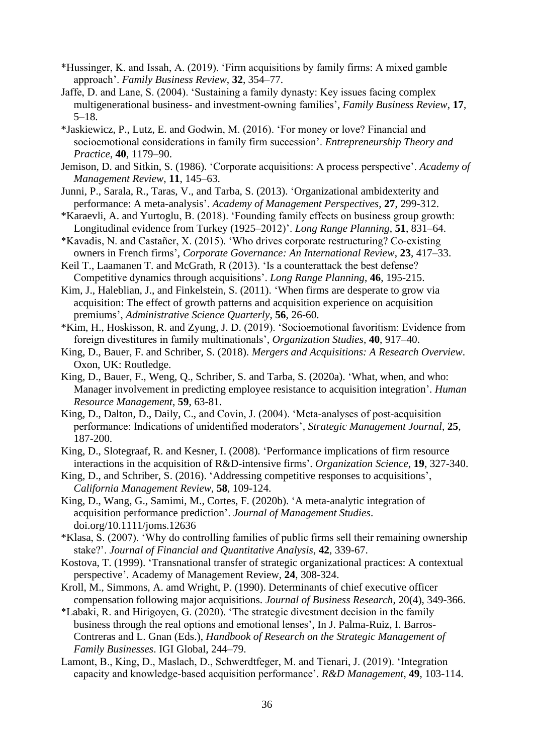*Hussinger, K. and Issah, A. (2019). 'Firm acquisitions by family firms: A mixed gamble approach'. *Family Business Review*, **32**, 354–77.

Jaffe, D. and Lane, S. (2004). 'Sustaining a family dynasty: Key issues facing complex multigenerational business- and investment-owning families', *Family Business Review*, **17**, 5–18.

*Jaskiewicz, P., Lutz, E. and Godwin, M. (2016). 'For money or love? Financial and socioemotional considerations in family firm succession'. *Entrepreneurship Theory and Practice*, **40**, 1179–90.

Jemison, D. and Sitkin, S. (1986). 'Corporate acquisitions: A process perspective'. *Academy of Management Review*, **11**, 145–63.

Junni, P., Sarala, R., Taras, V., and Tarba, S. (2013). 'Organizational ambidexterity and performance: A meta-analysis'. *Academy of Management Perspectives*, **27**, 299-312.

*Karaevli, A. and Yurtoglu, B. (2018). 'Founding family effects on business group growth: Longitudinal evidence from Turkey (1925–2012)'. *Long Range Planning*, **51**, 831–64.

*Kavadis, N. and Castañer, X. (2015). 'Who drives corporate restructuring? Co-existing owners in French firms', *Corporate Governance: An International Review*, **23**, 417–33.

Keil T., Laamanen T. and McGrath, R (2013). 'Is a counterattack the best defense? Competitive dynamics through acquisitions'. *Long Range Planning*, **46**, 195-215.

Kim, J., Haleblian, J., and Finkelstein, S. (2011). 'When firms are desperate to grow via acquisition: The effect of growth patterns and acquisition experience on acquisition premiums', *Administrative Science Quarterly*, **56**, 26-60.

*Kim, H., Hoskisson, R. and Zyung, J. D. (2019). 'Socioemotional favoritism: Evidence from foreign divestitures in family multinationals', *Organization Studies*, **40**, 917–40.

King, D., Bauer, F. and Schriber, S. (2018). *Mergers and Acquisitions: A Research Overview*. Oxon, UK: Routledge.

King, D., Bauer, F., Weng, Q., Schriber, S. and Tarba, S. (2020a). 'What, when, and who: Manager involvement in predicting employee resistance to acquisition integration'. *Human Resource Management*, **59**, 63-81.

King, D., Dalton, D., Daily, C., and Covin, J. (2004). 'Meta-analyses of post-acquisition performance: Indications of unidentified moderators', *Strategic Management Journal*, **25**, 187-200.

King, D., Slotegraaf, R. and Kesner, I. (2008). 'Performance implications of firm resource interactions in the acquisition of R&D-intensive firms'. *Organization Science*, **19**, 327-340.

King, D., and Schriber, S. (2016). 'Addressing competitive responses to acquisitions', *California Management Review*, **58**, 109-124.

King, D., Wang, G., Samimi, M., Cortes, F. (2020b). 'A meta-analytic integration of acquisition performance prediction'. *Journal of Management Studies*. doi.org/10.1111/joms.12636

*Klasa, S. (2007). 'Why do controlling families of public firms sell their remaining ownership stake?'. *Journal of Financial and Quantitative Analysis*, **42**, 339-67.

Kostova, T. (1999). 'Transnational transfer of strategic organizational practices: A contextual perspective'. Academy of Management Review, **24**, 308-324.

Kroll, M., Simmons, A. amd Wright, P. (1990). Determinants of chief executive officer compensation following major acquisitions. *Journal of Business Research*, 20(4), 349-366.

*Labaki, R. and Hirigoyen, G. (2020). 'The strategic divestment decision in the family business through the real options and emotional lenses', In J. Palma-Ruiz, I. Barros-Contreras and L. Gnan (Eds.), *Handbook of Research on the Strategic Management of Family Businesses*. IGI Global, 244–79.

Lamont, B., King, D., Maslach, D., Schwerdtfeger, M. and Tienari, J. (2019). 'Integration capacity and knowledge-based acquisition performance'. *R&D Management*, **49**, 103-114.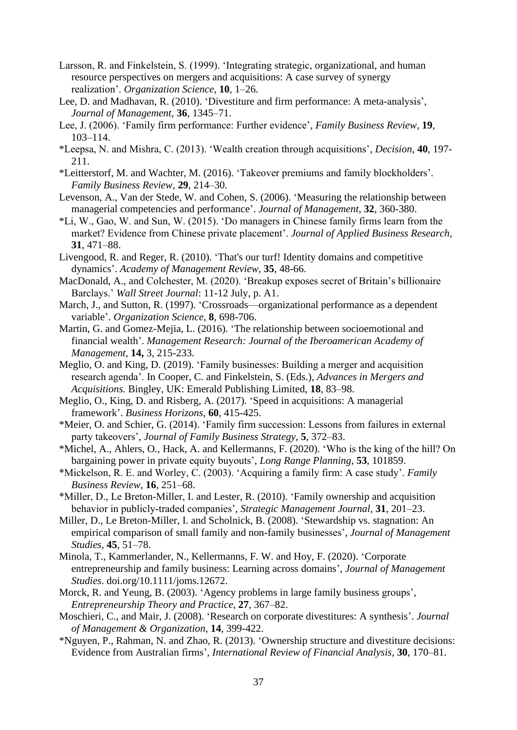Larsson, R. and Finkelstein, S. (1999). 'Integrating strategic, organizational, and human resource perspectives on mergers and acquisitions: A case survey of synergy realization'. *Organization Science*, **10**, 1–26.

Lee, D. and Madhavan, R. (2010). 'Divestiture and firm performance: A meta-analysis', *Journal of Management*, **36**, 1345–71.

Lee, J. (2006). 'Family firm performance: Further evidence', *Family Business Review*, **19**, 103–114.

*Leepsa, N. and Mishra, C. (2013). 'Wealth creation through acquisitions', *Decision*, **40**, 197-211.

*Leitterstorf, M. and Wachter, M. (2016). 'Takeover premiums and family blockholders'. *Family Business Review*, **29**, 214–30.

Levenson, A., Van der Stede, W. and Cohen, S. (2006). 'Measuring the relationship between managerial competencies and performance'. *Journal of Management*, **32**, 360-380.

*Li, W., Gao, W. and Sun, W. (2015). 'Do managers in Chinese family firms learn from the market? Evidence from Chinese private placement'. *Journal of Applied Business Research*, **31**, 471–88.

Livengood, R. and Reger, R. (2010). 'That's our turf! Identity domains and competitive dynamics'. *Academy of Management Review*, **35**, 48-66.

MacDonald, A., and Colchester, M. (2020). 'Breakup exposes secret of Britain's billionaire Barclays.' *Wall Street Journal*: 11-12 July, p. A1.

March, J., and Sutton, R. (1997). 'Crossroads—organizational performance as a dependent variable'. *Organization Science*, **8**, 698-706.

Martin, G. and Gomez-Mejia, L. (2016). 'The relationship between socioemotional and financial wealth'. *Management Research: Journal of the Iberoamerican Academy of Management*, **14,** 3, 215-233.

Meglio, O. and King, D. (2019). 'Family businesses: Building a merger and acquisition research agenda'. In Cooper, C. and Finkelstein, S. (Eds.), *Advances in Mergers and Acquisitions.* Bingley, UK: Emerald Publishing Limited, **18**, 83–98.

Meglio, O., King, D. and Risberg, A. (2017). 'Speed in acquisitions: A managerial framework'. *Business Horizons*, **60**, 415-425.

*Meier, O. and Schier, G. (2014). 'Family firm succession: Lessons from failures in external party takeovers', *Journal of Family Business Strategy*, **5**, 372–83.

*Michel, A., Ahlers, O., Hack, A. and Kellermanns, F. (2020). 'Who is the king of the hill? On bargaining power in private equity buyouts', *Long Range Planning*, **53**, 101859.

*Mickelson, R. E. and Worley, C. (2003). 'Acquiring a family firm: A case study'. *Family Business Review*, **16**, 251–68.

*Miller, D., Le Breton-Miller, I. and Lester, R. (2010). 'Family ownership and acquisition behavior in publicly-traded companies', *Strategic Management Journal*, **31**, 201–23.

Miller, D., Le Breton-Miller, I. and Scholnick, B. (2008). 'Stewardship vs. stagnation: An empirical comparison of small family and non-family businesses', *Journal of Management Studies*, **45**, 51–78.

Minola, T., Kammerlander, N., Kellermanns, F. W. and Hoy, F. (2020). 'Corporate entrepreneurship and family business: Learning across domains', *Journal of Management Studies*. doi.org/10.1111/joms.12672.

Morck, R. and Yeung, B. (2003). 'Agency problems in large family business groups', *Entrepreneurship Theory and Practice*, **27**, 367–82.

Moschieri, C., and Mair, J. (2008). 'Research on corporate divestitures: A synthesis'. *Journal of Management & Organization*, **14**, 399-422.

*Nguyen, P., Rahman, N. and Zhao, R. (2013). 'Ownership structure and divestiture decisions: Evidence from Australian firms', *International Review of Financial Analysis*, **30**, 170–81.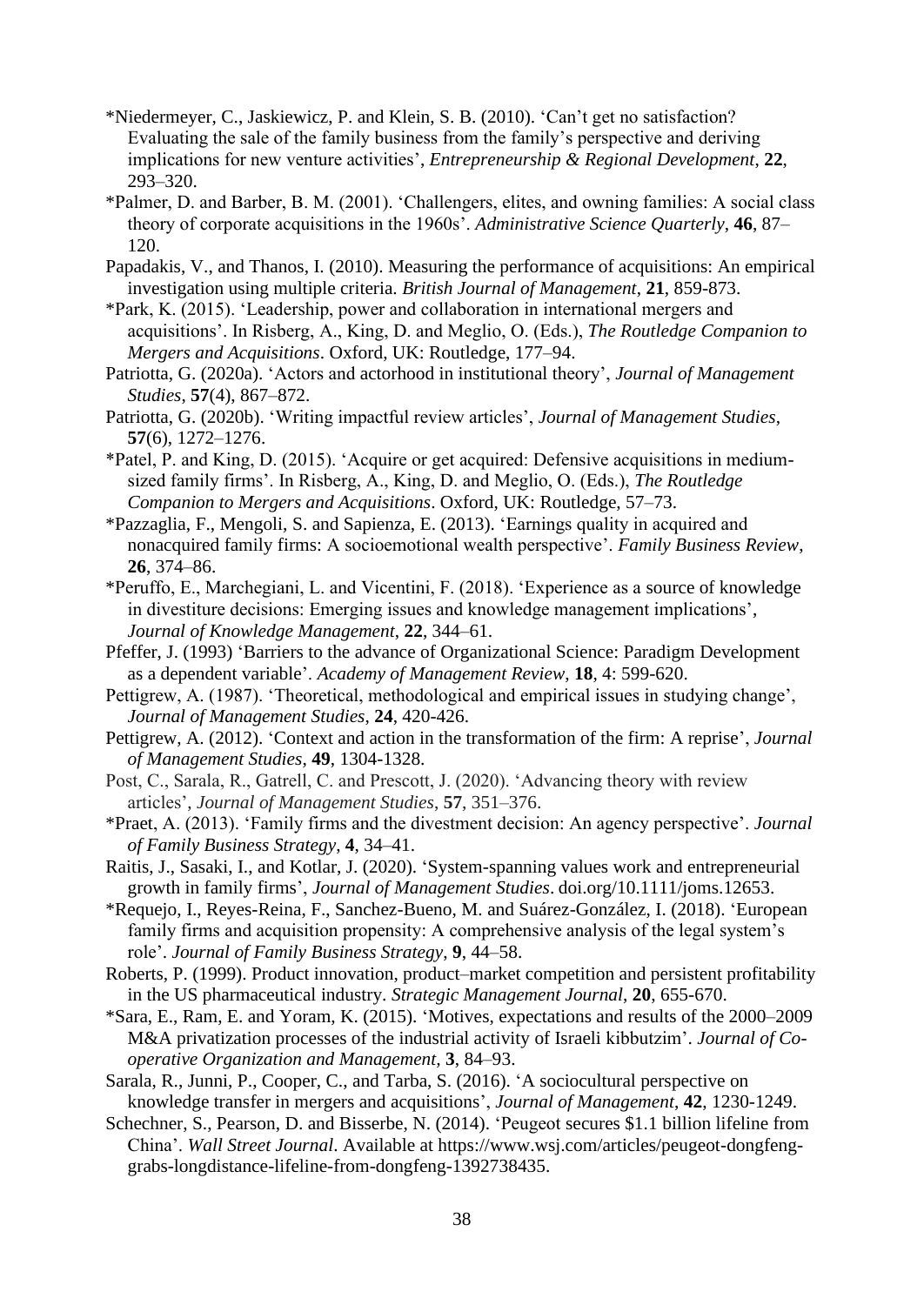*Niedermeyer, C., Jaskiewicz, P. and Klein, S. B. (2010). 'Can't get no satisfaction? Evaluating the sale of the family business from the family's perspective and deriving implications for new venture activities', *Entrepreneurship & Regional Development*, **22**, 293–320.

*Palmer, D. and Barber, B. M. (2001). 'Challengers, elites, and owning families: A social class theory of corporate acquisitions in the 1960s'. *Administrative Science Quarterly*, **46**, 87–120.

Papadakis, V., and Thanos, I. (2010). Measuring the performance of acquisitions: An empirical investigation using multiple criteria. *British Journal of Management*, **21**, 859-873.

*Park, K. (2015). 'Leadership, power and collaboration in international mergers and acquisitions'. In Risberg, A., King, D. and Meglio, O. (Eds.), *The Routledge Companion to Mergers and Acquisitions*. Oxford, UK: Routledge, 177–94.

Patriotta, G. (2020a). 'Actors and actorhood in institutional theory', *Journal of Management Studies*, **57**(4), 867–872.

Patriotta, G. (2020b). 'Writing impactful review articles', *Journal of Management Studies*, **57**(6), 1272–1276.

*Patel, P. and King, D. (2015). 'Acquire or get acquired: Defensive acquisitions in medium-sized family firms'. In Risberg, A., King, D. and Meglio, O. (Eds.), *The Routledge Companion to Mergers and Acquisitions*. Oxford, UK: Routledge, 57–73.

*Pazzaglia, F., Mengoli, S. and Sapienza, E. (2013). 'Earnings quality in acquired and nonacquired family firms: A socioemotional wealth perspective'. *Family Business Review*, **26**, 374–86.

*Peruffo, E., Marchegiani, L. and Vicentini, F. (2018). 'Experience as a source of knowledge in divestiture decisions: Emerging issues and knowledge management implications', *Journal of Knowledge Management*, **22**, 344–61.

Pfeffer, J. (1993) 'Barriers to the advance of Organizational Science: Paradigm Development as a dependent variable'. *Academy of Management Review*, **18**, 4: 599-620.

Pettigrew, A. (1987). 'Theoretical, methodological and empirical issues in studying change', *Journal of Management Studies*, **24**, 420-426.

Pettigrew, A. (2012). 'Context and action in the transformation of the firm: A reprise', *Journal of Management Studies*, **49**, 1304-1328.

Post, C., Sarala, R., Gatrell, C. and Prescott, J. (2020). 'Advancing theory with review articles', *Journal of Management Studies*, **57**, 351–376.

*Praet, A. (2013). 'Family firms and the divestment decision: An agency perspective'. *Journal of Family Business Strategy*, **4**, 34–41.

Raitis, J., Sasaki, I., and Kotlar, J. (2020). 'System-spanning values work and entrepreneurial growth in family firms', *Journal of Management Studies*. doi.org/10.1111/joms.12653.

*Requejo, I., Reyes-Reina, F., Sanchez-Bueno, M. and Suárez-González, I. (2018). 'European family firms and acquisition propensity: A comprehensive analysis of the legal system's role'. *Journal of Family Business Strategy*, **9**, 44–58.

Roberts, P. (1999). Product innovation, product–market competition and persistent profitability in the US pharmaceutical industry. *Strategic Management Journal*, **20**, 655-670.

*Sara, E., Ram, E. and Yoram, K. (2015). 'Motives, expectations and results of the 2000–2009 M&A privatization processes of the industrial activity of Israeli kibbutzim'. *Journal of Co-operative Organization and Management*, **3**, 84–93.

Sarala, R., Junni, P., Cooper, C., and Tarba, S. (2016). 'A sociocultural perspective on knowledge transfer in mergers and acquisitions', *Journal of Management*, **42**, 1230-1249.

Schechner, S., Pearson, D. and Bisserbe, N. (2014). 'Peugeot secures $1.1 billion lifeline from China'. *Wall Street Journal*. Available at https://www.wsj.com/articles/peugeot-dongfeng-grabs-longdistance-lifeline-from-dongfeng-1392738435.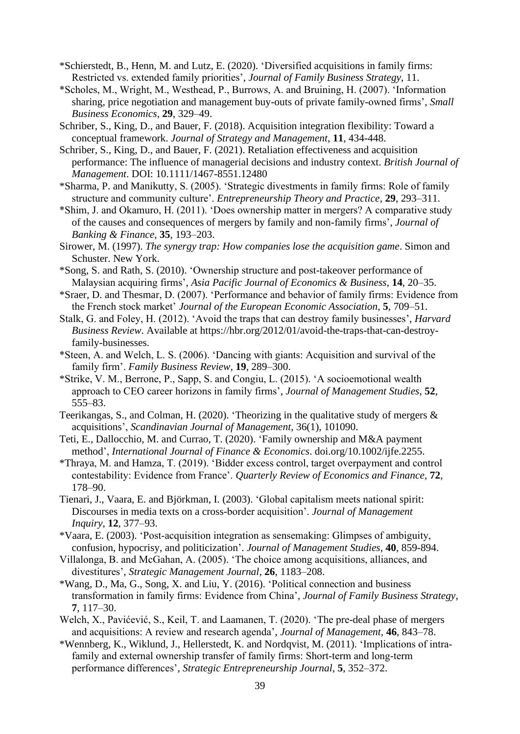*Schierstedt, B., Henn, M. and Lutz, E. (2020). 'Diversified acquisitions in family firms: Restricted vs. extended family priorities', *Journal of Family Business Strategy*, 11.

*Scholes, M., Wright, M., Westhead, P., Burrows, A. and Bruining, H. (2007). 'Information sharing, price negotiation and management buy-outs of private family-owned firms', *Small Business Economics*, **29**, 329–49.

Schriber, S., King, D., and Bauer, F. (2018). Acquisition integration flexibility: Toward a conceptual framework. *Journal of Strategy and Management*, **11**, 434-448.

Schriber, S., King, D., and Bauer, F. (2021). Retaliation effectiveness and acquisition performance: The influence of managerial decisions and industry context. *British Journal of Management*. DOI: 10.1111/1467-8551.12480

*Sharma, P. and Manikutty, S. (2005). 'Strategic divestments in family firms: Role of family structure and community culture'. *Entrepreneurship Theory and Practice*, **29**, 293–311.

*Shim, J. and Okamuro, H. (2011). 'Does ownership matter in mergers? A comparative study of the causes and consequences of mergers by family and non-family firms', *Journal of Banking & Finance*, **35**, 193–203.

Sirower, M. (1997). *The synergy trap: How companies lose the acquisition game*. Simon and Schuster. New York.

*Song, S. and Rath, S. (2010). 'Ownership structure and post-takeover performance of Malaysian acquiring firms', *Asia Pacific Journal of Economics & Business*, **14**, 20–35.

*Sraer, D. and Thesmar, D. (2007). 'Performance and behavior of family firms: Evidence from the French stock market' *Journal of the European Economic Association*, **5**, 709–51.

Stalk, G. and Foley, H. (2012). 'Avoid the traps that can destroy family businesses', *Harvard Business Review*. Available at https://hbr.org/2012/01/avoid-the-traps-that-can-destroy-family-businesses.

*Steen, A. and Welch, L. S. (2006). 'Dancing with giants: Acquisition and survival of the family firm'. *Family Business Review*, **19**, 289–300.

*Strike, V. M., Berrone, P., Sapp, S. and Congiu, L. (2015). 'A socioemotional wealth approach to CEO career horizons in family firms', *Journal of Management Studies*, **52**, 555–83.

Teerikangas, S., and Colman, H. (2020). 'Theorizing in the qualitative study of mergers & acquisitions', *Scandinavian Journal of Management*, 36(1), 101090.

Teti, E., Dallocchio, M. and Currao, T. (2020). 'Family ownership and M&A payment method', *International Journal of Finance & Economics*. doi.org/10.1002/ijfe.2255.

*Thraya, M. and Hamza, T. (2019). 'Bidder excess control, target overpayment and control contestability: Evidence from France'. *Quarterly Review of Economics and Finance*, **72**, 178–90.

Tienari, J., Vaara, E. and Björkman, I. (2003). 'Global capitalism meets national spirit: Discourses in media texts on a cross-border acquisition'. *Journal of Management Inquiry*, **12**, 377–93.

*Vaara, E. (2003). 'Post-acquisition integration as sensemaking: Glimpses of ambiguity, confusion, hypocrisy, and politicization'. *Journal of Management Studies*, **40**, 859-894.

Villalonga, B. and McGahan, A. (2005). 'The choice among acquisitions, alliances, and divestitures', *Strategic Management Journal*, **26**, 1183–208.

*Wang, D., Ma, G., Song, X. and Liu, Y. (2016). 'Political connection and business transformation in family firms: Evidence from China', *Journal of Family Business Strategy*, **7**, 117–30.

Welch, X., Pavićević, S., Keil, T. and Laamanen, T. (2020). 'The pre-deal phase of mergers and acquisitions: A review and research agenda', *Journal of Management*, **46**, 843–78.

*Wennberg, K., Wiklund, J., Hellerstedt, K. and Nordqvist, M. (2011). 'Implications of intra-family and external ownership transfer of family firms: Short-term and long-term performance differences', *Strategic Entrepreneurship Journal*, **5**, 352–372.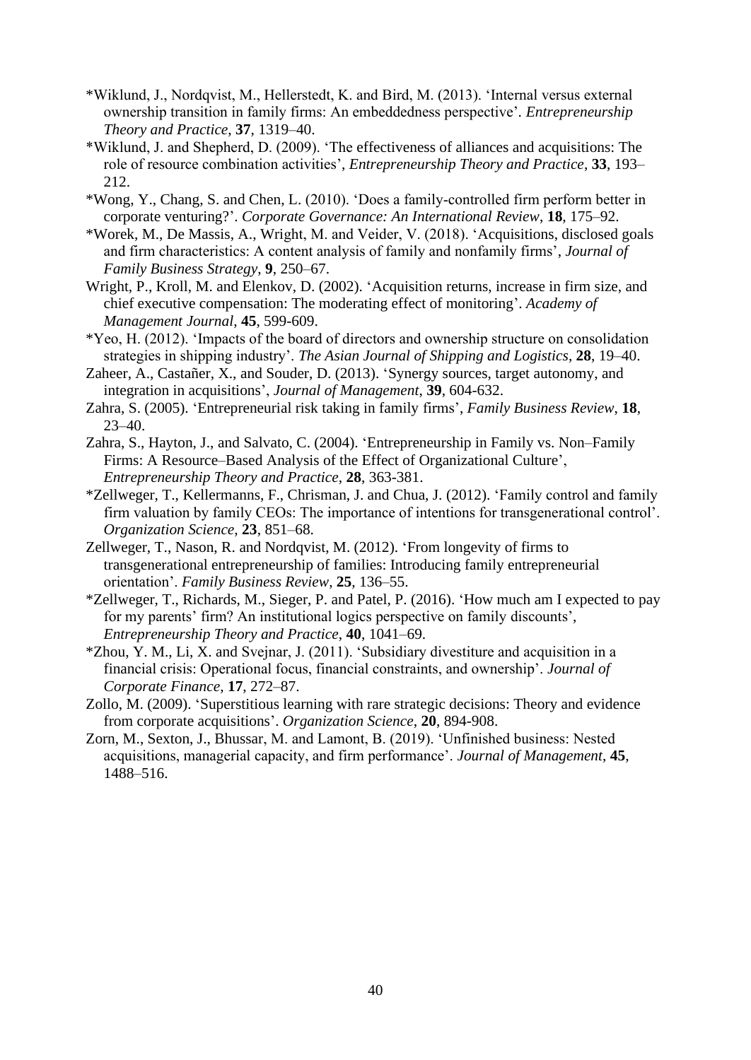*Wiklund, J., Nordqvist, M., Hellerstedt, K. and Bird, M. (2013). 'Internal versus external ownership transition in family firms: An embeddedness perspective'. *Entrepreneurship Theory and Practice*, **37**, 1319–40.

*Wiklund, J. and Shepherd, D. (2009). 'The effectiveness of alliances and acquisitions: The role of resource combination activities', *Entrepreneurship Theory and Practice*, **33**, 193–212.

*Wong, Y., Chang, S. and Chen, L. (2010). 'Does a family-controlled firm perform better in corporate venturing?'. *Corporate Governance: An International Review*, **18**, 175–92.

*Worek, M., De Massis, A., Wright, M. and Veider, V. (2018). 'Acquisitions, disclosed goals and firm characteristics: A content analysis of family and nonfamily firms', *Journal of Family Business Strategy*, **9**, 250–67.

Wright, P., Kroll, M. and Elenkov, D. (2002). 'Acquisition returns, increase in firm size, and chief executive compensation: The moderating effect of monitoring'. *Academy of Management Journal*, **45**, 599-609.

*Yeo, H. (2012). 'Impacts of the board of directors and ownership structure on consolidation strategies in shipping industry'. *The Asian Journal of Shipping and Logistics*, **28**, 19–40.

Zaheer, A., Castañer, X., and Souder, D. (2013). 'Synergy sources, target autonomy, and integration in acquisitions', *Journal of Management*, **39**, 604-632.

Zahra, S. (2005). 'Entrepreneurial risk taking in family firms', *Family Business Review*, **18**, 23–40.

Zahra, S., Hayton, J., and Salvato, C. (2004). 'Entrepreneurship in Family vs. Non–Family Firms: A Resource–Based Analysis of the Effect of Organizational Culture', *Entrepreneurship Theory and Practice*, **28**, 363-381.

*Zellweger, T., Kellermanns, F., Chrisman, J. and Chua, J. (2012). 'Family control and family firm valuation by family CEOs: The importance of intentions for transgenerational control'. *Organization Science*, **23**, 851–68.

Zellweger, T., Nason, R. and Nordqvist, M. (2012). 'From longevity of firms to transgenerational entrepreneurship of families: Introducing family entrepreneurial orientation'. *Family Business Review*, **25**, 136–55.

*Zellweger, T., Richards, M., Sieger, P. and Patel, P. (2016). 'How much am I expected to pay for my parents' firm? An institutional logics perspective on family discounts', *Entrepreneurship Theory and Practice*, **40**, 1041–69.

*Zhou, Y. M., Li, X. and Svejnar, J. (2011). 'Subsidiary divestiture and acquisition in a financial crisis: Operational focus, financial constraints, and ownership'. *Journal of Corporate Finance*, **17**, 272–87.

Zollo, M. (2009). 'Superstitious learning with rare strategic decisions: Theory and evidence from corporate acquisitions'. *Organization Science*, **20**, 894-908.

Zorn, M., Sexton, J., Bhussar, M. and Lamont, B. (2019). 'Unfinished business: Nested acquisitions, managerial capacity, and firm performance'. *Journal of Management*, **45**, 1488–516.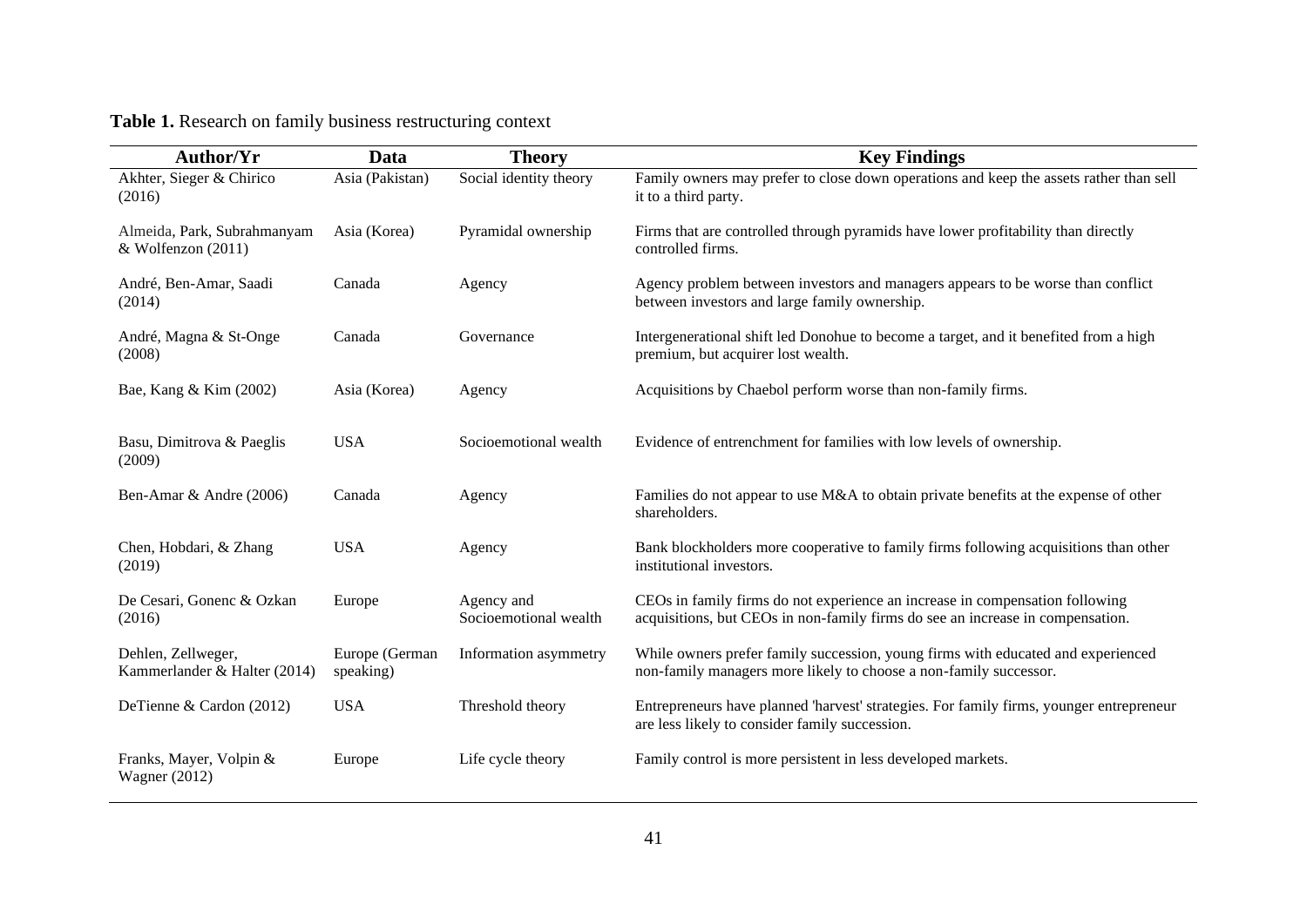**Table 1.** Research on family business restructuring context

| Author/Yr | Data | Theory | Key Findings |
|---|---|---|---|
| Akhter, Sieger & Chirico (2016) | Asia (Pakistan) | Social identity theory | Family owners may prefer to close down operations and keep the assets rather than sell it to a third party. |
| Almeida, Park, Subrahmanyam & Wolfenzon (2011) | Asia (Korea) | Pyramidal ownership | Firms that are controlled through pyramids have lower profitability than directly controlled firms. |
| André, Ben-Amar, Saadi (2014) | Canada | Agency | Agency problem between investors and managers appears to be worse than conflict between investors and large family ownership. |
| André, Magna & St-Onge (2008) | Canada | Governance | Intergenerational shift led Donohue to become a target, and it benefited from a high premium, but acquirer lost wealth. |
| Bae, Kang & Kim (2002) | Asia (Korea) | Agency | Acquisitions by Chaebol perform worse than non-family firms. |
| Basu, Dimitrova & Paeglis (2009) | USA | Socioemotional wealth | Evidence of entrenchment for families with low levels of ownership. |
| Ben-Amar & Andre (2006) | Canada | Agency | Families do not appear to use M&A to obtain private benefits at the expense of other shareholders. |
| Chen, Hobdari, & Zhang (2019) | USA | Agency | Bank blockholders more cooperative to family firms following acquisitions than other institutional investors. |
| De Cesari, Gonenc & Ozkan (2016) | Europe | Agency and Socioemotional wealth | CEOs in family firms do not experience an increase in compensation following acquisitions, but CEOs in non-family firms do see an increase in compensation. |
| Dehlen, Zellweger, Kammerlander & Halter (2014) | Europe (German speaking) | Information asymmetry | While owners prefer family succession, young firms with educated and experienced non-family managers more likely to choose a non-family successor. |
| DeTienne & Cardon (2012) | USA | Threshold theory | Entrepreneurs have planned 'harvest' strategies. For family firms, younger entrepreneur are less likely to consider family succession. |
| Franks, Mayer, Volpin & Wagner (2012) | Europe | Life cycle theory | Family control is more persistent in less developed markets. |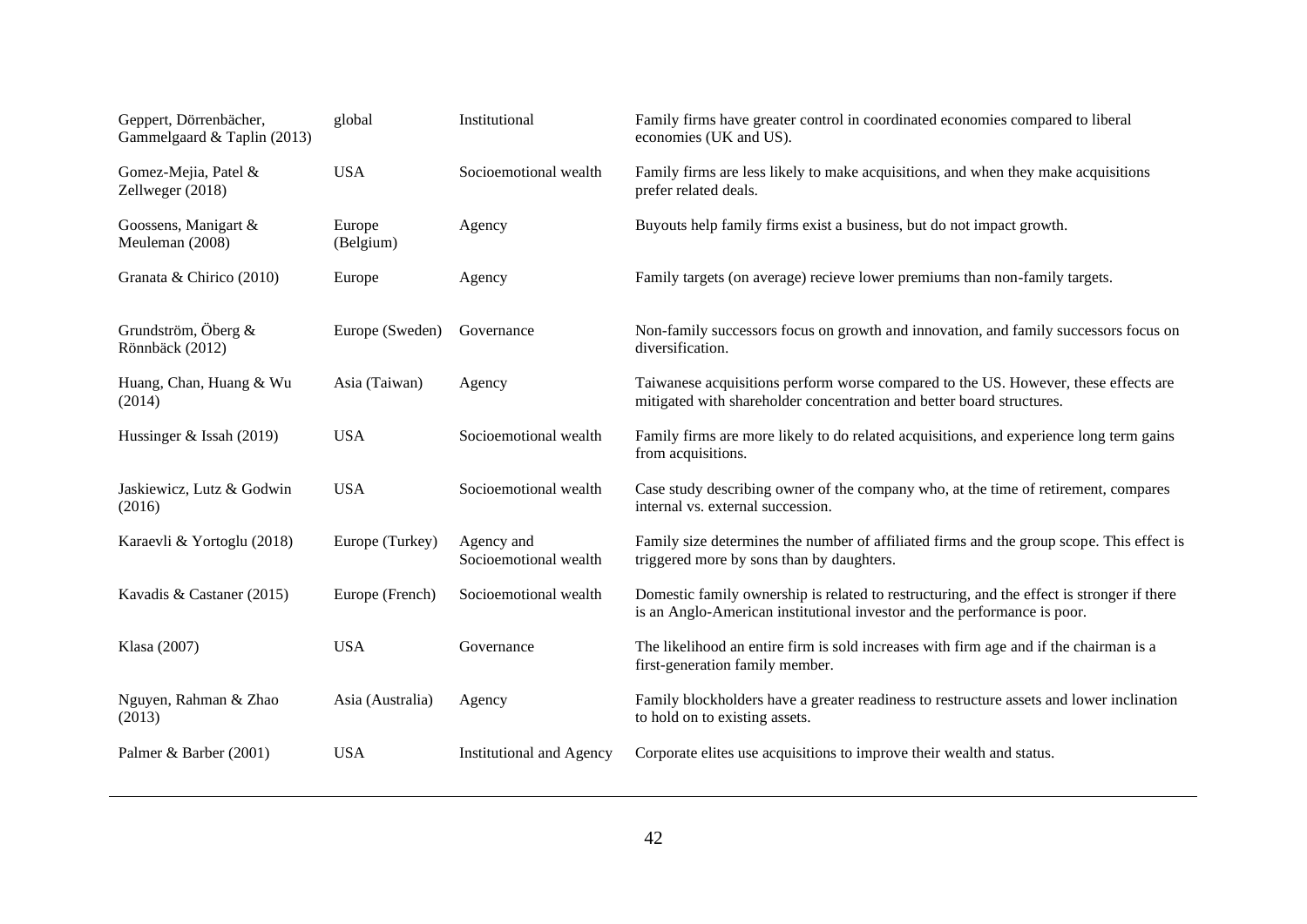| | | | |
|---|---|---|---|
| Geppert, Dörrenbächer, Gammelgaard & Taplin (2013) | global | Institutional | Family firms have greater control in coordinated economies compared to liberal economies (UK and US). |
| Gomez-Mejia, Patel & Zellweger (2018) | USA | Socioemotional wealth | Family firms are less likely to make acquisitions, and when they make acquisitions prefer related deals. |
| Goossens, Manigart & Meuleman (2008) | Europe (Belgium) | Agency | Buyouts help family firms exist a business, but do not impact growth. |
| Granata & Chirico (2010) | Europe | Agency | Family targets (on average) recieve lower premiums than non-family targets. |
| Grundström, Öberg & Rönnbäck (2012) | Europe (Sweden) | Governance | Non-family successors focus on growth and innovation, and family successors focus on diversification. |
| Huang, Chan, Huang & Wu (2014) | Asia (Taiwan) | Agency | Taiwanese acquisitions perform worse compared to the US. However, these effects are mitigated with shareholder concentration and better board structures. |
| Hussinger & Issah (2019) | USA | Socioemotional wealth | Family firms are more likely to do related acquisitions, and experience long term gains from acquisitions. |
| Jaskiewicz, Lutz & Godwin (2016) | USA | Socioemotional wealth | Case study describing owner of the company who, at the time of retirement, compares internal vs. external succession. |
| Karaevli & Yortoglu (2018) | Europe (Turkey) | Agency and Socioemotional wealth | Family size determines the number of affiliated firms and the group scope. This effect is triggered more by sons than by daughters. |
| Kavadis & Castaner (2015) | Europe (French) | Socioemotional wealth | Domestic family ownership is related to restructuring, and the effect is stronger if there is an Anglo-American institutional investor and the performance is poor. |
| Klasa (2007) | USA | Governance | The likelihood an entire firm is sold increases with firm age and if the chairman is a first-generation family member. |
| Nguyen, Rahman & Zhao (2013) | Asia (Australia) | Agency | Family blockholders have a greater readiness to restructure assets and lower inclination to hold on to existing assets. |
| Palmer & Barber (2001) | USA | Institutional and Agency | Corporate elites use acquisitions to improve their wealth and status. |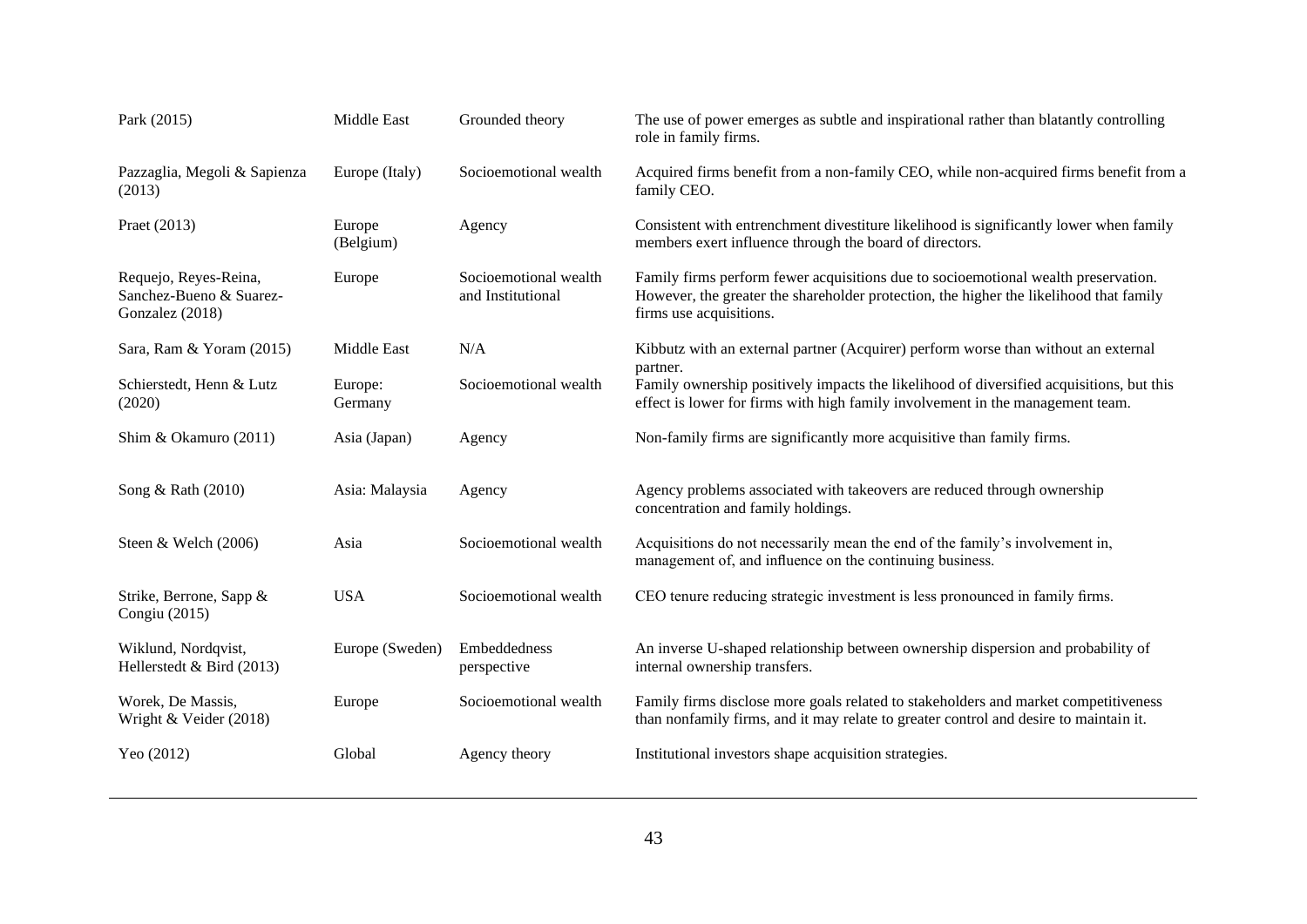| | | | |
|---|---|---|---|
| Park (2015) | Middle East | Grounded theory | The use of power emerges as subtle and inspirational rather than blatantly controlling role in family firms. |
| Pazzaglia, Megoli & Sapienza (2013) | Europe (Italy) | Socioemotional wealth | Acquired firms benefit from a non-family CEO, while non-acquired firms benefit from a family CEO. |
| Praet (2013) | Europe (Belgium) | Agency | Consistent with entrenchment divestiture likelihood is significantly lower when family members exert influence through the board of directors. |
| Requejo, Reyes-Reina, Sanchez-Bueno & Suarez-Gonzalez (2018) | Europe | Socioemotional wealth and Institutional | Family firms perform fewer acquisitions due to socioemotional wealth preservation. However, the greater the shareholder protection, the higher the likelihood that family firms use acquisitions. |
| Sara, Ram & Yoram (2015) | Middle East | N/A | Kibbutz with an external partner (Acquirer) perform worse than without an external partner. |
| Schierstedt, Henn & Lutz (2020) | Europe: Germany | Socioemotional wealth | Family ownership positively impacts the likelihood of diversified acquisitions, but this effect is lower for firms with high family involvement in the management team. |
| Shim & Okamuro (2011) | Asia (Japan) | Agency | Non-family firms are significantly more acquisitive than family firms. |
| Song & Rath (2010) | Asia: Malaysia | Agency | Agency problems associated with takeovers are reduced through ownership concentration and family holdings. |
| Steen & Welch (2006) | Asia | Socioemotional wealth | Acquisitions do not necessarily mean the end of the family's involvement in, management of, and influence on the continuing business. |
| Strike, Berrone, Sapp & Congiu (2015) | USA | Socioemotional wealth | CEO tenure reducing strategic investment is less pronounced in family firms. |
| Wiklund, Nordqvist, Hellerstedt & Bird (2013) | Europe (Sweden) | Embeddedness perspective | An inverse U-shaped relationship between ownership dispersion and probability of internal ownership transfers. |
| Worek, De Massis, Wright & Veider (2018) | Europe | Socioemotional wealth | Family firms disclose more goals related to stakeholders and market competitiveness than nonfamily firms, and it may relate to greater control and desire to maintain it. |
| Yeo (2012) | Global | Agency theory | Institutional investors shape acquisition strategies. |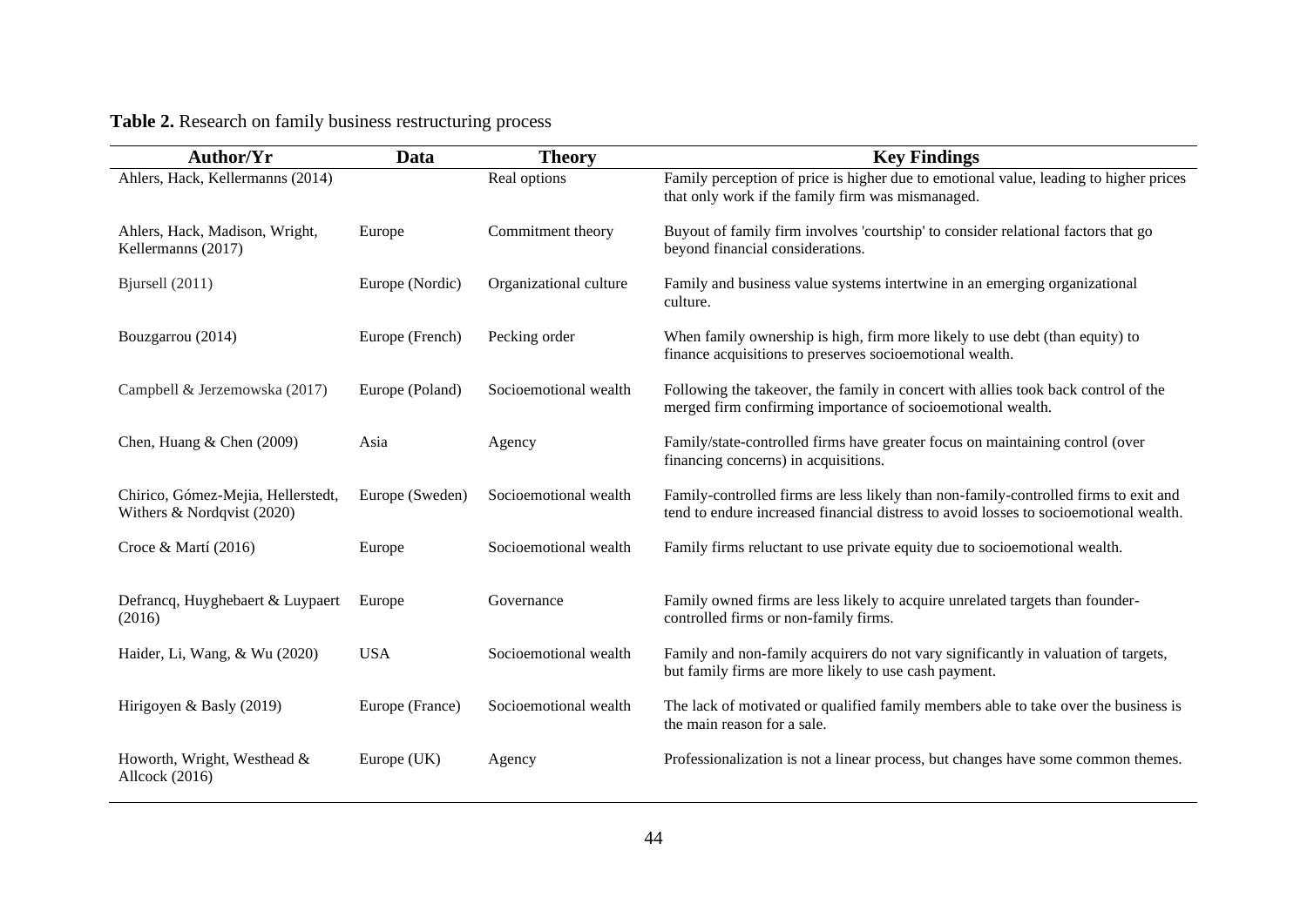**Table 2.** Research on family business restructuring process

| Author/Yr | Data | Theory | Key Findings |
|---|---|---|---|
| Ahlers, Hack, Kellermanns (2014) | | Real options | Family perception of price is higher due to emotional value, leading to higher prices that only work if the family firm was mismanaged. |
| Ahlers, Hack, Madison, Wright, Kellermanns (2017) | Europe | Commitment theory | Buyout of family firm involves 'courtship' to consider relational factors that go beyond financial considerations. |
| Bjursell (2011) | Europe (Nordic) | Organizational culture | Family and business value systems intertwine in an emerging organizational culture. |
| Bouzgarrou (2014) | Europe (French) | Pecking order | When family ownership is high, firm more likely to use debt (than equity) to finance acquisitions to preserves socioemotional wealth. |
| Campbell & Jerzemowska (2017) | Europe (Poland) | Socioemotional wealth | Following the takeover, the family in concert with allies took back control of the merged firm confirming importance of socioemotional wealth. |
| Chen, Huang & Chen (2009) | Asia | Agency | Family/state-controlled firms have greater focus on maintaining control (over financing concerns) in acquisitions. |
| Chirico, Gómez-Mejia, Hellerstedt, Withers & Nordqvist (2020) | Europe (Sweden) | Socioemotional wealth | Family-controlled firms are less likely than non-family-controlled firms to exit and tend to endure increased financial distress to avoid losses to socioemotional wealth. |
| Croce & Martí (2016) | Europe | Socioemotional wealth | Family firms reluctant to use private equity due to socioemotional wealth. |
| Defrancq, Huyghebaert & Luypaert (2016) | Europe | Governance | Family owned firms are less likely to acquire unrelated targets than founder-controlled firms or non-family firms. |
| Haider, Li, Wang, & Wu (2020) | USA | Socioemotional wealth | Family and non-family acquirers do not vary significantly in valuation of targets, but family firms are more likely to use cash payment. |
| Hirigoyen & Basly (2019) | Europe (France) | Socioemotional wealth | The lack of motivated or qualified family members able to take over the business is the main reason for a sale. |
| Howorth, Wright, Westhead & Allcock (2016) | Europe (UK) | Agency | Professionalization is not a linear process, but changes have some common themes. |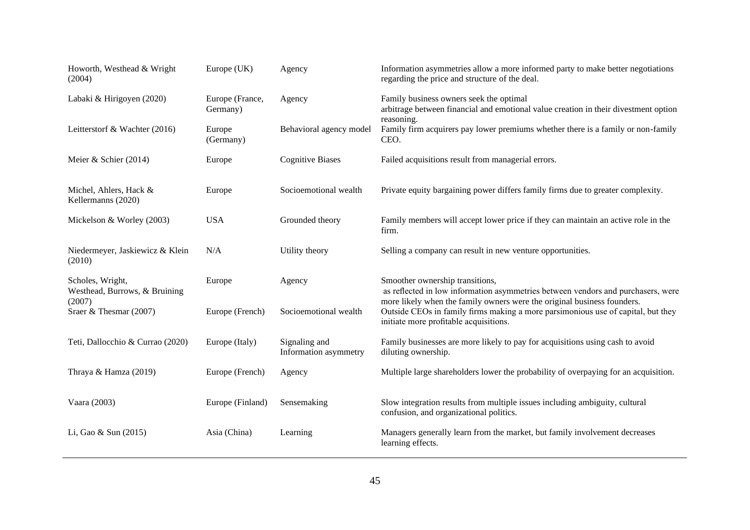| | | | |
|---|---|---|---|
| Howorth, Westhead & Wright (2004) | Europe (UK) | Agency | Information asymmetries allow a more informed party to make better negotiations regarding the price and structure of the deal. |
| Labaki & Hirigoyen (2020) | Europe (France, Germany) | Agency | Family business owners seek the optimal arbitrage between financial and emotional value creation in their divestment option reasoning. |
| Leitterstorf & Wachter (2016) | Europe (Germany) | Behavioral agency model | Family firm acquirers pay lower premiums whether there is a family or non-family CEO. |
| Meier & Schier (2014) | Europe | Cognitive Biases | Failed acquisitions result from managerial errors. |
| Michel, Ahlers, Hack & Kellermanns (2020) | Europe | Socioemotional wealth | Private equity bargaining power differs family firms due to greater complexity. |
| Mickelson & Worley (2003) | USA | Grounded theory | Family members will accept lower price if they can maintain an active role in the firm. |
| Niedermeyer, Jaskiewicz & Klein (2010) | N/A | Utility theory | Selling a company can result in new venture opportunities. |
| Scholes, Wright, Westhead, Burrows, & Bruining (2007) | Europe | Agency | Smoother ownership transitions, as reflected in low information asymmetries between vendors and purchasers, were more likely when the family owners were the original business founders. |
| Sraer & Thesmar (2007) | Europe (French) | Socioemotional wealth | Outside CEOs in family firms making a more parsimonious use of capital, but they initiate more profitable acquisitions. |
| Teti, Dallocchio & Currao (2020) | Europe (Italy) | Signaling and Information asymmetry | Family businesses are more likely to pay for acquisitions using cash to avoid diluting ownership. |
| Thraya & Hamza (2019) | Europe (French) | Agency | Multiple large shareholders lower the probability of overpaying for an acquisition. |
| Vaara (2003) | Europe (Finland) | Sensemaking | Slow integration results from multiple issues including ambiguity, cultural confusion, and organizational politics. |
| Li, Gao & Sun (2015) | Asia (China) | Learning | Managers generally learn from the market, but family involvement decreases learning effects. |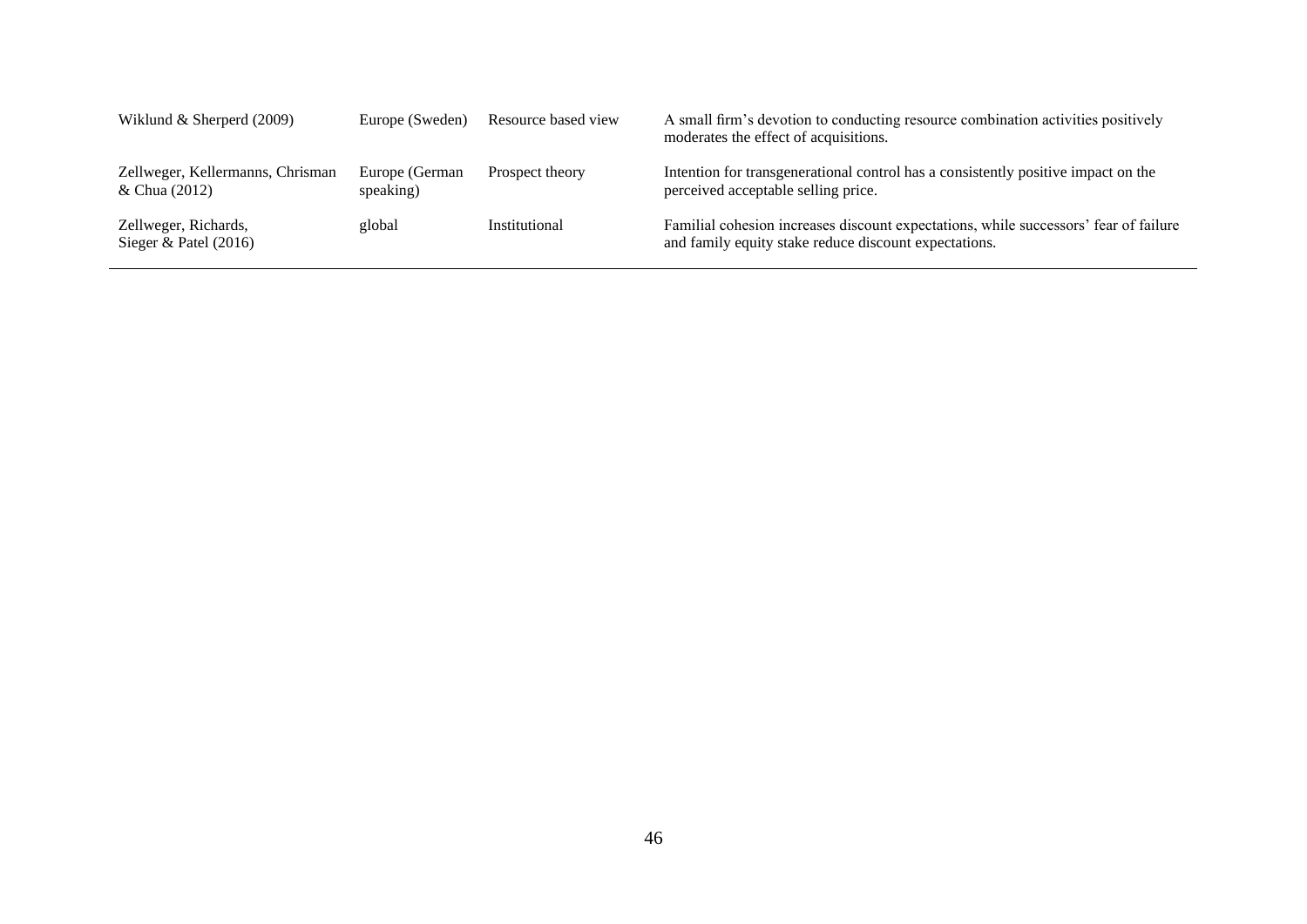| | | | |
|---|---|---|---|
| Wiklund & Sherperd (2009) | Europe (Sweden) | Resource based view | A small firm's devotion to conducting resource combination activities positively moderates the effect of acquisitions. |
| Zellweger, Kellermanns, Chrisman & Chua (2012) | Europe (German speaking) | Prospect theory | Intention for transgenerational control has a consistently positive impact on the perceived acceptable selling price. |
| Zellweger, Richards, Sieger & Patel (2016) | global | Institutional | Familial cohesion increases discount expectations, while successors' fear of failure and family equity stake reduce discount expectations. |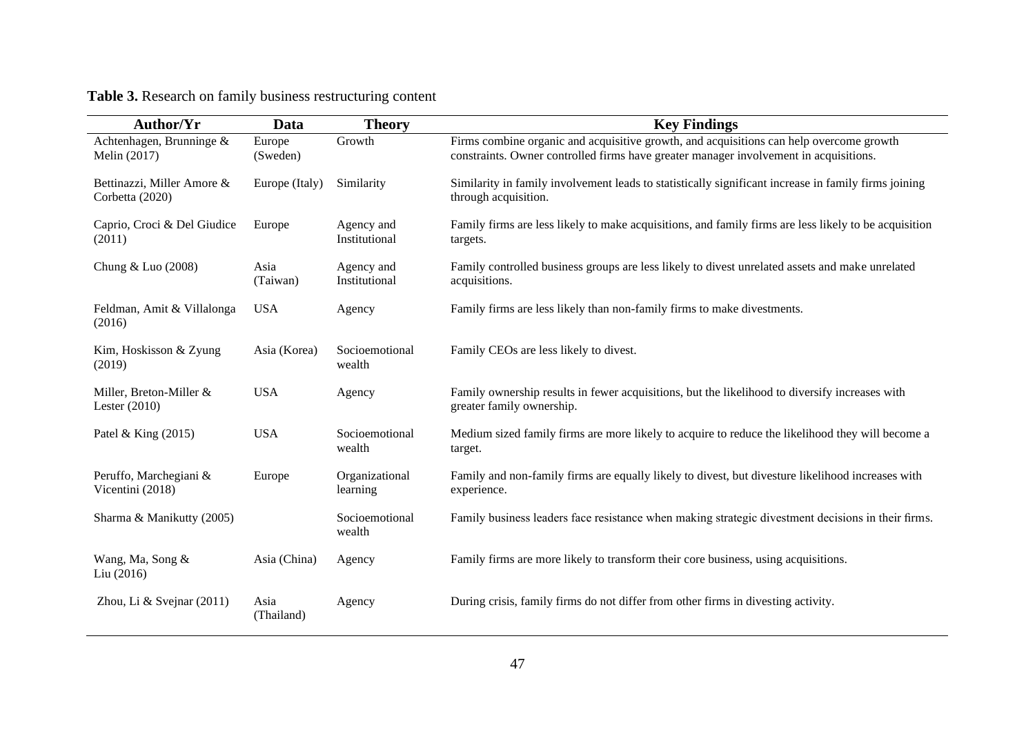**Table 3.** Research on family business restructuring content

| Author/Yr | Data | Theory | Key Findings |
|---|---|---|---|
| Achtenhagen, Brunninge & Melin (2017) | Europe (Sweden) | Growth | Firms combine organic and acquisitive growth, and acquisitions can help overcome growth constraints. Owner controlled firms have greater manager involvement in acquisitions. |
| Bettinazzi, Miller Amore & Corbetta (2020) | Europe (Italy) | Similarity | Similarity in family involvement leads to statistically significant increase in family firms joining through acquisition. |
| Caprio, Croci & Del Giudice (2011) | Europe | Agency and Institutional | Family firms are less likely to make acquisitions, and family firms are less likely to be acquisition targets. |
| Chung & Luo (2008) | Asia (Taiwan) | Agency and Institutional | Family controlled business groups are less likely to divest unrelated assets and make unrelated acquisitions. |
| Feldman, Amit & Villalonga (2016) | USA | Agency | Family firms are less likely than non-family firms to make divestments. |
| Kim, Hoskisson & Zyung (2019) | Asia (Korea) | Socioemotional wealth | Family CEOs are less likely to divest. |
| Miller, Breton-Miller & Lester (2010) | USA | Agency | Family ownership results in fewer acquisitions, but the likelihood to diversify increases with greater family ownership. |
| Patel & King (2015) | USA | Socioemotional wealth | Medium sized family firms are more likely to acquire to reduce the likelihood they will become a target. |
| Peruffo, Marchegiani & Vicentini (2018) | Europe | Organizational learning | Family and non-family firms are equally likely to divest, but divesture likelihood increases with experience. |
| Sharma & Manikutty (2005) | | Socioemotional wealth | Family business leaders face resistance when making strategic divestment decisions in their firms. |
| Wang, Ma, Song & Liu (2016) | Asia (China) | Agency | Family firms are more likely to transform their core business, using acquisitions. |
| Zhou, Li & Svejnar (2011) | Asia (Thailand) | Agency | During crisis, family firms do not differ from other firms in divesting activity. |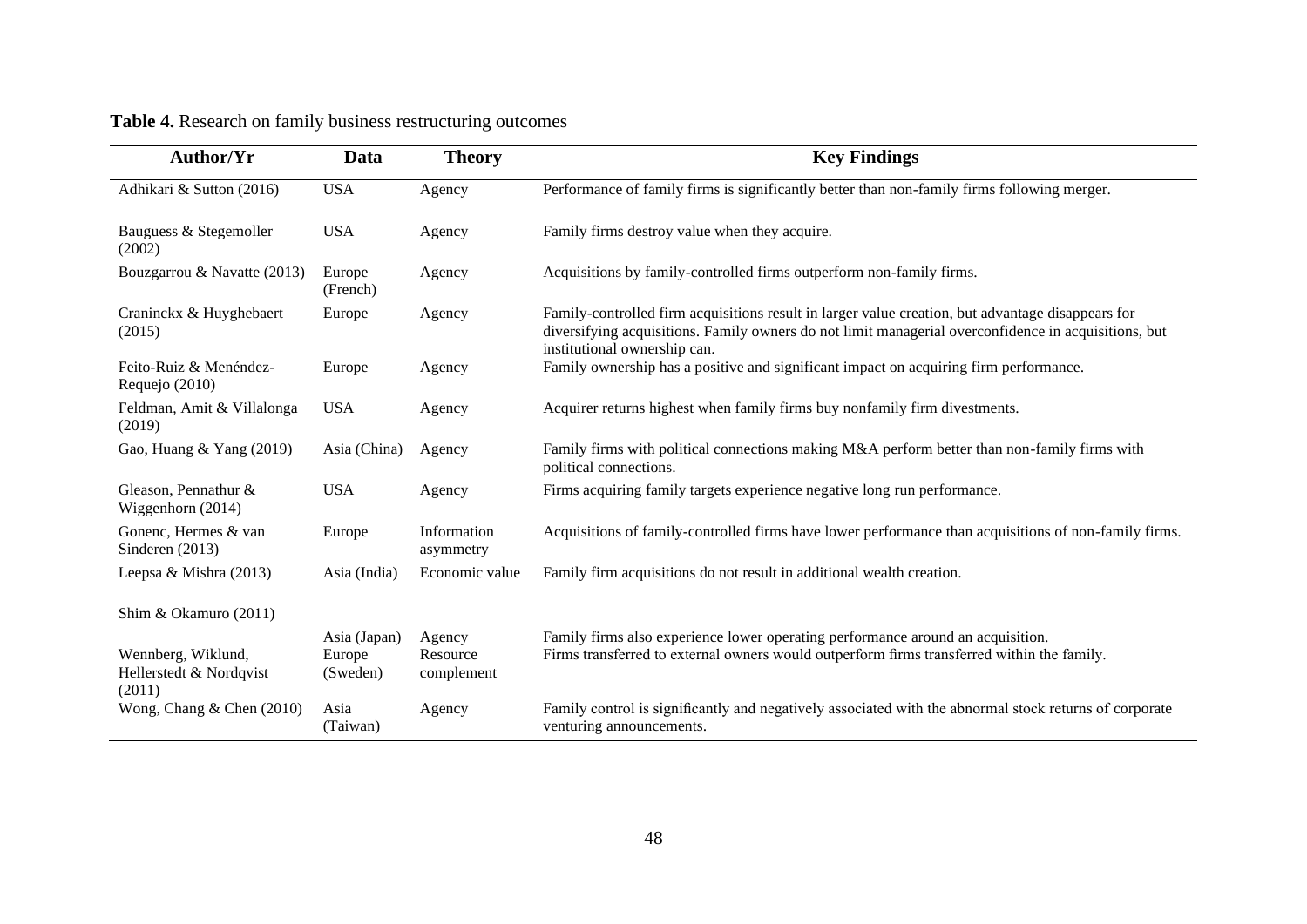**Table 4.** Research on family business restructuring outcomes

| Author/Yr | Data | Theory | Key Findings |
|---|---|---|---|
| Adhikari & Sutton (2016) | USA | Agency | Performance of family firms is significantly better than non-family firms following merger. |
| Bauguess & Stegemoller (2002) | USA | Agency | Family firms destroy value when they acquire. |
| Bouzgarrou & Navatte (2013) | Europe (French) | Agency | Acquisitions by family-controlled firms outperform non-family firms. |
| Craninckx & Huyghebaert (2015) | Europe | Agency | Family-controlled firm acquisitions result in larger value creation, but advantage disappears for diversifying acquisitions. Family owners do not limit managerial overconfidence in acquisitions, but institutional ownership can. |
| Feito-Ruiz & Menéndez-Requejo (2010) | Europe | Agency | Family ownership has a positive and significant impact on acquiring firm performance. |
| Feldman, Amit & Villalonga (2019) | USA | Agency | Acquirer returns highest when family firms buy nonfamily firm divestments. |
| Gao, Huang & Yang (2019) | Asia (China) | Agency | Family firms with political connections making M&A perform better than non-family firms with political connections. |
| Gleason, Pennathur & Wiggenhorn (2014) | USA | Agency | Firms acquiring family targets experience negative long run performance. |
| Gonenc, Hermes & van Sinderen (2013) | Europe | Information asymmetry | Acquisitions of family-controlled firms have lower performance than acquisitions of non-family firms. |
| Leepsa & Mishra (2013) | Asia (India) | Economic value | Family firm acquisitions do not result in additional wealth creation. |
| Shim & Okamuro (2011) | Asia (Japan) | Agency | Family firms also experience lower operating performance around an acquisition. |
| Wennberg, Wiklund, Hellerstedt & Nordqvist (2011) | Europe (Sweden) | Resource complement | Firms transferred to external owners would outperform firms transferred within the family. |
| Wong, Chang & Chen (2010) | Asia (Taiwan) | Agency | Family control is significantly and negatively associated with the abnormal stock returns of corporate venturing announcements. |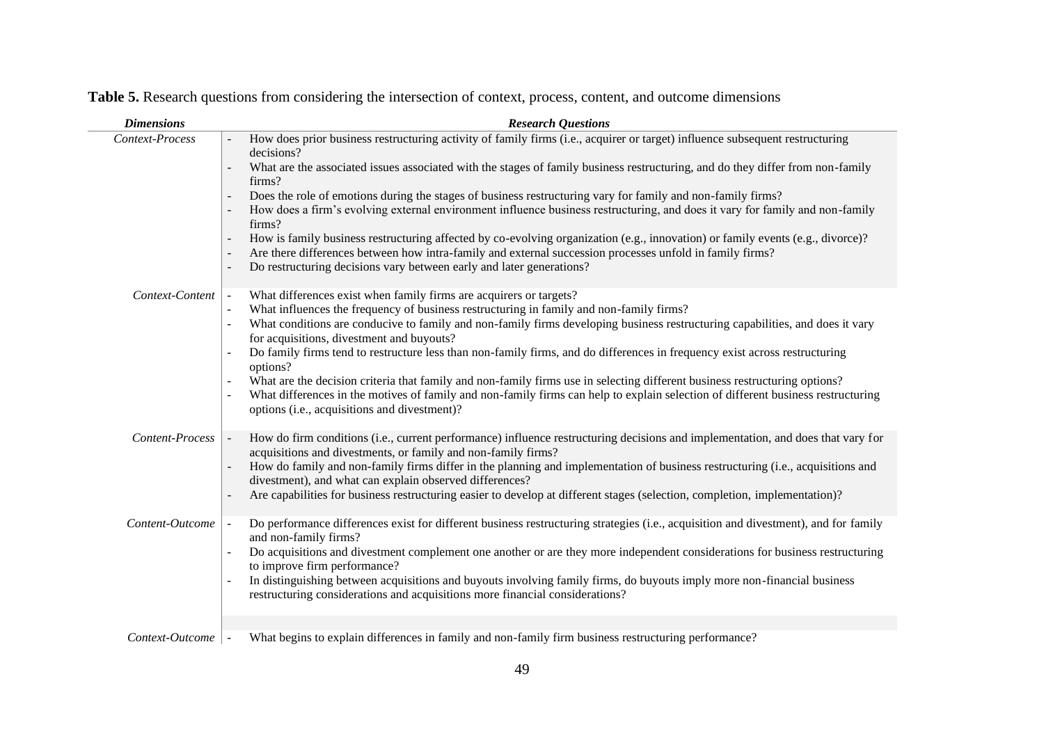**Table 5.** Research questions from considering the intersection of context, process, content, and outcome dimensions

| *Dimensions* | *Research Questions* |
|---|---|
| *Context-Process* | - How does prior business restructuring activity of family firms (i.e., acquirer or target) influence subsequent restructuring decisions?<br>- What are the associated issues associated with the stages of family business restructuring, and do they differ from non-family firms?<br>- Does the role of emotions during the stages of business restructuring vary for family and non-family firms?<br>- How does a firm's evolving external environment influence business restructuring, and does it vary for family and non-family firms?<br>- How is family business restructuring affected by co-evolving organization (e.g., innovation) or family events (e.g., divorce)?<br>- Are there differences between how intra-family and external succession processes unfold in family firms?<br>- Do restructuring decisions vary between early and later generations? |
| *Context-Content* | - What differences exist when family firms are acquirers or targets?<br>- What influences the frequency of business restructuring in family and non-family firms?<br>- What conditions are conducive to family and non-family firms developing business restructuring capabilities, and does it vary for acquisitions, divestment and buyouts?<br>- Do family firms tend to restructure less than non-family firms, and do differences in frequency exist across restructuring options?<br>- What are the decision criteria that family and non-family firms use in selecting different business restructuring options?<br>- What differences in the motives of family and non-family firms can help to explain selection of different business restructuring options (i.e., acquisitions and divestment)? |
| *Content-Process* | - How do firm conditions (i.e., current performance) influence restructuring decisions and implementation, and does that vary for acquisitions and divestments, or family and non-family firms?<br>- How do family and non-family firms differ in the planning and implementation of business restructuring (i.e., acquisitions and divestment), and what can explain observed differences?<br>- Are capabilities for business restructuring easier to develop at different stages (selection, completion, implementation)? |
| *Content-Outcome* | - Do performance differences exist for different business restructuring strategies (i.e., acquisition and divestment), and for family and non-family firms?<br>- Do acquisitions and divestment complement one another or are they more independent considerations for business restructuring to improve firm performance?<br>- In distinguishing between acquisitions and buyouts involving family firms, do buyouts imply more non-financial business restructuring considerations and acquisitions more financial considerations? |
| *Context-Outcome* | - What begins to explain differences in family and non-family firm business restructuring performance? |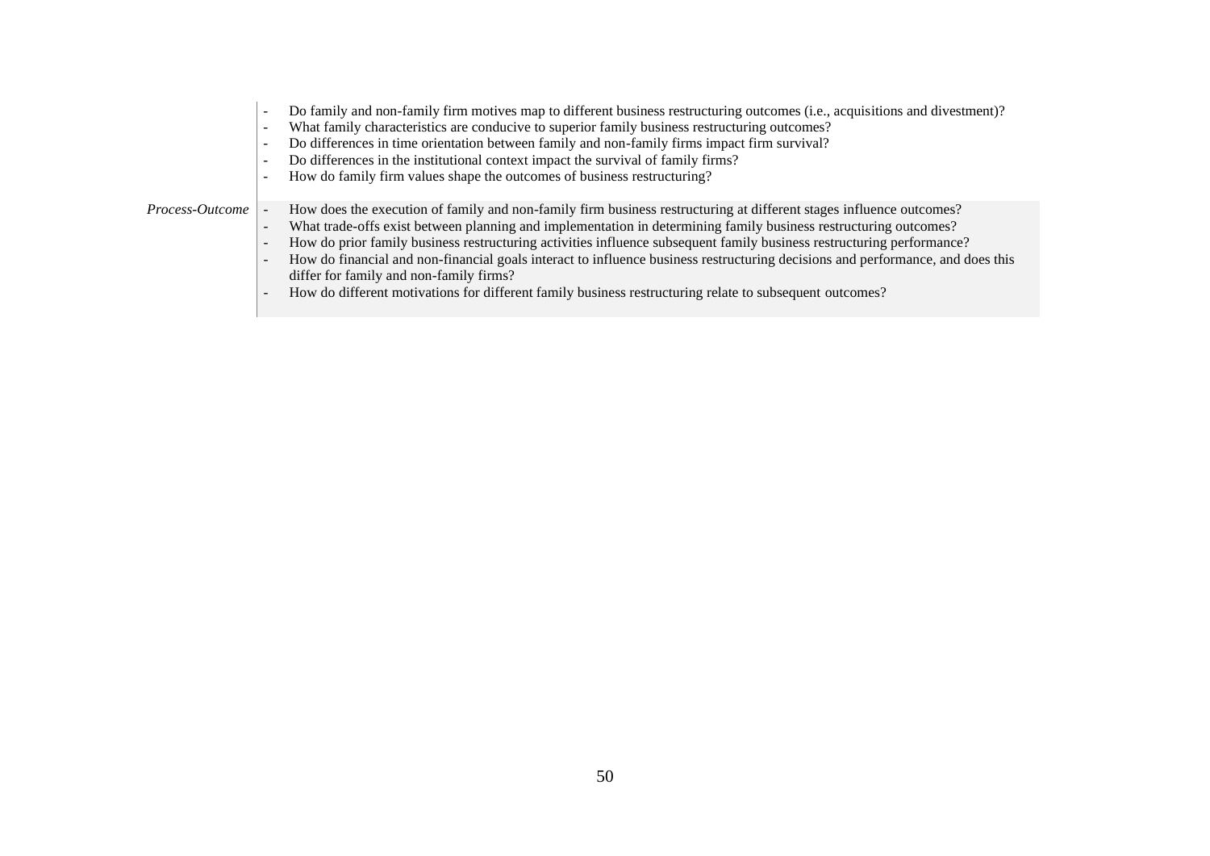| | |
|---|---|
| | - Do family and non-family firm motives map to different business restructuring outcomes (i.e., acquisitions and divestment)?<br>- What family characteristics are conducive to superior family business restructuring outcomes?<br>- Do differences in time orientation between family and non-family firms impact firm survival?<br>- Do differences in the institutional context impact the survival of family firms?<br>- How do family firm values shape the outcomes of business restructuring? |
| *Process-Outcome* | - How does the execution of family and non-family firm business restructuring at different stages influence outcomes?<br>- What trade-offs exist between planning and implementation in determining family business restructuring outcomes?<br>- How do prior family business restructuring activities influence subsequent family business restructuring performance?<br>- How do financial and non-financial goals interact to influence business restructuring decisions and performance, and does this differ for family and non-family firms?<br>- How do different motivations for different family business restructuring relate to subsequent outcomes? |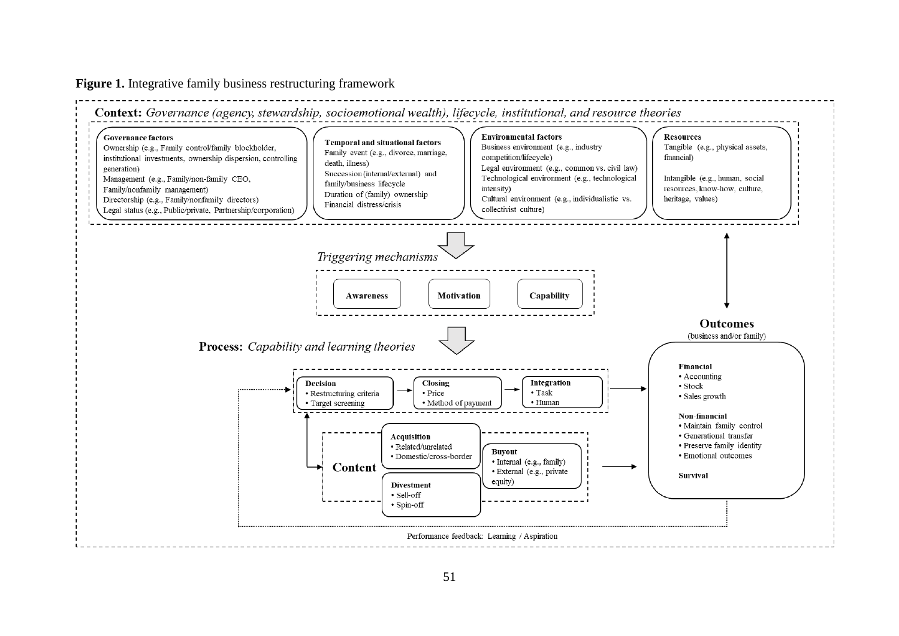**Figure 1.** Integrative family business restructuring framework

**Context:** *Governance (agency, stewardship, socioemotional wealth), lifecycle, institutional, and resource theories*

**Governance factors**
Ownership (e.g., Family control/family blockholder, institutional investments, ownership dispersion, controlling generation)
Management (e.g., Family/non-family CEO, Family/nonfamily management)
Directorship (e.g., Family/nonfamily directors)
Legal status (e.g., Public/private, Partnership/corporation)

**Temporal and situational factors**
Family event (e.g., divorce, marriage, death, illness)
Succession (internal/external) and family/business lifecycle
Duration of (family) ownership
Financial distress/crisis

**Environmental factors**
Business environment (e.g., industry competition/lifecycle)
Legal environment (e.g., common vs. civil law)
Technological environment (e.g., technological intensity)
Cultural environment (e.g., individualistic vs. collectivist culture)

**Resources**
Tangible (e.g., physical assets, financial)

Intangible (e.g., human, social resources, know-how, culture, heritage, values)

*Triggering mechanisms*

**Awareness**

**Motivation**

**Capability**

**Process:** *Capability and learning theories*

**Decision**
- Restructuring criteria
- Target screening

**Closing**
- Price
- Method of payment

**Integration**
- Task
- Human

**Content**

**Acquisition**
- Related/unrelated
- Domestic/cross-border

**Buyout**
- Internal (e.g., family)
- External (e.g., private equity)

**Divestment**
- Sell-off
- Spin-off

**Outcomes**
(business and/or family)

**Financial**
- Accounting
- Stock
- Sales growth

**Non-financial**
- Maintain family control
- Generational transfer
- Preserve family identity
- Emotional outcomes

**Survival**

Performance feedback: Learning / Aspiration